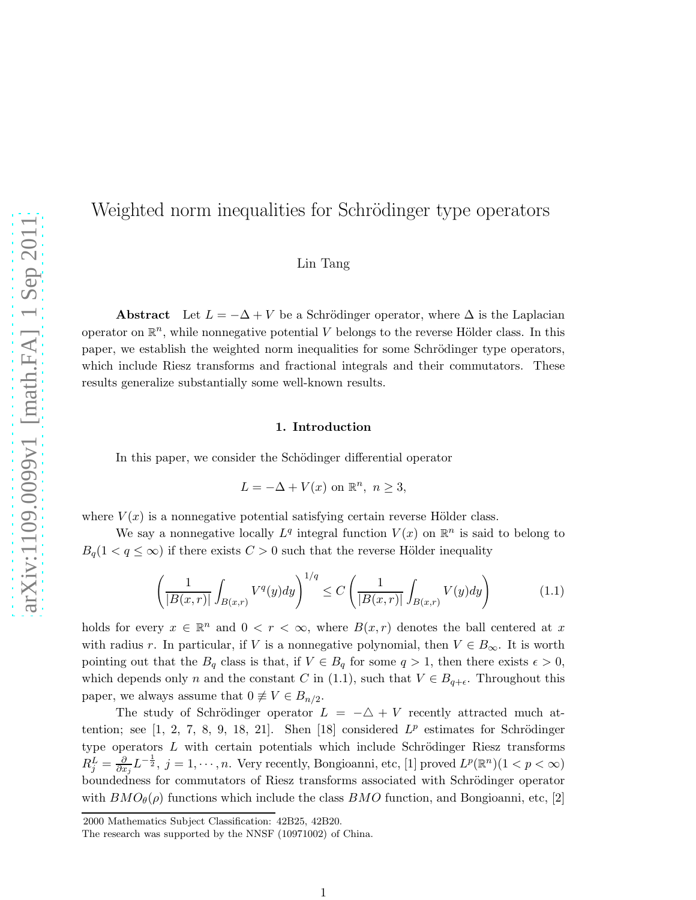# Weighted norm inequalities for Schrödinger type operators

Lin Tang

**Abstract** Let $L = -\Delta + V$ be a Schrödinger operator, where $\Delta$ is the Laplacian operator on $\mathbb{R}^n$, while nonnegative potential $V$ belongs to the reverse Hölder class. In this paper, we establish the weighted norm inequalities for some Schrödinger type operators, which include Riesz transforms and fractional integrals and their commutators. These results generalize substantially some well-known results.

## 1. Introduction

In this paper, we consider the Schödinger differential operator

$$L = -\Delta + V(x) \text{ on } \mathbb{R}^n, \ n \geq 3,$$

where $V(x)$ is a nonnegative potential satisfying certain reverse Hölder class.

We say a nonnegative locally $L^q$ integral function $V(x)$ on $\mathbb{R}^n$ is said to belong to $B_q(1 < q \leq \infty)$ if there exists $C > 0$ such that the reverse Hölder inequality

$$\left( \frac{1}{|B(x,r)|} \int_{B(x,r)} V^q(y) dy \right)^{1/q} \leq C \left( \frac{1}{|B(x,r)|} \int_{B(x,r)} V(y) dy \right) \tag{1.1}$$

holds for every $x \in \mathbb{R}^n$ and $0 < r < \infty$, where $B(x,r)$ denotes the ball centered at $x$ with radius $r$. In particular, if $V$ is a nonnegative polynomial, then $V \in B_\infty$. It is worth pointing out that the $B_q$ class is that, if $V \in B_q$ for some $q > 1$, then there exists $\epsilon > 0$, which depends only $n$ and the constant $C$ in (1.1), such that $V \in B_{q+\epsilon}$. Throughout this paper, we always assume that $0 \not\equiv V \in B_{n/2}$.

The study of Schrödinger operator $L = -\triangle + V$ recently attracted much attention; see [1, 2, 7, 8, 9, 18, 21]. Shen [18] considered $L^p$ estimates for Schrödinger type operators $L$ with certain potentials which include Schrödinger Riesz transforms $R_j^L = \frac{\partial}{\partial x_j} L^{-\frac{1}{2}}, \ j = 1, \cdots, n$. Very recently, Bongioanni, etc, [1] proved $L^p(\mathbb{R}^n)(1 < p < \infty)$ boundedness for commutators of Riesz transforms associated with Schrödinger operator with $BMO_\theta(\rho)$ functions which include the class $BMO$ function, and Bongioanni, etc, [2]

2000 Mathematics Subject Classification: 42B25, 42B20.

The research was supported by the NNSF (10971002) of China.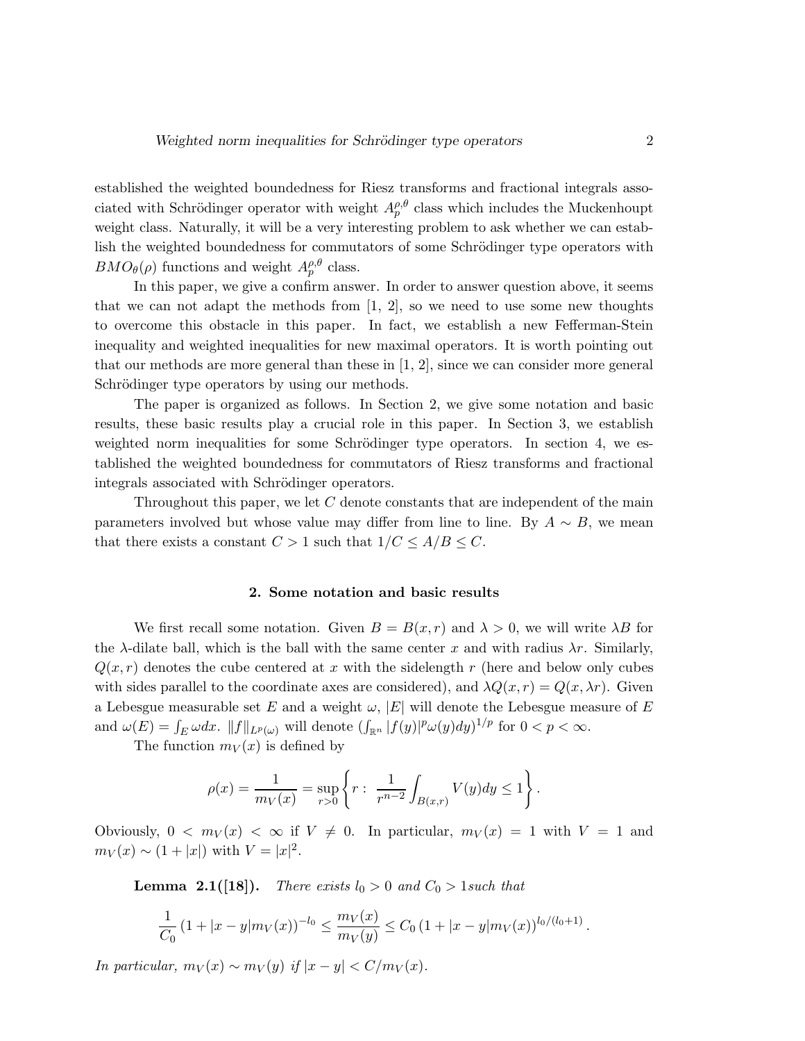established the weighted boundedness for Riesz transforms and fractional integrals associated with Schrödinger operator with weight $A_p^{\rho,\theta}$ class which includes the Muckenhoupt weight class. Naturally, it will be a very interesting problem to ask whether we can establish the weighted boundedness for commutators of some Schrödinger type operators with $BMO_\theta(\rho)$ functions and weight $A_p^{\rho,\theta}$ class.

In this paper, we give a confirm answer. In order to answer question above, it seems that we can not adapt the methods from [1, 2], so we need to use some new thoughts to overcome this obstacle in this paper. In fact, we establish a new Fefferman-Stein inequality and weighted inequalities for new maximal operators. It is worth pointing out that our methods are more general than these in [1, 2], since we can consider more general Schrödinger type operators by using our methods.

The paper is organized as follows. In Section 2, we give some notation and basic results, these basic results play a crucial role in this paper. In Section 3, we establish weighted norm inequalities for some Schrödinger type operators. In section 4, we established the weighted boundedness for commutators of Riesz transforms and fractional integrals associated with Schrödinger operators.

Throughout this paper, we let $C$ denote constants that are independent of the main parameters involved but whose value may differ from line to line. By $A \sim B$, we mean that there exists a constant $C > 1$ such that $1/C \le A/B \le C$.

## 2. Some notation and basic results

We first recall some notation. Given $B = B(x, r)$ and $\lambda > 0$, we will write $\lambda B$ for the $\lambda$-dilate ball, which is the ball with the same center $x$ and with radius $\lambda r$. Similarly, $Q(x, r)$ denotes the cube centered at $x$ with the sidelength $r$ (here and below only cubes with sides parallel to the coordinate axes are considered), and $\lambda Q(x, r) = Q(x, \lambda r)$. Given a Lebesgue measurable set $E$ and a weight $\omega$, $|E|$ will denote the Lebesgue measure of $E$ and $\omega(E) = \int_E \omega dx$. $\|f\|_{L^p(\omega)}$ will denote $(\int_{\mathbb{R}^n} |f(y)|^p \omega(y) dy)^{1/p}$ for $0 < p < \infty$.

The function $m_V(x)$ is defined by

$$\rho(x) = \frac{1}{m_V(x)} = \sup_{r>0} \left\{ r : \ \frac{1}{r^{n-2}} \int_{B(x,r)} V(y) dy \le 1 \right\}.$$

Obviously, $0 < m_V(x) < \infty$ if $V \ne 0$. In particular, $m_V(x) = 1$ with $V = 1$ and $m_V(x) \sim (1 + |x|)$ with $V = |x|^2$.

**Lemma 2.1([18]).** *There exists $l_0 > 0$ and $C_0 > 1$such that*

$$\frac{1}{C_0} \left(1 + |x - y| m_V(x)\right)^{-l_0} \le \frac{m_V(x)}{m_V(y)} \le C_0 \left(1 + |x - y| m_V(x)\right)^{l_0/(l_0+1)}.$$

*In particular, $m_V(x) \sim m_V(y)$ if $|x - y| < C/m_V(x)$.*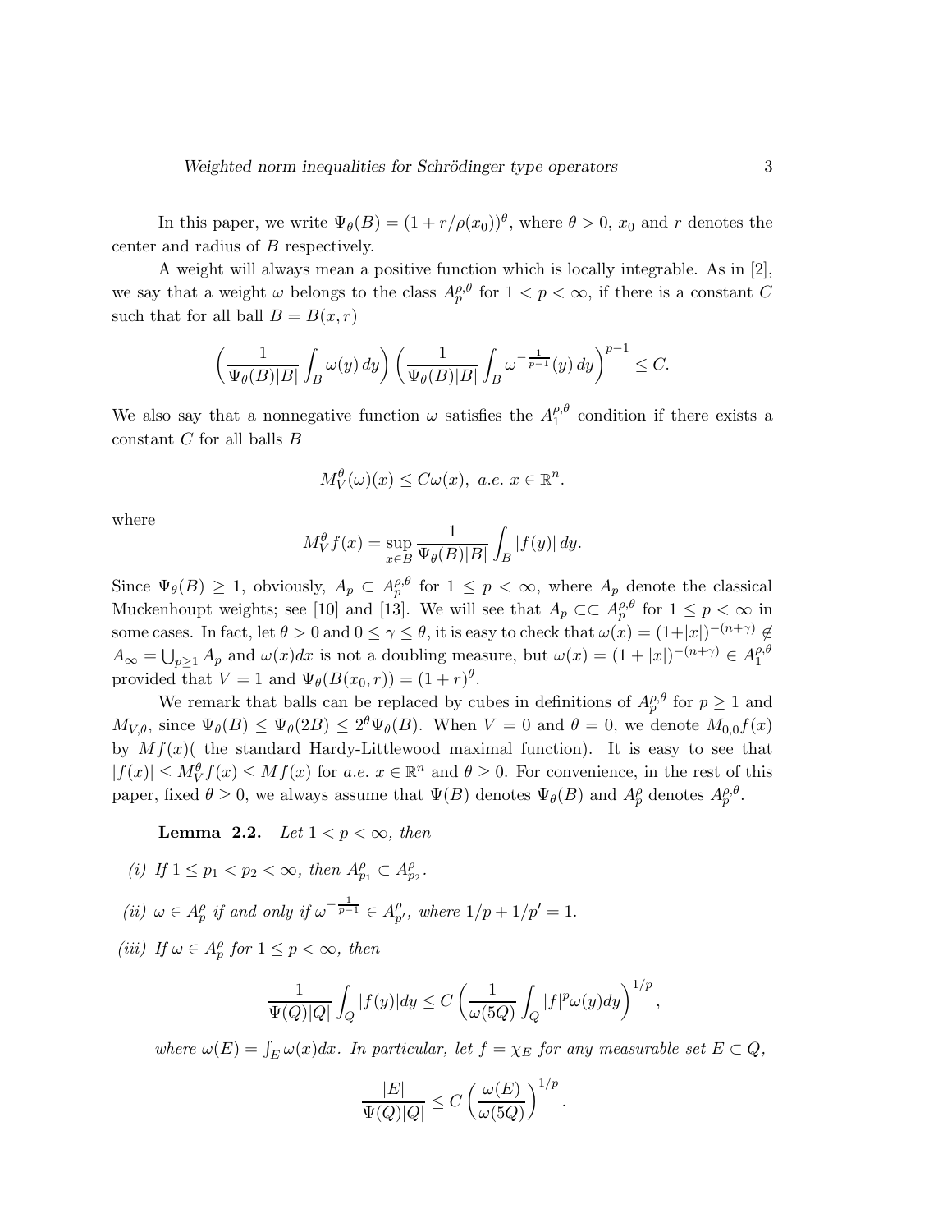In this paper, we write $\Psi_\theta(B) = (1 + r/\rho(x_0))^\theta$, where $\theta > 0$, $x_0$ and $r$ denotes the center and radius of $B$ respectively.

A weight will always mean a positive function which is locally integrable. As in [2], we say that a weight $\omega$ belongs to the class $A_p^{\rho,\theta}$ for $1 < p < \infty$, if there is a constant $C$ such that for all ball $B = B(x, r)$

$$\left(\frac{1}{\Psi_\theta(B)|B|}\int_B \omega(y)\,dy\right)\left(\frac{1}{\Psi_\theta(B)|B|}\int_B \omega^{-\frac{1}{p-1}}(y)\,dy\right)^{p-1} \le C.$$

We also say that a nonnegative function $\omega$ satisfies the $A_1^{\rho,\theta}$ condition if there exists a constant $C$ for all balls $B$

$$M_V^\theta(\omega)(x) \le C\omega(x),\ a.e.\ x \in \mathbb{R}^n.$$

where

$$M_V^\theta f(x) = \sup_{x\in B}\frac{1}{\Psi_\theta(B)|B|}\int_B |f(y)|\,dy.$$

Since $\Psi_\theta(B) \ge 1$, obviously, $A_p \subset A_p^{\rho,\theta}$ for $1 \le p < \infty$, where $A_p$ denote the classical Muckenhoupt weights; see [10] and [13]. We will see that $A_p \subset\subset A_p^{\rho,\theta}$ for $1 \le p < \infty$ in some cases. In fact, let $\theta > 0$ and $0 \le \gamma \le \theta$, it is easy to check that $\omega(x) = (1+|x|)^{-(n+\gamma)} \notin A_\infty = \bigcup_{p\ge 1} A_p$ and $\omega(x)dx$ is not a doubling measure, but $\omega(x) = (1 + |x|)^{-(n+\gamma)} \in A_1^{\rho,\theta}$ provided that $V = 1$ and $\Psi_\theta(B(x_0, r)) = (1 + r)^\theta$.

We remark that balls can be replaced by cubes in definitions of $A_p^{\rho,\theta}$ for $p \ge 1$ and $M_{V,\theta}$, since $\Psi_\theta(B) \le \Psi_\theta(2B) \le 2^\theta\Psi_\theta(B)$. When $V = 0$ and $\theta = 0$, we denote $M_{0,0}f(x)$ by $Mf(x)$( the standard Hardy-Littlewood maximal function). It is easy to see that $|f(x)| \le M_V^\theta f(x) \le Mf(x)$ for $a.e.\ x \in \mathbb{R}^n$ and $\theta \ge 0$. For convenience, in the rest of this paper, fixed $\theta \ge 0$, we always assume that $\Psi(B)$ denotes $\Psi_\theta(B)$ and $A_p^\rho$ denotes $A_p^{\rho,\theta}$.

**Lemma 2.2.** *Let $1 < p < \infty$, then*

*(i) If $1 \le p_1 < p_2 < \infty$, then $A_{p_1}^\rho \subset A_{p_2}^\rho$.*

*(ii) $\omega \in A_p^\rho$ if and only if $\omega^{-\frac{1}{p-1}} \in A_{p'}^\rho$, where $1/p + 1/p' = 1$.*

*(iii) If $\omega \in A_p^\rho$ for $1 \le p < \infty$, then*

$$\frac{1}{\Psi(Q)|Q|}\int_Q |f(y)|dy \le C\left(\frac{1}{\omega(5Q)}\int_Q |f|^p\omega(y)dy\right)^{1/p},$$

*where $\omega(E) = \int_E \omega(x)dx$. In particular, let $f = \chi_E$ for any measurable set $E \subset Q$,*

$$\frac{|E|}{\Psi(Q)|Q|} \le C\left(\frac{\omega(E)}{\omega(5Q)}\right)^{1/p}.$$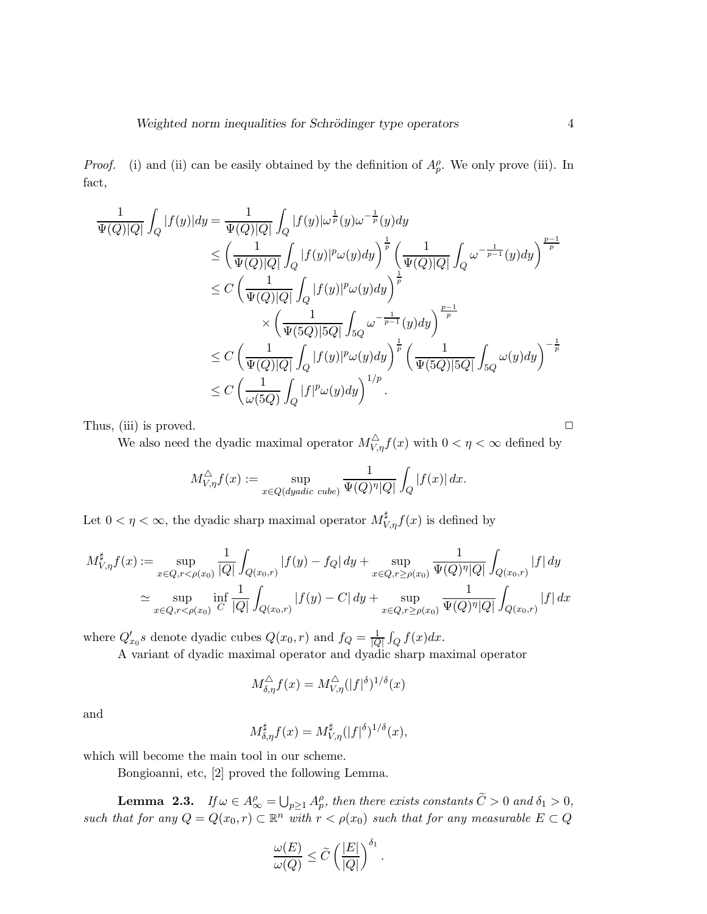*Proof.* (i) and (ii) can be easily obtained by the definition of $A_p^\rho$. We only prove (iii). In fact,

$$
\begin{aligned}
\frac{1}{\Psi(Q)|Q|}\int_Q |f(y)|dy &= \frac{1}{\Psi(Q)|Q|}\int_Q |f(y)|\omega^{\frac{1}{p}}(y)\omega^{-\frac{1}{p}}(y)dy \\
&\le \left(\frac{1}{\Psi(Q)|Q|}\int_Q |f(y)|^p\omega(y)dy\right)^{\frac{1}{p}}\left(\frac{1}{\Psi(Q)|Q|}\int_Q \omega^{-\frac{1}{p-1}}(y)dy\right)^{\frac{p-1}{p}} \\
&\le C\left(\frac{1}{\Psi(Q)|Q|}\int_Q |f(y)|^p\omega(y)dy\right)^{\frac{1}{p}} \\
&\qquad \times\left(\frac{1}{\Psi(5Q)|5Q|}\int_{5Q} \omega^{-\frac{1}{p-1}}(y)dy\right)^{\frac{p-1}{p}} \\
&\le C\left(\frac{1}{\Psi(Q)|Q|}\int_Q |f(y)|^p\omega(y)dy\right)^{\frac{1}{p}}\left(\frac{1}{\Psi(5Q)|5Q|}\int_{5Q} \omega(y)dy\right)^{-\frac{1}{p}} \\
&\le C\left(\frac{1}{\omega(5Q)}\int_Q |f|^p\omega(y)dy\right)^{1/p}.
\end{aligned}
$$

Thus, (iii) is proved. □

We also need the dyadic maximal operator $M_{V,\eta}^{\triangle}f(x)$ with $0<\eta<\infty$ defined by

$$
M_{V,\eta}^{\triangle}f(x) := \sup_{x\in Q(dyadic\ cube)} \frac{1}{\Psi(Q)^\eta |Q|}\int_Q |f(x)|\,dx.
$$

Let $0<\eta<\infty$, the dyadic sharp maximal operator $M_{V,\eta}^{\sharp}f(x)$ is defined by

$$
\begin{aligned}
M_{V,\eta}^{\sharp}f(x) :&= \sup_{x\in Q, r<\rho(x_0)} \frac{1}{|Q|}\int_{Q(x_0,r)} |f(y)-f_Q|\,dy + \sup_{x\in Q, r\ge\rho(x_0)} \frac{1}{\Psi(Q)^\eta|Q|}\int_{Q(x_0,r)} |f|\,dy \\
&\simeq \sup_{x\in Q, r<\rho(x_0)} \inf_C \frac{1}{|Q|}\int_{Q(x_0,r)} |f(y)-C|\,dy + \sup_{x\in Q, r\ge\rho(x_0)} \frac{1}{\Psi(Q)^\eta|Q|}\int_{Q(x_0,r)} |f|\,dx
\end{aligned}
$$

where $Q_{x_0}'s$ denote dyadic cubes $Q(x_0,r)$ and $f_Q = \frac{1}{|Q|}\int_Q f(x)dx$.

A variant of dyadic maximal operator and dyadic sharp maximal operator

$$
M_{\delta,\eta}^{\triangle}f(x) = M_{V,\eta}^{\triangle}(|f|^\delta)^{1/\delta}(x)
$$

and

$$
M_{\delta,\eta}^{\sharp}f(x) = M_{V,\eta}^{\sharp}(|f|^\delta)^{1/\delta}(x),
$$

which will become the main tool in our scheme.

Bongioanni, etc, [2] proved the following Lemma.

**Lemma 2.3.** *If $\omega\in A_\infty^\rho = \bigcup_{p\ge1} A_p^\rho$, then there exists constants $\widetilde{C}>0$ and $\delta_1>0$, such that for any $Q=Q(x_0,r)\subset\mathbb{R}^n$ with $r<\rho(x_0)$ such that for any measurable $E\subset Q$*

$$
\frac{\omega(E)}{\omega(Q)} \le \widetilde{C}\left(\frac{|E|}{|Q|}\right)^{\delta_1}.
$$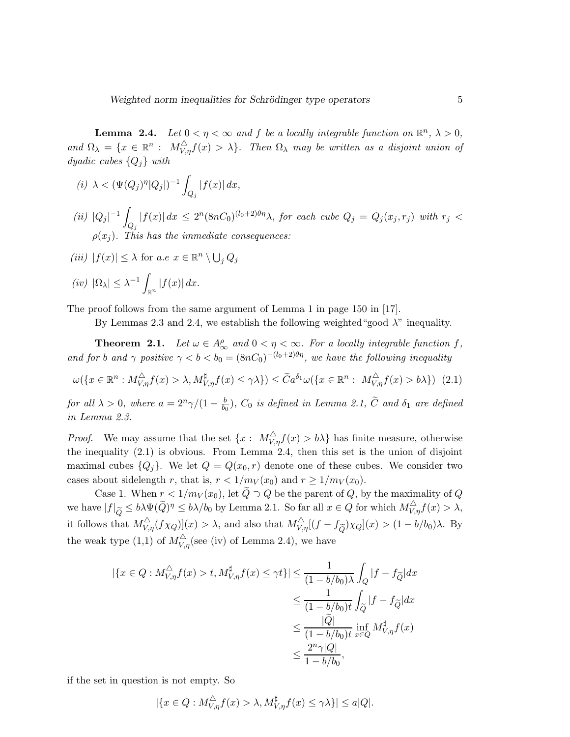**Lemma 2.4.** *Let $0 < \eta < \infty$ and $f$ be a locally integrable function on $\mathbb{R}^n$, $\lambda > 0$, and $\Omega_\lambda = \{x \in \mathbb{R}^n : M^{\triangle}_{V,\eta} f(x) > \lambda\}$. Then $\Omega_\lambda$ may be written as a disjoint union of dyadic cubes $\{Q_j\}$ with*

*(i)* $\lambda < (\Psi(Q_j)^\eta |Q_j|)^{-1} \int_{Q_j} |f(x)|\, dx$,

*(ii)* $|Q_j|^{-1} \int_{Q_j} |f(x)|\, dx \le 2^n (8nC_0)^{(l_0+2)\theta\eta} \lambda$, *for each cube $Q_j = Q_j(x_j, r_j)$ with $r_j < \rho(x_j)$. This has the immediate consequences:*

*(iii)* $|f(x)| \le \lambda$ for $a.e$ $x \in \mathbb{R}^n \setminus \bigcup_j Q_j$

*(iv)* $|\Omega_\lambda| \le \lambda^{-1} \int_{\mathbb{R}^n} |f(x)|\, dx.$

The proof follows from the same argument of Lemma 1 in page 150 in [17].

By Lemmas 2.3 and 2.4, we establish the following weighted "good $\lambda$" inequality.

**Theorem 2.1.** *Let $\omega \in A^\rho_\infty$ and $0 < \eta < \infty$. For a locally integrable function $f$, and for $b$ and $\gamma$ positive $\gamma < b < b_0 = (8nC_0)^{-(l_0+2)\theta\eta}$, we have the following inequality*

$$\omega(\{x \in \mathbb{R}^n : M^{\triangle}_{V,\eta} f(x) > \lambda, M^{\sharp}_{V,\eta} f(x) \le \gamma\lambda\}) \le \widetilde{C} a^{\delta_1} \omega(\{x \in \mathbb{R}^n : M^{\triangle}_{V,\eta} f(x) > b\lambda\}) \quad (2.1)$$

*for all $\lambda > 0$, where $a = 2^n \gamma/(1 - \frac{b}{b_0})$, $C_0$ is defined in Lemma 2.1, $\widetilde{C}$ and $\delta_1$ are defined in Lemma 2.3.*

*Proof.* We may assume that the set $\{x : M^{\triangle}_{V,\eta} f(x) > b\lambda\}$ has finite measure, otherwise the inequality (2.1) is obvious. From Lemma 2.4, then this set is the union of disjoint maximal cubes $\{Q_j\}$. We let $Q = Q(x_0, r)$ denote one of these cubes. We consider two cases about sidelength $r$, that is, $r < 1/m_V(x_0)$ and $r \ge 1/m_V(x_0)$.

Case 1. When $r < 1/m_V(x_0)$, let $\widetilde{Q} \supset Q$ be the parent of $Q$, by the maximality of $Q$ we have $|f|_{\widetilde{Q}} \le b\lambda\Psi(\widetilde{Q})^\eta \le b\lambda/b_0$ by Lemma 2.1. So far all $x \in Q$ for which $M^{\triangle}_{V,\eta} f(x) > \lambda$, it follows that $M^{\triangle}_{V,\eta}(f\chi_Q)](x) > \lambda$, and also that $M^{\triangle}_{V,\eta}[(f - f_{\widetilde{Q}})\chi_Q](x) > (1 - b/b_0)\lambda$. By the weak type (1,1) of $M^{\triangle}_{V,\eta}$(see (iv) of Lemma 2.4), we have

$$\begin{aligned}
|\{x \in Q : M^{\triangle}_{V,\eta} f(x) > t, M^{\sharp}_{V,\eta} f(x) \le \gamma t\}| &\le \frac{1}{(1 - b/b_0)\lambda} \int_Q |f - f_{\widetilde{Q}}| dx \\
&\le \frac{1}{(1 - b/b_0)t} \int_{\widetilde{Q}} |f - f_{\widetilde{Q}}| dx \\
&\le \frac{|\widetilde{Q}|}{(1 - b/b_0)t} \inf_{x \in Q} M^{\sharp}_{V,\eta} f(x) \\
&\le \frac{2^n \gamma |Q|}{1 - b/b_0},
\end{aligned}$$

if the set in question is not empty. So

$$|\{x \in Q : M^{\triangle}_{V,\eta} f(x) > \lambda, M^{\sharp}_{V,\eta} f(x) \le \gamma\lambda\}| \le a|Q|.$$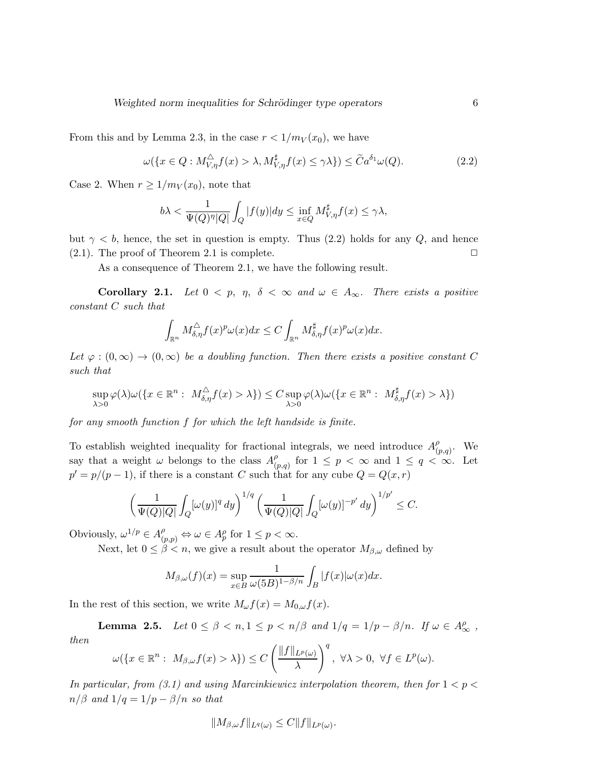From this and by Lemma 2.3, in the case $r < 1/m_V(x_0)$, we have

$$\omega(\{x \in Q : M^{\triangle}_{V,\eta} f(x) > \lambda, M^{\sharp}_{V,\eta} f(x) \leq \gamma\lambda\}) \leq \widetilde{C} a^{\delta_1} \omega(Q). \tag{2.2}$$

Case 2. When $r \geq 1/m_V(x_0)$, note that

$$b\lambda < \frac{1}{\Psi(Q)^{\eta}|Q|} \int_Q |f(y)| dy \leq \inf_{x \in Q} M^{\sharp}_{V,\eta} f(x) \leq \gamma\lambda,$$

but $\gamma < b$, hence, the set in question is empty. Thus (2.2) holds for any $Q$, and hence (2.1). The proof of Theorem 2.1 is complete. □

As a consequence of Theorem 2.1, we have the following result.

**Corollary 2.1.** *Let $0 < p,\ \eta,\ \delta < \infty$ and $\omega \in A_\infty$. There exists a positive constant $C$ such that*

$$\int_{\mathbb{R}^n} M^{\triangle}_{\delta,\eta} f(x)^p \omega(x) dx \leq C \int_{\mathbb{R}^n} M^{\sharp}_{\delta,\eta} f(x)^p \omega(x) dx.$$

*Let $\varphi : (0, \infty) \to (0, \infty)$ be a doubling function. Then there exists a positive constant $C$ such that*

$$\sup_{\lambda > 0} \varphi(\lambda) \omega(\{x \in \mathbb{R}^n :\ M^{\triangle}_{\delta,\eta} f(x) > \lambda\}) \leq C \sup_{\lambda > 0} \varphi(\lambda) \omega(\{x \in \mathbb{R}^n :\ M^{\sharp}_{\delta,\eta} f(x) > \lambda\})$$

*for any smooth function $f$ for which the left handside is finite.*

To establish weighted inequality for fractional integrals, we need introduce $A^{\rho}_{(p,q)}$. We say that a weight $\omega$ belongs to the class $A^{\rho}_{(p,q)}$ for $1 \leq p < \infty$ and $1 \leq q < \infty$. Let $p' = p/(p-1)$, if there is a constant $C$ such that for any cube $Q = Q(x, r)$

$$\left( \frac{1}{\Psi(Q)|Q|} \int_Q [\omega(y)]^q \, dy \right)^{1/q} \left( \frac{1}{\Psi(Q)|Q|} \int_Q [\omega(y)]^{-p'} \, dy \right)^{1/p'} \leq C.$$

Obviously, $\omega^{1/p} \in A^{\rho}_{(p,p)} \Leftrightarrow \omega \in A^{\rho}_p$ for $1 \leq p < \infty$.

Next, let $0 \leq \beta < n$, we give a result about the operator $M_{\beta,\omega}$ defined by

$$M_{\beta,\omega}(f)(x) = \sup_{x \in B} \frac{1}{\omega(5B)^{1-\beta/n}} \int_B |f(x)| \omega(x) dx.$$

In the rest of this section, we write $M_\omega f(x) = M_{0,\omega} f(x)$.

**Lemma 2.5.** *Let $0 \leq \beta < n, 1 \leq p < n/\beta$ and $1/q = 1/p - \beta/n$. If $\omega \in A^{\rho}_{\infty}$, then*

$$\omega(\{x \in \mathbb{R}^n :\ M_{\beta,\omega} f(x) > \lambda\}) \leq C \left( \frac{\|f\|_{L^p(\omega)}}{\lambda} \right)^q,\ \forall \lambda > 0,\ \forall f \in L^p(\omega).$$

*In particular, from (3.1) and using Marcinkiewicz interpolation theorem, then for $1 < p < n/\beta$ and $1/q = 1/p - \beta/n$ so that*

$$\|M_{\beta,\omega} f\|_{L^q(\omega)} \leq C \|f\|_{L^p(\omega)}.$$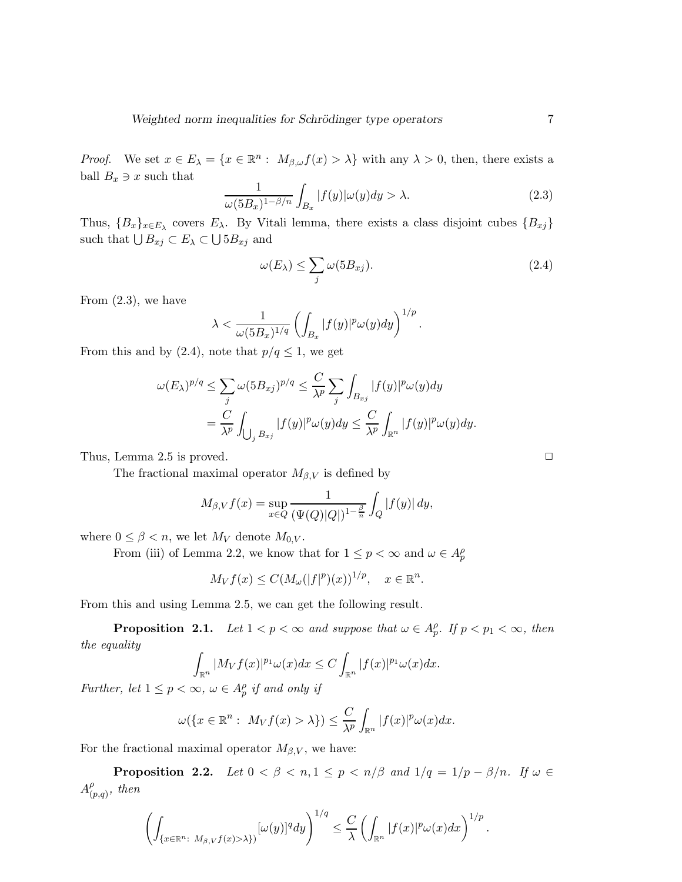*Proof.* We set $x \in E_\lambda = \{x \in \mathbb{R}^n : \ M_{\beta,\omega} f(x) > \lambda\}$ with any $\lambda > 0$, then, there exists a ball $B_x \ni x$ such that

$$\frac{1}{\omega(5B_x)^{1-\beta/n}} \int_{B_x} |f(y)|\omega(y)dy > \lambda. \tag{2.3}$$

Thus, $\{B_x\}_{x \in E_\lambda}$ covers $E_\lambda$. By Vitali lemma, there exists a class disjoint cubes $\{B_{xj}\}$ such that $\bigcup B_{xj} \subset E_\lambda \subset \bigcup 5B_{xj}$ and

$$\omega(E_\lambda) \leq \sum_j \omega(5B_{xj}). \tag{2.4}$$

From (2.3), we have

$$\lambda < \frac{1}{\omega(5B_x)^{1/q}} \left( \int_{B_x} |f(y)|^p \omega(y)dy \right)^{1/p}.$$

From this and by (2.4), note that $p/q \leq 1$, we get

$$\begin{aligned}
\omega(E_\lambda)^{p/q} &\leq \sum_j \omega(5B_{xj})^{p/q} \leq \frac{C}{\lambda^p} \sum_j \int_{B_{xj}} |f(y)|^p \omega(y)dy \\
&= \frac{C}{\lambda^p} \int_{\bigcup_j B_{xj}} |f(y)|^p \omega(y)dy \leq \frac{C}{\lambda^p} \int_{\mathbb{R}^n} |f(y)|^p \omega(y)dy.
\end{aligned}$$

Thus, Lemma 2.5 is proved. $\square$

The fractional maximal operator $M_{\beta,V}$ is defined by

$$M_{\beta,V} f(x) = \sup_{x \in Q} \frac{1}{(\Psi(Q)|Q|)^{1-\frac{\beta}{n}}} \int_Q |f(y)|\, dy,$$

where $0 \leq \beta < n$, we let $M_V$ denote $M_{0,V}$.

From (iii) of Lemma 2.2, we know that for $1 \leq p < \infty$ and $\omega \in A_p^\rho$

$$M_V f(x) \leq C(M_\omega(|f|^p)(x))^{1/p}, \quad x \in \mathbb{R}^n.$$

From this and using Lemma 2.5, we can get the following result.

**Proposition 2.1.** *Let $1 < p < \infty$ and suppose that $\omega \in A_p^\rho$. If $p < p_1 < \infty$, then the equality*

$$\int_{\mathbb{R}^n} |M_V f(x)|^{p_1} \omega(x)dx \leq C \int_{\mathbb{R}^n} |f(x)|^{p_1} \omega(x)dx.$$

*Further, let $1 \leq p < \infty$, $\omega \in A_p^\rho$ if and only if*

$$\omega(\{x \in \mathbb{R}^n : \ M_V f(x) > \lambda\}) \leq \frac{C}{\lambda^p} \int_{\mathbb{R}^n} |f(x)|^p \omega(x)dx.$$

For the fractional maximal operator $M_{\beta,V}$, we have:

**Proposition 2.2.** *Let $0 < \beta < n, 1 \leq p < n/\beta$ and $1/q = 1/p - \beta/n$. If $\omega \in A_{(p,q)}^\rho$, then*

$$\left( \int_{\{x \in \mathbb{R}^n : \ M_{\beta,V} f(x) > \lambda\})} [\omega(y)]^q dy \right)^{1/q} \leq \frac{C}{\lambda} \left( \int_{\mathbb{R}^n} |f(x)|^p \omega(x)dx \right)^{1/p}.$$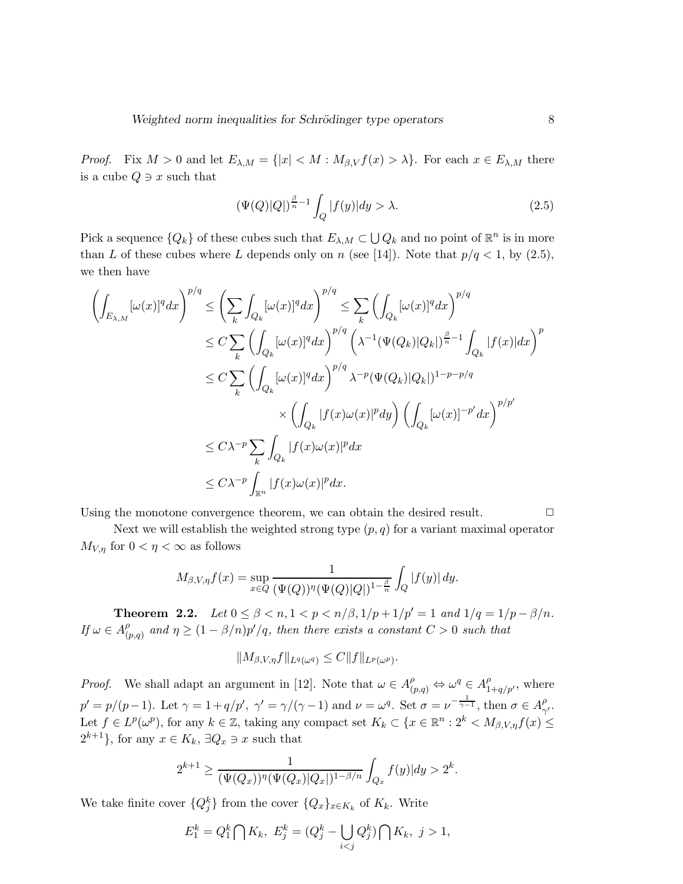*Proof.* Fix $M > 0$ and let $E_{\lambda,M} = \{|x| < M : M_{\beta,V}f(x) > \lambda\}$. For each $x \in E_{\lambda,M}$ there is a cube $Q \ni x$ such that

$$(\Psi(Q)|Q|)^{\frac{\beta}{n}-1}\int_Q |f(y)|dy > \lambda. \tag{2.5}$$

Pick a sequence $\{Q_k\}$ of these cubes such that $E_{\lambda,M} \subset \bigcup Q_k$ and no point of $\mathbb{R}^n$ is in more than $L$ of these cubes where $L$ depends only on $n$ (see [14]). Note that $p/q < 1$, by (2.5), we then have

$$\begin{aligned}
\left(\int_{E_{\lambda,M}}[\omega(x)]^q dx\right)^{p/q} &\leq \left(\sum_k \int_{Q_k}[\omega(x)]^q dx\right)^{p/q} \leq \sum_k \left(\int_{Q_k}[\omega(x)]^q dx\right)^{p/q}\\
&\leq C\sum_k \left(\int_{Q_k}[\omega(x)]^q dx\right)^{p/q}\left(\lambda^{-1}(\Psi(Q_k)|Q_k|)^{\frac{\beta}{n}-1}\int_{Q_k}|f(x)|dx\right)^p\\
&\leq C\sum_k \left(\int_{Q_k}[\omega(x)]^q dx\right)^{p/q}\lambda^{-p}(\Psi(Q_k)|Q_k|)^{1-p-p/q}\\
&\qquad\qquad \times\left(\int_{Q_k}|f(x)\omega(x)|^p dy\right)\left(\int_{Q_k}[\omega(x)]^{-p'}dx\right)^{p/p'}\\
&\leq C\lambda^{-p}\sum_k \int_{Q_k}|f(x)\omega(x)|^p dx\\
&\leq C\lambda^{-p}\int_{\mathbb{R}^n}|f(x)\omega(x)|^p dx.
\end{aligned}$$

Using the monotone convergence theorem, we can obtain the desired result. $\square$

Next we will establish the weighted strong type $(p,q)$ for a variant maximal operator $M_{V,\eta}$ for $0 < \eta < \infty$ as follows

$$M_{\beta,V,\eta}f(x) = \sup_{x\in Q}\frac{1}{(\Psi(Q))^{\eta}(\Psi(Q)|Q|)^{1-\frac{\beta}{n}}}\int_Q |f(y)|\,dy.$$

**Theorem 2.2.** *Let $0 \leq \beta < n, 1 < p < n/\beta, 1/p + 1/p' = 1$ and $1/q = 1/p - \beta/n$. If $\omega \in A^{\rho}_{(p,q)}$ and $\eta \geq (1-\beta/n)p'/q$, then there exists a constant $C > 0$ such that*

$$\|M_{\beta,V,\eta}f\|_{L^q(\omega^q)} \leq C\|f\|_{L^p(\omega^p)}.$$

*Proof.* We shall adapt an argument in [12]. Note that $\omega \in A^{\rho}_{(p,q)} \Leftrightarrow \omega^q \in A^{\rho}_{1+q/p'}$, where $p' = p/(p-1)$. Let $\gamma = 1 + q/p',\ \gamma' = \gamma/(\gamma-1)$ and $\nu = \omega^q$. Set $\sigma = \nu^{-\frac{1}{\gamma-1}}$, then $\sigma \in A^{\rho}_{\gamma'}$. Let $f \in L^p(\omega^p)$, for any $k \in \mathbb{Z}$, taking any compact set $K_k \subset \{x \in \mathbb{R}^n : 2^k < M_{\beta,V,\eta}f(x) \leq 2^{k+1}\}$, for any $x \in K_k$, $\exists Q_x \ni x$ such that

$$2^{k+1} \geq \frac{1}{(\Psi(Q_x))^{\eta}(\Psi(Q_x)|Q_x|)^{1-\beta/n}}\int_{Q_x} f(y)|dy > 2^k.$$

We take finite cover $\{Q^k_j\}$ from the cover $\{Q_x\}_{x\in K_k}$ of $K_k$. Write

$$E^k_1 = Q^k_1 \bigcap K_k,\ E^k_j = (Q^k_j - \bigcup_{i<j} Q^k_j)\bigcap K_k,\ j > 1,$$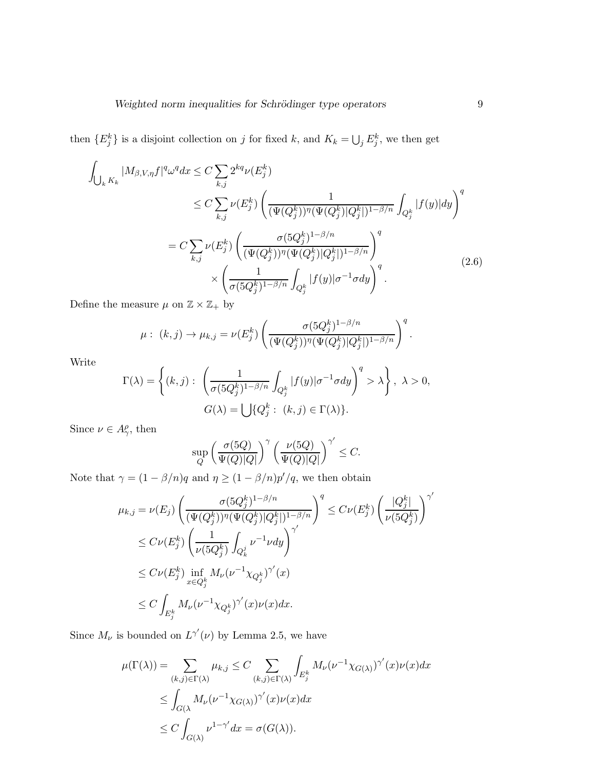then $\{E^k_j\}$ is a disjoint collection on $j$ for fixed $k$, and $K_k = \bigcup_j E^k_j$, we then get

$$
\begin{aligned}
\int_{\bigcup_k K_k} |M_{\beta,V,\eta} f|^q \omega^q dx &\leq C \sum_{k,j} 2^{kq} \nu(E^k_j) \\
&\leq C \sum_{k,j} \nu(E^k_j) \left( \frac{1}{(\Psi(Q^k_j))^\eta (\Psi(Q^k_j)|Q^k_j|)^{1-\beta/n}} \int_{Q^k_j} |f(y)| dy \right)^q \\
&= C \sum_{k,j} \nu(E^k_j) \left( \frac{\sigma(5Q^k_j)^{1-\beta/n}}{(\Psi(Q^k_j))^\eta (\Psi(Q^k_j)|Q^k_j|)^{1-\beta/n}} \right)^q \\
&\qquad \times \left( \frac{1}{\sigma(5Q^k_j)^{1-\beta/n}} \int_{Q^k_j} |f(y)| \sigma^{-1} \sigma dy \right)^q .
\end{aligned}
\tag{2.6}
$$

Define the measure $\mu$ on $\mathbb{Z} \times \mathbb{Z}_+$ by

$$
\mu : \ (k,j) \to \mu_{k,j} = \nu(E^k_j) \left( \frac{\sigma(5Q^k_j)^{1-\beta/n}}{(\Psi(Q^k_j))^\eta (\Psi(Q^k_j)|Q^k_j|)^{1-\beta/n}} \right)^q .
$$

Write

$$
\Gamma(\lambda) = \left\{ (k,j) : \ \left( \frac{1}{\sigma(5Q^k_j)^{1-\beta/n}} \int_{Q^k_j} |f(y)| \sigma^{-1} \sigma dy \right)^q > \lambda \right\}, \ \lambda > 0,
$$
$$
G(\lambda) = \bigcup \{ Q^k_j : \ (k,j) \in \Gamma(\lambda) \}.
$$

Since $\nu \in A^\rho_\gamma$, then

$$
\sup_Q \left( \frac{\sigma(5Q)}{\Psi(Q)|Q|} \right)^\gamma \left( \frac{\nu(5Q)}{\Psi(Q)|Q|} \right)^{\gamma'} \leq C.
$$

Note that $\gamma = (1-\beta/n)q$ and $\eta \geq (1-\beta/n)p'/q$, we then obtain

$$
\begin{aligned}
\mu_{k,j} = \nu(E_j) \left( \frac{\sigma(5Q^k_j)^{1-\beta/n}}{(\Psi(Q^k_j))^\eta (\Psi(Q^k_j)|Q^k_j|)^{1-\beta/n}} \right)^q &\leq C \nu(E^k_j) \left( \frac{|Q^k_j|}{\nu(5Q^k_j)} \right)^{\gamma'} \\
&\leq C \nu(E^k_j) \left( \frac{1}{\nu(5Q^k_j)} \int_{Q^j_k} \nu^{-1} \nu dy \right)^{\gamma'} \\
&\leq C \nu(E^k_j) \inf_{x \in Q^k_j} M_\nu(\nu^{-1} \chi_{Q^k_j})^{\gamma'}(x) \\
&\leq C \int_{E^k_j} M_\nu(\nu^{-1} \chi_{Q^k_j})^{\gamma'}(x) \nu(x) dx.
\end{aligned}
$$

Since $M_\nu$ is bounded on $L^{\gamma'}(\nu)$ by Lemma 2.5, we have

$$
\begin{aligned}
\mu(\Gamma(\lambda)) = \sum_{(k,j) \in \Gamma(\lambda)} \mu_{k,j} &\leq C \sum_{(k,j) \in \Gamma(\lambda)} \int_{E^k_j} M_\nu(\nu^{-1} \chi_{G(\lambda)})^{\gamma'}(x) \nu(x) dx \\
&\leq \int_{G(\lambda} M_\nu(\nu^{-1} \chi_{G(\lambda)})^{\gamma'}(x) \nu(x) dx \\
&\leq C \int_{G(\lambda)} \nu^{1-\gamma'} dx = \sigma(G(\lambda)).
\end{aligned}
$$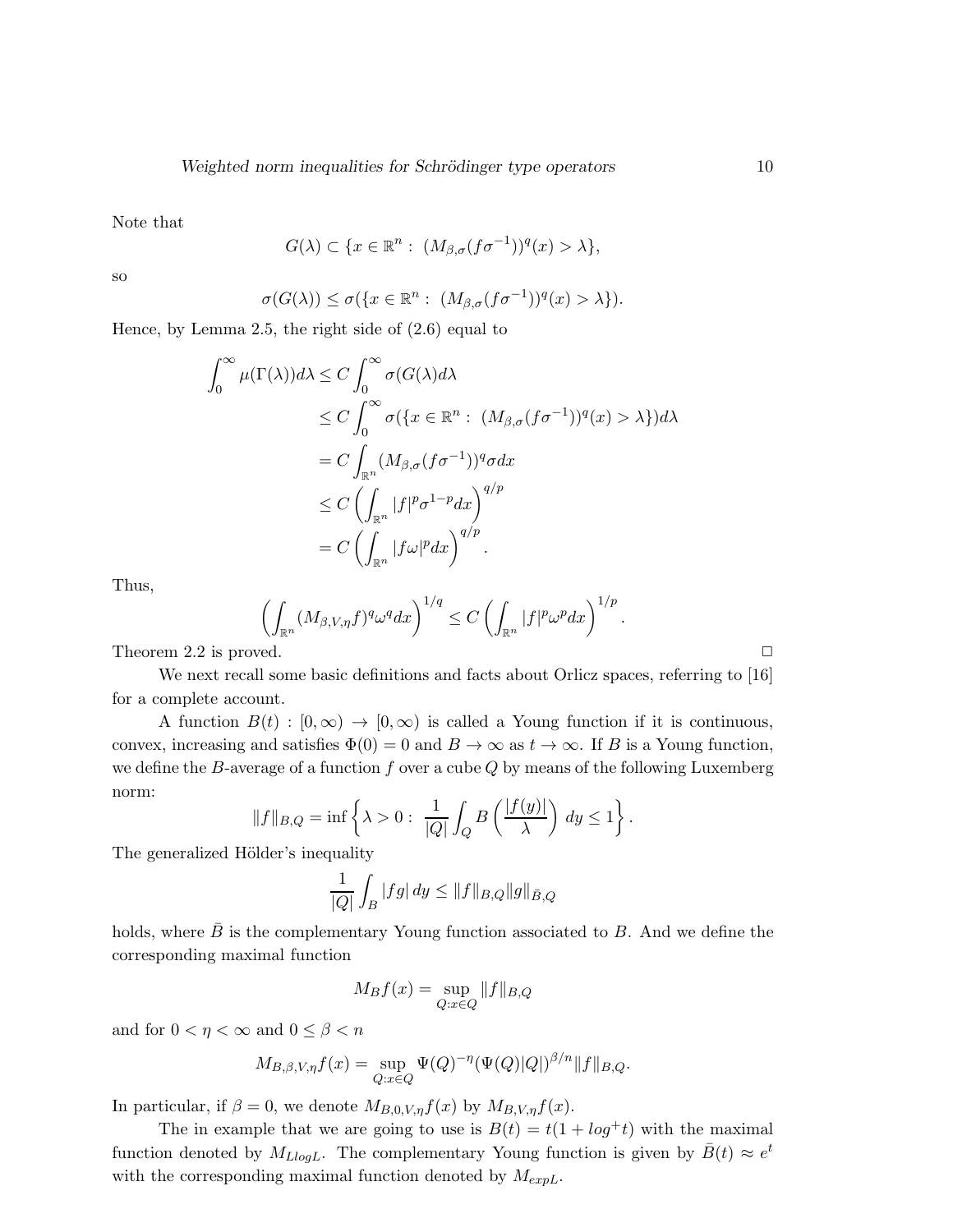Note that

$$G(\lambda) \subset \{x \in \mathbb{R}^n : \ (M_{\beta,\sigma}(f\sigma^{-1}))^q(x) > \lambda\},$$

so

$$\sigma(G(\lambda)) \leq \sigma(\{x \in \mathbb{R}^n : \ (M_{\beta,\sigma}(f\sigma^{-1}))^q(x) > \lambda\}).$$

Hence, by Lemma 2.5, the right side of (2.6) equal to

$$\begin{aligned}
\int_0^\infty \mu(\Gamma(\lambda))d\lambda &\leq C\int_0^\infty \sigma(G(\lambda)d\lambda \\
&\leq C\int_0^\infty \sigma(\{x \in \mathbb{R}^n : \ (M_{\beta,\sigma}(f\sigma^{-1}))^q(x) > \lambda\})d\lambda \\
&= C\int_{\mathbb{R}^n} (M_{\beta,\sigma}(f\sigma^{-1}))^q \sigma dx \\
&\leq C\left(\int_{\mathbb{R}^n} |f|^p \sigma^{1-p} dx\right)^{q/p} \\
&= C\left(\int_{\mathbb{R}^n} |f\omega|^p dx\right)^{q/p}.
\end{aligned}$$

Thus,

$$\left(\int_{\mathbb{R}^n} (M_{\beta,V,\eta} f)^q \omega^q dx\right)^{1/q} \leq C\left(\int_{\mathbb{R}^n} |f|^p \omega^p dx\right)^{1/p}.$$

Theorem 2.2 is proved. □

We next recall some basic definitions and facts about Orlicz spaces, referring to [16] for a complete account.

A function $B(t) : [0,\infty) \to [0,\infty)$ is called a Young function if it is continuous, convex, increasing and satisfies $\Phi(0) = 0$ and $B \to \infty$ as $t \to \infty$. If $B$ is a Young function, we define the $B$-average of a function $f$ over a cube $Q$ by means of the following Luxemberg norm:

$$\|f\|_{B,Q} = \inf\left\{\lambda > 0 : \ \frac{1}{|Q|}\int_Q B\left(\frac{|f(y)|}{\lambda}\right) \, dy \leq 1\right\}.$$

The generalized Hölder's inequality

$$\frac{1}{|Q|}\int_B |fg| \, dy \leq \|f\|_{B,Q}\|g\|_{\bar{B},Q}$$

holds, where $\bar{B}$ is the complementary Young function associated to $B$. And we define the corresponding maximal function

$$M_B f(x) = \sup_{Q:x\in Q} \|f\|_{B,Q}$$

and for $0 < \eta < \infty$ and $0 \leq \beta < n$

$$M_{B,\beta,V,\eta} f(x) = \sup_{Q:x\in Q} \Psi(Q)^{-\eta}(\Psi(Q)|Q|)^{\beta/n}\|f\|_{B,Q}.$$

In particular, if $\beta = 0$, we denote $M_{B,0,V,\eta} f(x)$ by $M_{B,V,\eta} f(x)$.

The in example that we are going to use is $B(t) = t(1 + log^+ t)$ with the maximal function denoted by $M_{LlogL}$. The complementary Young function is given by $\bar{B}(t) \approx e^t$ with the corresponding maximal function denoted by $M_{expL}$.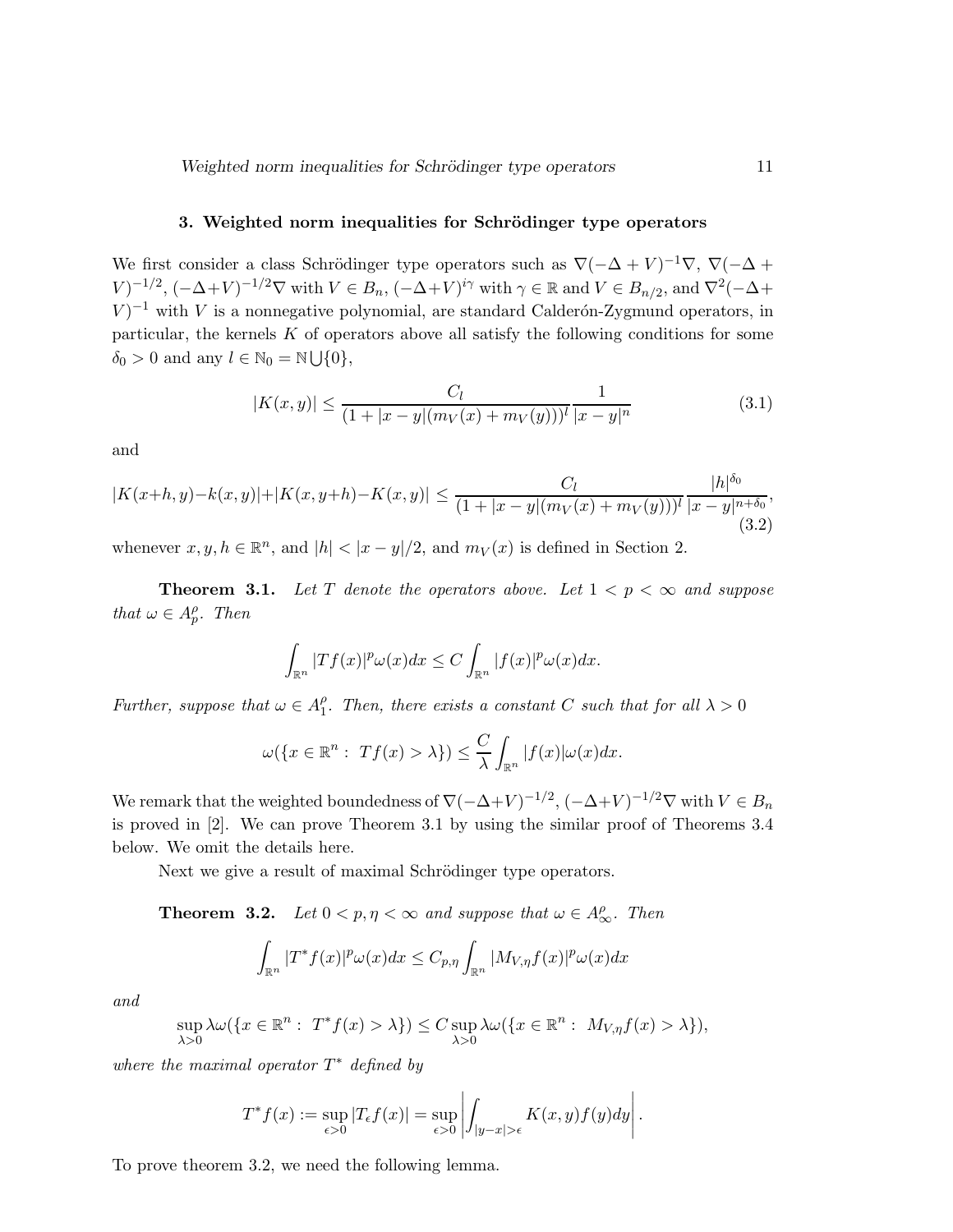## 3. Weighted norm inequalities for Schrödinger type operators

We first consider a class Schrödinger type operators such as $\nabla(-\Delta + V)^{-1}\nabla$, $\nabla(-\Delta + V)^{-1/2}$, $(-\Delta+V)^{-1/2}\nabla$ with $V \in B_n$, $(-\Delta+V)^{i\gamma}$ with $\gamma \in \mathbb{R}$ and $V \in B_{n/2}$, and $\nabla^2(-\Delta+V)^{-1}$ with $V$ is a nonnegative polynomial, are standard Calderón-Zygmund operators, in particular, the kernels $K$ of operators above all satisfy the following conditions for some $\delta_0 > 0$ and any $l \in \mathbb{N}_0 = \mathbb{N}\bigcup\{0\}$,

$$|K(x,y)| \le \frac{C_l}{(1+|x-y|(m_V(x)+m_V(y)))^l}\frac{1}{|x-y|^n} \tag{3.1}$$

and

$$|K(x+h,y)-k(x,y)|+|K(x,y+h)-K(x,y)| \le \frac{C_l}{(1+|x-y|(m_V(x)+m_V(y)))^l}\frac{|h|^{\delta_0}}{|x-y|^{n+\delta_0}}, \tag{3.2}$$

whenever $x, y, h \in \mathbb{R}^n$, and $|h| < |x-y|/2$, and $m_V(x)$ is defined in Section 2.

**Theorem 3.1.** *Let $T$ denote the operators above. Let $1 < p < \infty$ and suppose that $\omega \in A_p^\rho$. Then*

$$\int_{\mathbb{R}^n} |Tf(x)|^p \omega(x)dx \le C\int_{\mathbb{R}^n} |f(x)|^p\omega(x)dx.$$

*Further, suppose that $\omega \in A_1^\rho$. Then, there exists a constant $C$ such that for all $\lambda > 0$*

$$\omega(\{x \in \mathbb{R}^n : \ Tf(x) > \lambda\}) \le \frac{C}{\lambda}\int_{\mathbb{R}^n} |f(x)|\omega(x)dx.$$

We remark that the weighted boundedness of $\nabla(-\Delta+V)^{-1/2}$, $(-\Delta+V)^{-1/2}\nabla$ with $V \in B_n$ is proved in [2]. We can prove Theorem 3.1 by using the similar proof of Theorems 3.4 below. We omit the details here.

Next we give a result of maximal Schrödinger type operators.

**Theorem 3.2.** *Let $0 < p, \eta < \infty$ and suppose that $\omega \in A_\infty^\rho$. Then*

$$\int_{\mathbb{R}^n} |T^*f(x)|^p\omega(x)dx \le C_{p,\eta}\int_{\mathbb{R}^n} |M_{V,\eta}f(x)|^p\omega(x)dx$$

*and*

$$\sup_{\lambda>0} \lambda\omega(\{x \in \mathbb{R}^n : \ T^*f(x) > \lambda\}) \le C\sup_{\lambda>0} \lambda\omega(\{x \in \mathbb{R}^n : \ M_{V,\eta}f(x) > \lambda\}),$$

*where the maximal operator $T^*$ defined by*

$$T^*f(x) := \sup_{\epsilon>0} |T_\epsilon f(x)| = \sup_{\epsilon>0}\left|\int_{|y-x|>\epsilon} K(x,y)f(y)dy\right|.$$

To prove theorem 3.2, we need the following lemma.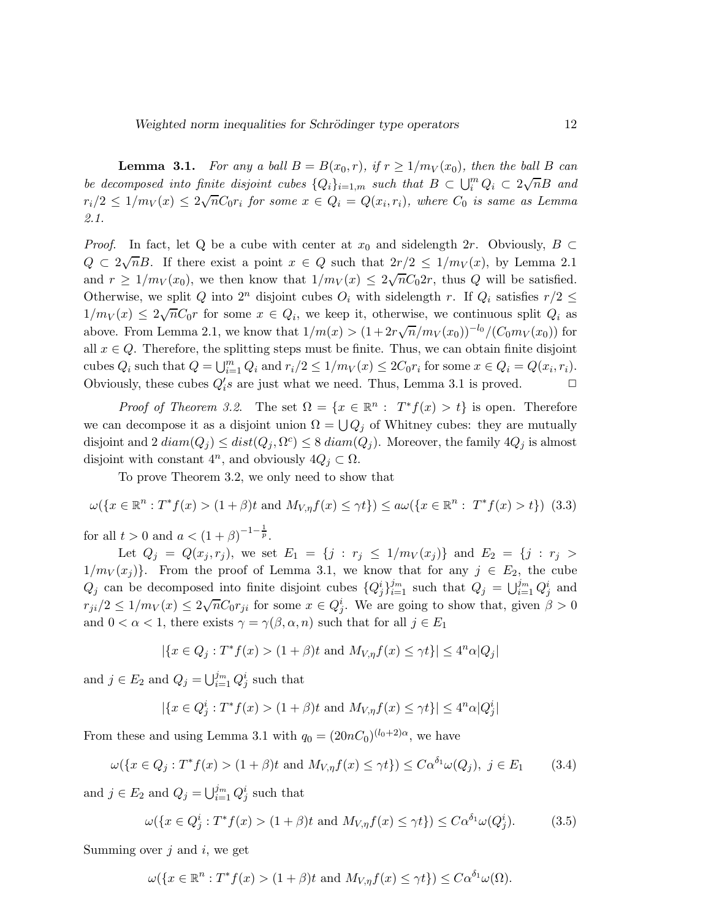**Lemma 3.1.** *For any a ball $B = B(x_0, r)$, if $r \geq 1/m_V(x_0)$, then the ball $B$ can be decomposed into finite disjoint cubes $\{Q_i\}_{i=1,m}$ such that $B \subset \bigcup_i^m Q_i \subset 2\sqrt{n}B$ and $r_i/2 \leq 1/m_V(x) \leq 2\sqrt{n}C_0 r_i$ for some $x \in Q_i = Q(x_i, r_i)$, where $C_0$ is same as Lemma 2.1.*

*Proof.* In fact, let Q be a cube with center at $x_0$ and sidelength $2r$. Obviously, $B \subset Q \subset 2\sqrt{n}B$. If there exist a point $x \in Q$ such that $2r/2 \leq 1/m_V(x)$, by Lemma 2.1 and $r \geq 1/m_V(x_0)$, we then know that $1/m_V(x) \leq 2\sqrt{n}C_0 2r$, thus $Q$ will be satisfied. Otherwise, we split $Q$ into $2^n$ disjoint cubes $O_i$ with sidelength $r$. If $Q_i$ satisfies $r/2 \leq 1/m_V(x) \leq 2\sqrt{n}C_0 r$ for some $x \in Q_i$, we keep it, otherwise, we continuous split $Q_i$ as above. From Lemma 2.1, we know that $1/m(x) > (1 + 2r\sqrt{n}/m_V(x_0))^{-l_0}/(C_0 m_V(x_0))$ for all $x \in Q$. Therefore, the splitting steps must be finite. Thus, we can obtain finite disjoint cubes $Q_i$ such that $Q = \bigcup_{i=1}^m Q_i$ and $r_i/2 \leq 1/m_V(x) \leq 2C_0 r_i$ for some $x \in Q_i = Q(x_i, r_i)$. Obviously, these cubes $Q_i' s$ are just what we need. Thus, Lemma 3.1 is proved. □

*Proof of Theorem 3.2.* The set $\Omega = \{x \in \mathbb{R}^n : \ T^* f(x) > t\}$ is open. Therefore we can decompose it as a disjoint union $\Omega = \bigcup Q_j$ of Whitney cubes: they are mutually disjoint and $2\, diam(Q_j) \leq dist(Q_j, \Omega^c) \leq 8\, diam(Q_j)$. Moreover, the family $4Q_j$ is almost disjoint with constant $4^n$, and obviously $4Q_j \subset \Omega$.

To prove Theorem 3.2, we only need to show that

$$\omega(\{x \in \mathbb{R}^n : T^* f(x) > (1+\beta)t \text{ and } M_{V,\eta} f(x) \leq \gamma t\}) \leq a\omega(\{x \in \mathbb{R}^n : \ T^* f(x) > t\}) \quad (3.3)$$

for all $t > 0$ and $a < (1+\beta)^{-1-\frac{1}{p}}$.

Let $Q_j = Q(x_j, r_j)$, we set $E_1 = \{j : r_j \leq 1/m_V(x_j)\}$ and $E_2 = \{j : r_j > 1/m_V(x_j)\}$. From the proof of Lemma 3.1, we know that for any $j \in E_2$, the cube $Q_j$ can be decomposed into finite disjoint cubes $\{Q_j^i\}_{i=1}^{j_m}$ such that $Q_j = \bigcup_{i=1}^{j_m} Q_j^i$ and $r_{ji}/2 \leq 1/m_V(x) \leq 2\sqrt{n}C_0 r_{ji}$ for some $x \in Q_j^i$. We are going to show that, given $\beta > 0$ and $0 < \alpha < 1$, there exists $\gamma = \gamma(\beta, \alpha, n)$ such that for all $j \in E_1$

$$|\{x \in Q_j : T^* f(x) > (1+\beta)t \text{ and } M_{V,\eta} f(x) \leq \gamma t\}| \leq 4^n \alpha |Q_j|$$

and $j \in E_2$ and $Q_j = \bigcup_{i=1}^{j_m} Q_j^i$ such that

$$|\{x \in Q_j^i : T^* f(x) > (1+\beta)t \text{ and } M_{V,\eta} f(x) \leq \gamma t\}| \leq 4^n \alpha |Q_j^i|$$

From these and using Lemma 3.1 with $q_0 = (20nC_0)^{(l_0+2)\alpha}$, we have

$$\omega(\{x \in Q_j : T^* f(x) > (1+\beta)t \text{ and } M_{V,\eta} f(x) \leq \gamma t\}) \leq C\alpha^{\delta_1} \omega(Q_j), \ j \in E_1 \quad (3.4)$$

and $j \in E_2$ and $Q_j = \bigcup_{i=1}^{j_m} Q_j^i$ such that

$$\omega(\{x \in Q_j^i : T^* f(x) > (1+\beta)t \text{ and } M_{V,\eta} f(x) \leq \gamma t\}) \leq C\alpha^{\delta_1} \omega(Q_j^i). \quad (3.5)$$

Summing over $j$ and $i$, we get

$$\omega(\{x \in \mathbb{R}^n : T^* f(x) > (1+\beta)t \text{ and } M_{V,\eta} f(x) \leq \gamma t\}) \leq C\alpha^{\delta_1} \omega(\Omega).$$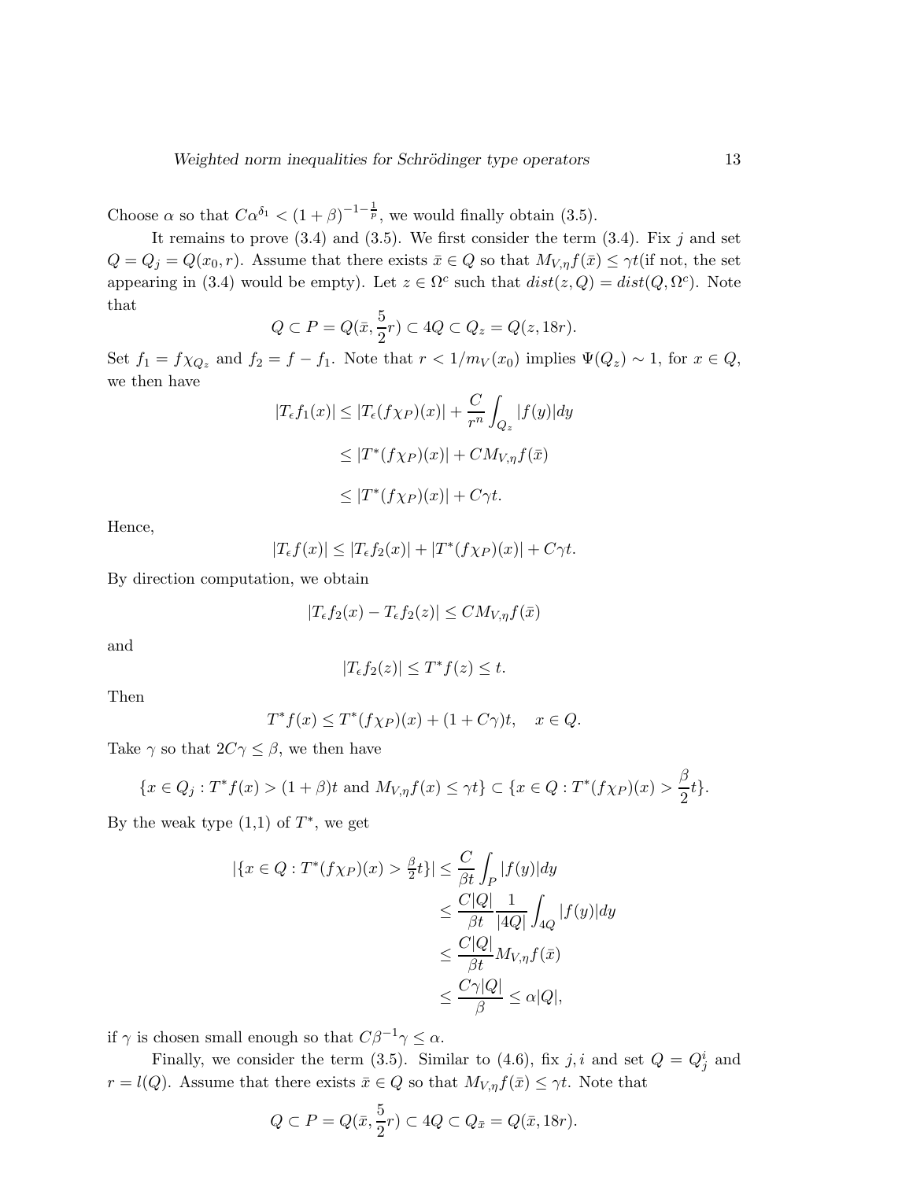Choose $\alpha$ so that $C\alpha^{\delta_1} < (1+\beta)^{-1-\frac{1}{p}}$, we would finally obtain (3.5).

It remains to prove (3.4) and (3.5). We first consider the term (3.4). Fix $j$ and set $Q = Q_j = Q(x_0, r)$. Assume that there exists $\bar{x} \in Q$ so that $M_{V,\eta}f(\bar{x}) \le \gamma t$(if not, the set appearing in (3.4) would be empty). Let $z \in \Omega^c$ such that $dist(z, Q) = dist(Q, \Omega^c)$. Note that

$$Q \subset P = Q(\bar{x}, \frac{5}{2}r) \subset 4Q \subset Q_z = Q(z, 18r).$$

Set $f_1 = f\chi_{Q_z}$ and $f_2 = f - f_1$. Note that $r < 1/m_V(x_0)$ implies $\Psi(Q_z) \sim 1$, for $x \in Q$, we then have

$$\begin{aligned}
|T_\epsilon f_1(x)| &\le |T_\epsilon(f\chi_P)(x)| + \frac{C}{r^n}\int_{Q_z}|f(y)|dy \\
&\le |T^*(f\chi_P)(x)| + CM_{V,\eta}f(\bar{x}) \\
&\le |T^*(f\chi_P)(x)| + C\gamma t.
\end{aligned}$$

Hence,

$$|T_\epsilon f(x)| \le |T_\epsilon f_2(x)| + |T^*(f\chi_P)(x)| + C\gamma t.$$

By direction computation, we obtain

$$|T_\epsilon f_2(x) - T_\epsilon f_2(z)| \le CM_{V,\eta}f(\bar{x})$$

and

$$|T_\epsilon f_2(z)| \le T^* f(z) \le t.$$

Then

$$T^* f(x) \le T^*(f\chi_P)(x) + (1 + C\gamma)t, \quad x \in Q.$$

Take $\gamma$ so that $2C\gamma \le \beta$, we then have

$$\{x \in Q_j : T^* f(x) > (1+\beta)t \text{ and } M_{V,\eta}f(x) \le \gamma t\} \subset \{x \in Q : T^*(f\chi_P)(x) > \frac{\beta}{2}t\}.$$

By the weak type (1,1) of $T^*$, we get

$$\begin{aligned}
|\{x \in Q : T^*(f\chi_P)(x) > \tfrac{\beta}{2}t\}| &\le \frac{C}{\beta t}\int_P |f(y)|dy \\
&\le \frac{C|Q|}{\beta t}\frac{1}{|4Q|}\int_{4Q}|f(y)|dy \\
&\le \frac{C|Q|}{\beta t}M_{V,\eta}f(\bar{x}) \\
&\le \frac{C\gamma|Q|}{\beta} \le \alpha|Q|,
\end{aligned}$$

if $\gamma$ is chosen small enough so that $C\beta^{-1}\gamma \le \alpha$.

Finally, we consider the term (3.5). Similar to (4.6), fix $j, i$ and set $Q = Q_j^i$ and $r = l(Q)$. Assume that there exists $\bar{x} \in Q$ so that $M_{V,\eta}f(\bar{x}) \le \gamma t$. Note that

$$Q \subset P = Q(\bar{x}, \frac{5}{2}r) \subset 4Q \subset Q_{\bar{x}} = Q(\bar{x}, 18r).$$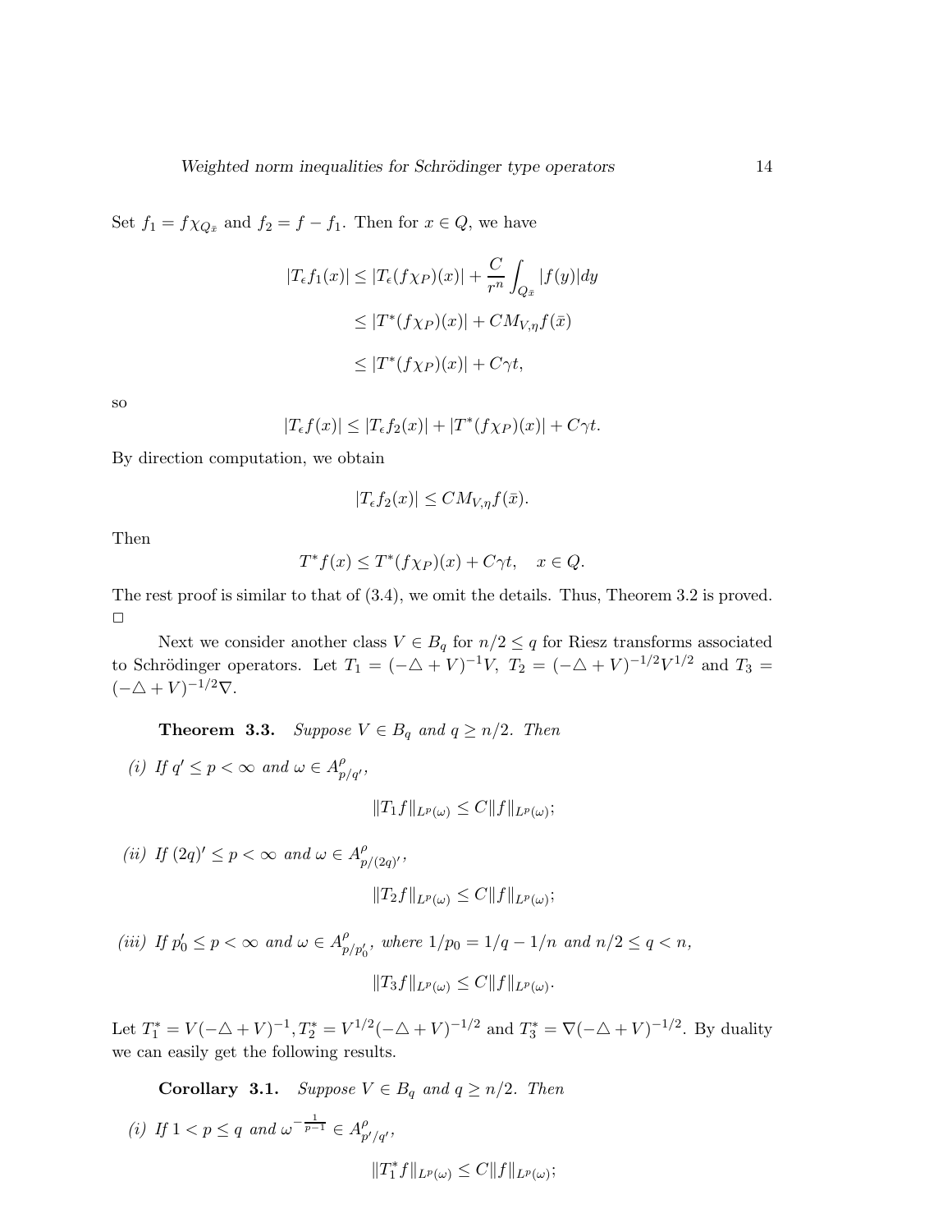Set $f_1 = f\chi_{Q_{\bar{x}}}$ and $f_2 = f - f_1$. Then for $x \in Q$, we have

$$
\begin{aligned}
|T_\epsilon f_1(x)| &\leq |T_\epsilon(f\chi_P)(x)| + \frac{C}{r^n}\int_{Q_{\bar{x}}} |f(y)|dy \\
&\leq |T^*(f\chi_P)(x)| + CM_{V,\eta}f(\bar{x}) \\
&\leq |T^*(f\chi_P)(x)| + C\gamma t,
\end{aligned}
$$

so

$$
|T_\epsilon f(x)| \leq |T_\epsilon f_2(x)| + |T^*(f\chi_P)(x)| + C\gamma t.
$$

By direction computation, we obtain

$$
|T_\epsilon f_2(x)| \leq CM_{V,\eta}f(\bar{x}).
$$

Then

$$
T^*f(x) \leq T^*(f\chi_P)(x) + C\gamma t, \quad x \in Q.
$$

The rest proof is similar to that of (3.4), we omit the details. Thus, Theorem 3.2 is proved. $\square$

Next we consider another class $V \in B_q$ for $n/2 \leq q$ for Riesz transforms associated to Schrödinger operators. Let $T_1 = (-\triangle + V)^{-1}V$, $T_2 = (-\triangle + V)^{-1/2}V^{1/2}$ and $T_3 = (-\triangle + V)^{-1/2}\nabla$.

**Theorem 3.3.** *Suppose $V \in B_q$ and $q \geq n/2$. Then*

*(i) If $q' \leq p < \infty$ and $\omega \in A^\rho_{p/q'}$,*

$$
\|T_1 f\|_{L^p(\omega)} \leq C\|f\|_{L^p(\omega)};
$$

*(ii) If $(2q)' \leq p < \infty$ and $\omega \in A^\rho_{p/(2q)'}$,*

$$
\|T_2 f\|_{L^p(\omega)} \leq C\|f\|_{L^p(\omega)};
$$

*(iii) If $p_0' \leq p < \infty$ and $\omega \in A^\rho_{p/p_0'}$, where $1/p_0 = 1/q - 1/n$ and $n/2 \leq q < n$,*

$$
\|T_3 f\|_{L^p(\omega)} \leq C\|f\|_{L^p(\omega)}.
$$

Let $T_1^* = V(-\triangle + V)^{-1}, T_2^* = V^{1/2}(-\triangle + V)^{-1/2}$ and $T_3^* = \nabla(-\triangle + V)^{-1/2}$. By duality we can easily get the following results.

**Corollary 3.1.** *Suppose $V \in B_q$ and $q \geq n/2$. Then*

*(i) If $1 < p \leq q$ and $\omega^{-\frac{1}{p-1}} \in A^\rho_{p'/q'}$,*

$$
\|T_1^* f\|_{L^p(\omega)} \leq C\|f\|_{L^p(\omega)};
$$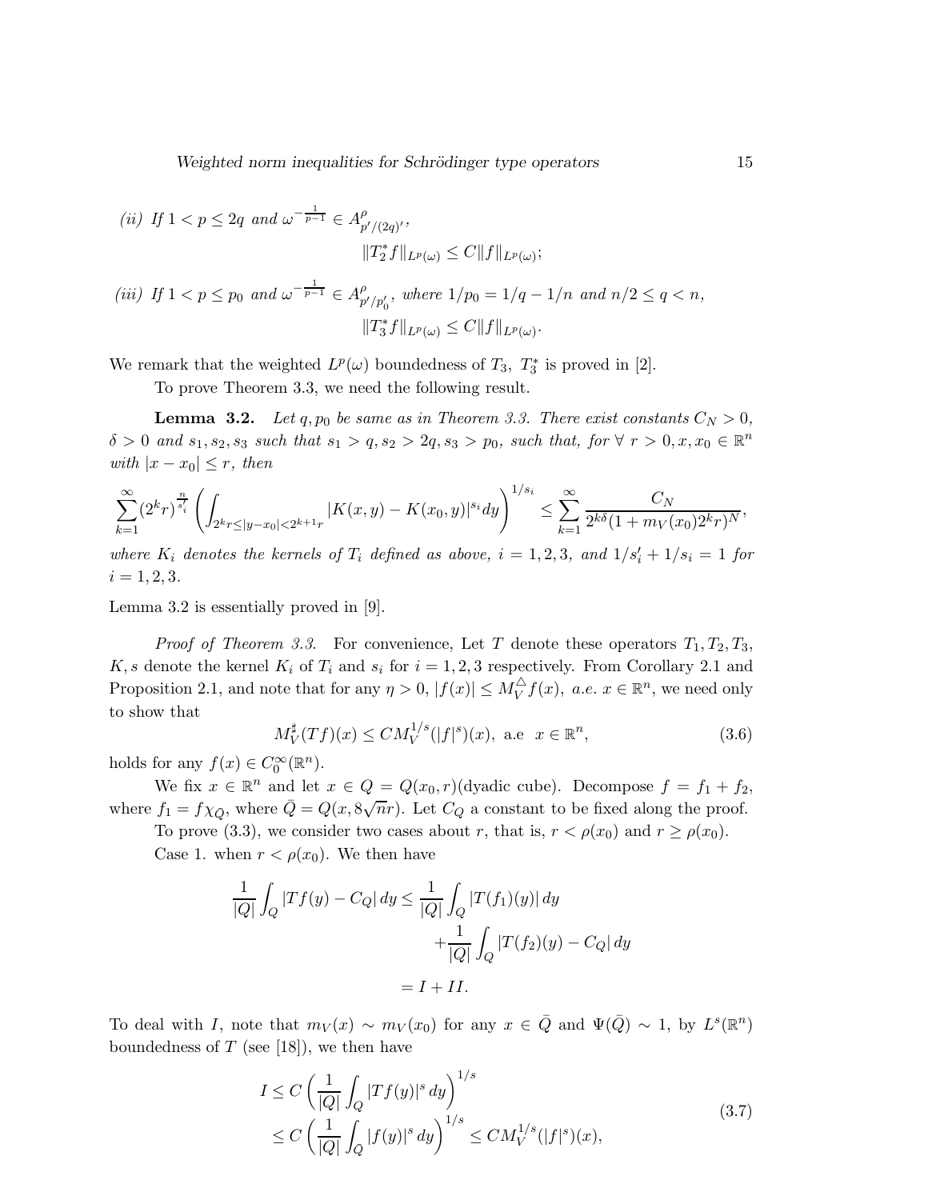*(ii) If* $1 < p \leq 2q$ *and* $\omega^{-\frac{1}{p-1}} \in A^{\rho}_{p'/(2q)'}$,

$$\|T_2^* f\|_{L^p(\omega)} \leq C\|f\|_{L^p(\omega)};$$

*(iii) If* $1 < p \leq p_0$ *and* $\omega^{-\frac{1}{p-1}} \in A^{\rho}_{p'/p_0'}$, *where* $1/p_0 = 1/q - 1/n$ *and* $n/2 \leq q < n$,

$$\|T_3^* f\|_{L^p(\omega)} \leq C\|f\|_{L^p(\omega)}.$$

We remark that the weighted $L^p(\omega)$ boundedness of $T_3$, $T_3^*$ is proved in [2].

To prove Theorem 3.3, we need the following result.

**Lemma 3.2.** *Let* $q, p_0$ *be same as in Theorem 3.3. There exist constants* $C_N > 0$, $\delta > 0$ *and* $s_1, s_2, s_3$ *such that* $s_1 > q, s_2 > 2q, s_3 > p_0$, *such that, for* $\forall\ r > 0, x, x_0 \in \mathbb{R}^n$ *with* $|x - x_0| \leq r$, *then*

$$\sum_{k=1}^{\infty} (2^k r)^{\frac{n}{s_i'}} \left( \int_{2^k r \leq |y-x_0| < 2^{k+1} r} |K(x,y) - K(x_0,y)|^{s_i} dy \right)^{1/s_i} \leq \sum_{k=1}^{\infty} \frac{C_N}{2^{k\delta}(1 + m_V(x_0) 2^k r)^N},$$

*where* $K_i$ *denotes the kernels of* $T_i$ *defined as above,* $i = 1, 2, 3$, *and* $1/s_i' + 1/s_i = 1$ *for* $i = 1, 2, 3$.

Lemma 3.2 is essentially proved in [9].

*Proof of Theorem 3.3.* For convenience, Let $T$ denote these operators $T_1, T_2, T_3$, $K, s$ denote the kernel $K_i$ of $T_i$ and $s_i$ for $i = 1, 2, 3$ respectively. From Corollary 2.1 and Proposition 2.1, and note that for any $\eta > 0$, $|f(x)| \leq M_V^{\triangle} f(x)$, *a.e.* $x \in \mathbb{R}^n$, we need only to show that

$$M_V^{\sharp}(Tf)(x) \leq C M_V^{1/s}(|f|^s)(x), \text{ a.e } x \in \mathbb{R}^n, \tag{3.6}$$

holds for any $f(x) \in C_0^{\infty}(\mathbb{R}^n)$.

We fix $x \in \mathbb{R}^n$ and let $x \in Q = Q(x_0, r)$(dyadic cube). Decompose $f = f_1 + f_2$, where $f_1 = f\chi_{\bar{Q}}$, where $\bar{Q} = Q(x, 8\sqrt{n}r)$. Let $C_Q$ a constant to be fixed along the proof.

To prove (3.3), we consider two cases about $r$, that is, $r < \rho(x_0)$ and $r \geq \rho(x_0)$.

Case 1. when $r < \rho(x_0)$. We then have

$$\begin{aligned} \frac{1}{|Q|} \int_Q |Tf(y) - C_Q|\, dy &\leq \frac{1}{|Q|} \int_Q |T(f_1)(y)|\, dy \\ &\quad + \frac{1}{|Q|} \int_Q |T(f_2)(y) - C_Q|\, dy \\ &= I + II. \end{aligned}$$

To deal with $I$, note that $m_V(x) \sim m_V(x_0)$ for any $x \in \bar{Q}$ and $\Psi(\bar{Q}) \sim 1$, by $L^s(\mathbb{R}^n)$ boundedness of $T$ (see [18]), we then have

$$\begin{aligned} I &\leq C \left( \frac{1}{|Q|} \int_Q |Tf(y)|^s\, dy \right)^{1/s} \\ &\leq C \left( \frac{1}{|Q|} \int_{\bar{Q}} |f(y)|^s\, dy \right)^{1/s} \leq C M_V^{1/s}(|f|^s)(x), \end{aligned} \tag{3.7}$$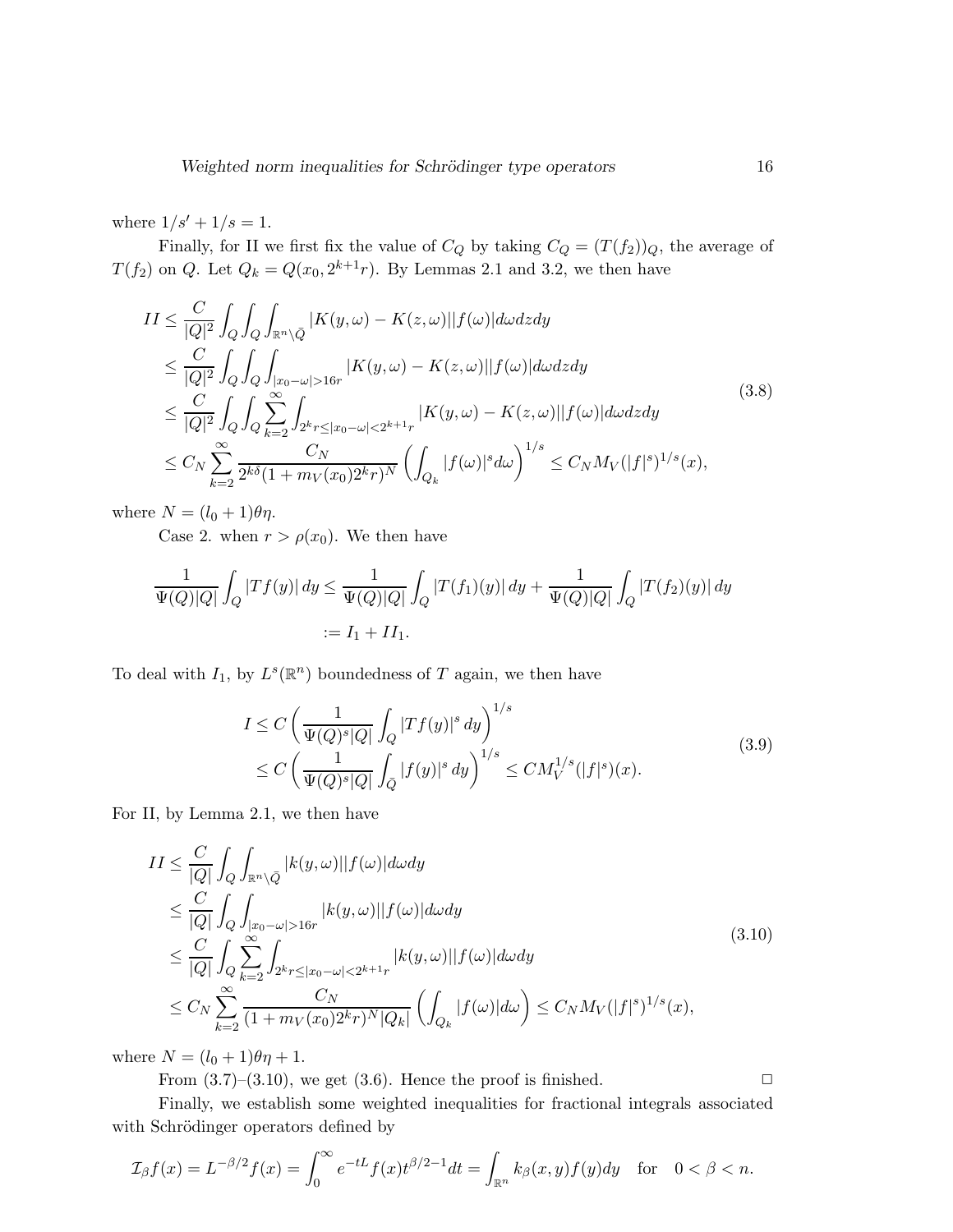where $1/s' + 1/s = 1$.

Finally, for II we first fix the value of $C_Q$ by taking $C_Q = (T(f_2))_Q$, the average of $T(f_2)$ on $Q$. Let $Q_k = Q(x_0, 2^{k+1}r)$. By Lemmas 2.1 and 3.2, we then have

$$
\begin{aligned}
II &\le \frac{C}{|Q|^2}\int_Q\int_Q\int_{\mathbb{R}^n\setminus\bar{Q}} |K(y,\omega)-K(z,\omega)||f(\omega)|d\omega dz dy \\
&\le \frac{C}{|Q|^2}\int_Q\int_Q\int_{|x_0-\omega|>16r} |K(y,\omega)-K(z,\omega)||f(\omega)|d\omega dz dy \\
&\le \frac{C}{|Q|^2}\int_Q\int_Q\sum_{k=2}^{\infty}\int_{2^k r\le |x_0-\omega|<2^{k+1}r} |K(y,\omega)-K(z,\omega)||f(\omega)|d\omega dz dy \\
&\le C_N\sum_{k=2}^{\infty}\frac{C_N}{2^{k\delta}(1+m_V(x_0)2^k r)^N}\left(\int_{Q_k}|f(\omega)|^s d\omega\right)^{1/s} \le C_N M_V(|f|^s)^{1/s}(x),
\end{aligned}
\tag{3.8}
$$

where $N = (l_0+1)\theta\eta$.

Case 2. when $r > \rho(x_0)$. We then have

$$
\begin{aligned}
\frac{1}{\Psi(Q)|Q|}\int_Q |Tf(y)|\,dy &\le \frac{1}{\Psi(Q)|Q|}\int_Q |T(f_1)(y)|\,dy + \frac{1}{\Psi(Q)|Q|}\int_Q |T(f_2)(y)|\,dy \\
&:= I_1 + II_1.
\end{aligned}
$$

To deal with $I_1$, by $L^s(\mathbb{R}^n)$ boundedness of $T$ again, we then have

$$
\begin{aligned}
I &\le C\left(\frac{1}{\Psi(Q)^s|Q|}\int_Q |Tf(y)|^s\,dy\right)^{1/s} \\
&\le C\left(\frac{1}{\Psi(Q)^s|Q|}\int_{\bar{Q}} |f(y)|^s\,dy\right)^{1/s} \le C M_V^{1/s}(|f|^s)(x).
\end{aligned}
\tag{3.9}
$$

For II, by Lemma 2.1, we then have

$$
\begin{aligned}
II &\le \frac{C}{|Q|}\int_Q\int_{\mathbb{R}^n\setminus\bar{Q}} |k(y,\omega)||f(\omega)|d\omega dy \\
&\le \frac{C}{|Q|}\int_Q\int_{|x_0-\omega|>16r} |k(y,\omega)||f(\omega)|d\omega dy \\
&\le \frac{C}{|Q|}\int_Q\sum_{k=2}^{\infty}\int_{2^k r\le |x_0-\omega|<2^{k+1}r} |k(y,\omega)||f(\omega)|d\omega dy \\
&\le C_N\sum_{k=2}^{\infty}\frac{C_N}{(1+m_V(x_0)2^k r)^N|Q_k|}\left(\int_{Q_k}|f(\omega)|d\omega\right) \le C_N M_V(|f|^s)^{1/s}(x),
\end{aligned}
\tag{3.10}
$$

where $N = (l_0+1)\theta\eta + 1$.

From (3.7)–(3.10), we get (3.6). Hence the proof is finished. $\square$

Finally, we establish some weighted inequalities for fractional integrals associated with Schrödinger operators defined by

$$
\mathcal{I}_\beta f(x) = L^{-\beta/2}f(x) = \int_0^\infty e^{-tL}f(x)t^{\beta/2-1}dt = \int_{\mathbb{R}^n} k_\beta(x,y)f(y)dy \quad \text{for} \quad 0<\beta<n.
$$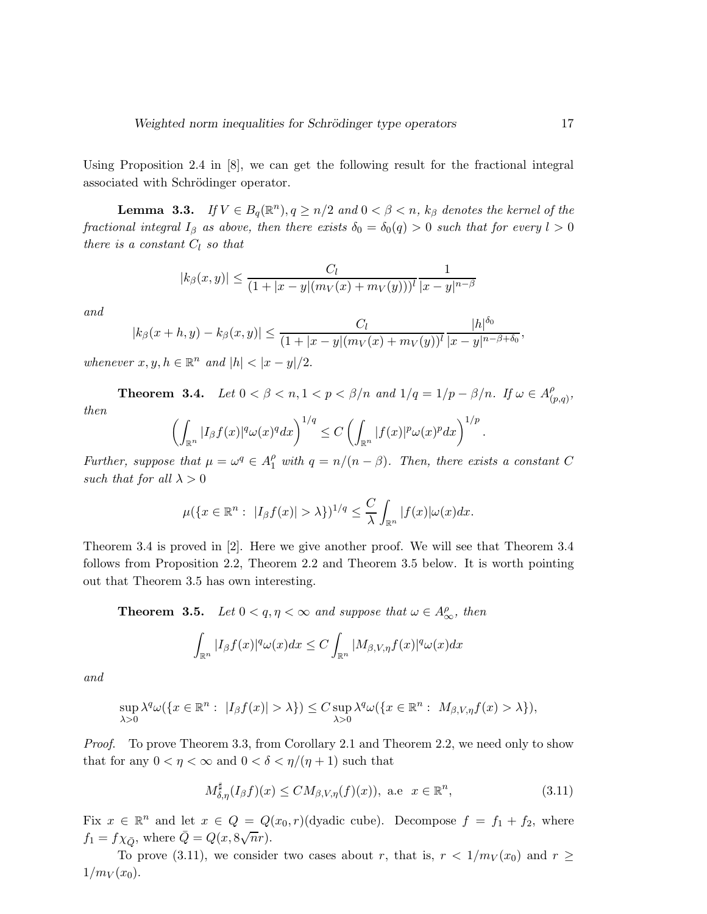Using Proposition 2.4 in [8], we can get the following result for the fractional integral associated with Schrödinger operator.

**Lemma 3.3.** *If $V \in B_q(\mathbb{R}^n), q \geq n/2$ and $0 < \beta < n$, $k_\beta$ denotes the kernel of the fractional integral $I_\beta$ as above, then there exists $\delta_0 = \delta_0(q) > 0$ such that for every $l > 0$ there is a constant $C_l$ so that*

$$|k_\beta(x,y)| \leq \frac{C_l}{(1 + |x-y|(m_V(x) + m_V(y)))^l} \frac{1}{|x-y|^{n-\beta}}$$

*and*

$$|k_\beta(x+h,y) - k_\beta(x,y)| \leq \frac{C_l}{(1 + |x-y|(m_V(x) + m_V(y)))^l} \frac{|h|^{\delta_0}}{|x-y|^{n-\beta+\delta_0}},$$

*whenever $x, y, h \in \mathbb{R}^n$ and $|h| < |x-y|/2$.*

**Theorem 3.4.** *Let $0 < \beta < n, 1 < p < \beta/n$ and $1/q = 1/p - \beta/n$. If $\omega \in A^\rho_{(p,q)}$, then*

$$\left( \int_{\mathbb{R}^n} |I_\beta f(x)|^q \omega(x)^q dx \right)^{1/q} \leq C \left( \int_{\mathbb{R}^n} |f(x)|^p \omega(x)^p dx \right)^{1/p}.$$

*Further, suppose that $\mu = \omega^q \in A^\rho_1$ with $q = n/(n-\beta)$. Then, there exists a constant $C$ such that for all $\lambda > 0$*

$$\mu(\{x \in \mathbb{R}^n : \ |I_\beta f(x)| > \lambda\})^{1/q} \leq \frac{C}{\lambda} \int_{\mathbb{R}^n} |f(x)| \omega(x) dx.$$

Theorem 3.4 is proved in [2]. Here we give another proof. We will see that Theorem 3.4 follows from Proposition 2.2, Theorem 2.2 and Theorem 3.5 below. It is worth pointing out that Theorem 3.5 has own interesting.

**Theorem 3.5.** *Let $0 < q, \eta < \infty$ and suppose that $\omega \in A^\rho_\infty$, then*

$$\int_{\mathbb{R}^n} |I_\beta f(x)|^q \omega(x) dx \leq C \int_{\mathbb{R}^n} |M_{\beta,V,\eta} f(x)|^q \omega(x) dx$$

*and*

$$\sup_{\lambda > 0} \lambda^q \omega(\{x \in \mathbb{R}^n : \ |I_\beta f(x)| > \lambda\}) \leq C \sup_{\lambda > 0} \lambda^q \omega(\{x \in \mathbb{R}^n : \ M_{\beta,V,\eta} f(x) > \lambda\}),$$

*Proof.* To prove Theorem 3.3, from Corollary 2.1 and Theorem 2.2, we need only to show that for any $0 < \eta < \infty$ and $0 < \delta < \eta/(\eta+1)$ such that

$$M^\sharp_{\delta,\eta}(I_\beta f)(x) \leq C M_{\beta,V,\eta}(f)(x)), \text{ a.e } \ x \in \mathbb{R}^n, \tag{3.11}$$

Fix $x \in \mathbb{R}^n$ and let $x \in Q = Q(x_0, r)$(dyadic cube). Decompose $f = f_1 + f_2$, where $f_1 = f\chi_{\bar{Q}}$, where $\bar{Q} = Q(x, 8\sqrt{n}r)$.

To prove (3.11), we consider two cases about $r$, that is, $r < 1/m_V(x_0)$ and $r \geq 1/m_V(x_0)$.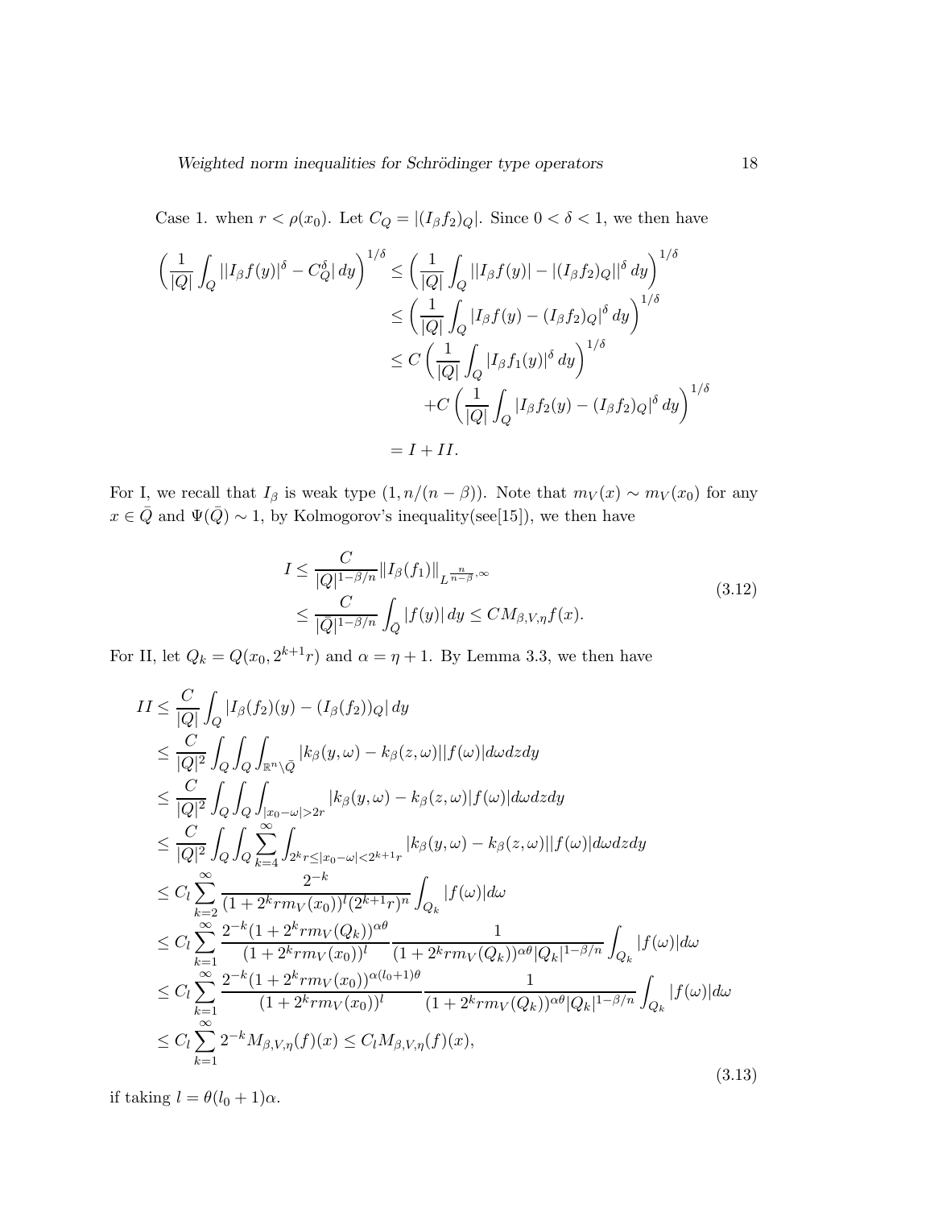Case 1. when $r < \rho(x_0)$. Let $C_Q = |(I_\beta f_2)_Q|$. Since $0 < \delta < 1$, we then have

$$
\begin{aligned}
\left( \frac{1}{|Q|} \int_Q ||I_\beta f(y)|^\delta - C_Q^\delta| \, dy \right)^{1/\delta} &\leq \left( \frac{1}{|Q|} \int_Q ||I_\beta f(y)| - |(I_\beta f_2)_Q||^\delta \, dy \right)^{1/\delta} \\
&\leq \left( \frac{1}{|Q|} \int_Q |I_\beta f(y) - (I_\beta f_2)_Q|^\delta \, dy \right)^{1/\delta} \\
&\leq C \left( \frac{1}{|Q|} \int_Q |I_\beta f_1(y)|^\delta \, dy \right)^{1/\delta} \\
&\quad + C \left( \frac{1}{|Q|} \int_Q |I_\beta f_2(y) - (I_\beta f_2)_Q|^\delta \, dy \right)^{1/\delta} \\
&= I + II.
\end{aligned}
$$

For I, we recall that $I_\beta$ is weak type $(1, n/(n-\beta))$. Note that $m_V(x) \sim m_V(x_0)$ for any $x \in \bar{Q}$ and $\Psi(\bar{Q}) \sim 1$, by Kolmogorov's inequality(see[15]), we then have

$$
\begin{aligned}
I &\leq \frac{C}{|Q|^{1-\beta/n}} \|I_\beta(f_1)\|_{L^{\frac{n}{n-\beta},\infty}} \\
&\leq \frac{C}{|\bar{Q}|^{1-\beta/n}} \int_{\bar{Q}} |f(y)| \, dy \leq C M_{\beta,V,\eta} f(x).
\end{aligned}
\tag{3.12}
$$

For II, let $Q_k = Q(x_0, 2^{k+1}r)$ and $\alpha = \eta + 1$. By Lemma 3.3, we then have

$$
\begin{aligned}
II &\leq \frac{C}{|Q|} \int_Q |I_\beta(f_2)(y) - (I_\beta(f_2))_Q| \, dy \\
&\leq \frac{C}{|Q|^2} \int_Q \int_Q \int_{\mathbb{R}^n \setminus \bar{Q}} |k_\beta(y,\omega) - k_\beta(z,\omega)||f(\omega)| d\omega dz dy \\
&\leq \frac{C}{|Q|^2} \int_Q \int_Q \int_{|x_0-\omega|>2r} |k_\beta(y,\omega) - k_\beta(z,\omega)|f(\omega)| d\omega dz dy \\
&\leq \frac{C}{|Q|^2} \int_Q \int_Q \sum_{k=4}^\infty \int_{2^k r \leq |x_0-\omega| < 2^{k+1} r} |k_\beta(y,\omega) - k_\beta(z,\omega)||f(\omega)| d\omega dz dy \\
&\leq C_l \sum_{k=2}^\infty \frac{2^{-k}}{(1 + 2^k r m_V(x_0))^l (2^{k+1} r)^n} \int_{Q_k} |f(\omega)| d\omega \\
&\leq C_l \sum_{k=1}^\infty \frac{2^{-k}(1 + 2^k r m_V(Q_k))^{\alpha\theta}}{(1 + 2^k r m_V(x_0))^l} \frac{1}{(1 + 2^k r m_V(Q_k))^{\alpha\theta} |Q_k|^{1-\beta/n}} \int_{Q_k} |f(\omega)| d\omega \\
&\leq C_l \sum_{k=1}^\infty \frac{2^{-k}(1 + 2^k r m_V(x_0))^{\alpha(l_0+1)\theta}}{(1 + 2^k r m_V(x_0))^l} \frac{1}{(1 + 2^k r m_V(Q_k))^{\alpha\theta} |Q_k|^{1-\beta/n}} \int_{Q_k} |f(\omega)| d\omega \\
&\leq C_l \sum_{k=1}^\infty 2^{-k} M_{\beta,V,\eta}(f)(x) \leq C_l M_{\beta,V,\eta}(f)(x),
\end{aligned}
\tag{3.13}
$$

if taking $l = \theta(l_0 + 1)\alpha$.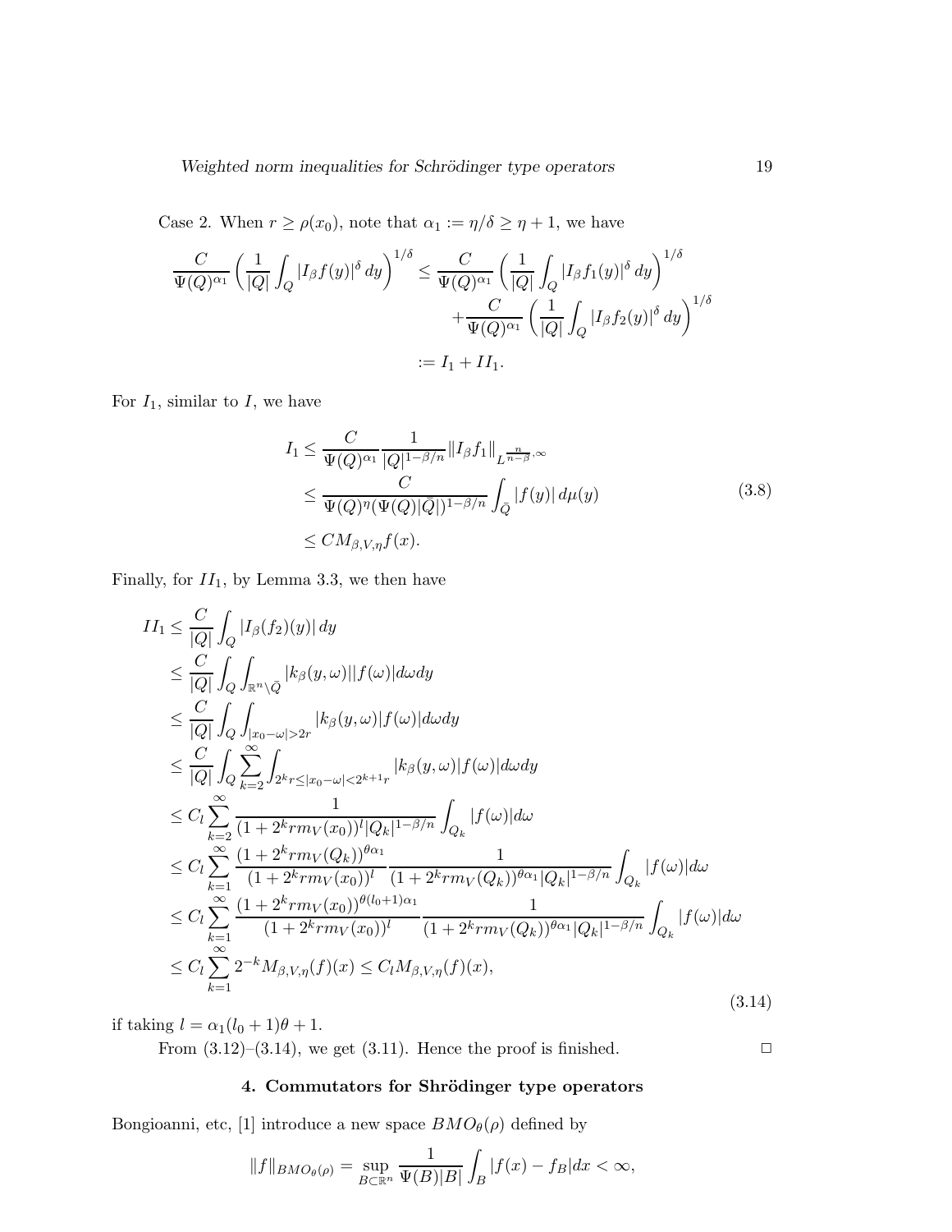Case 2. When $r \geq \rho(x_0)$, note that $\alpha_1 := \eta/\delta \geq \eta + 1$, we have

$$
\begin{aligned}
\frac{C}{\Psi(Q)^{\alpha_1}} \left( \frac{1}{|Q|} \int_Q |I_\beta f(y)|^\delta \, dy \right)^{1/\delta} &\leq \frac{C}{\Psi(Q)^{\alpha_1}} \left( \frac{1}{|Q|} \int_Q |I_\beta f_1(y)|^\delta \, dy \right)^{1/\delta} \\
&\quad + \frac{C}{\Psi(Q)^{\alpha_1}} \left( \frac{1}{|Q|} \int_Q |I_\beta f_2(y)|^\delta \, dy \right)^{1/\delta} \\
&:= I_1 + II_1.
\end{aligned}
$$

For $I_1$, similar to $I$, we have

$$
\begin{aligned}
I_1 &\leq \frac{C}{\Psi(Q)^{\alpha_1}} \frac{1}{|Q|^{1-\beta/n}} \|I_\beta f_1\|_{L^{\frac{n}{n-\beta},\infty}} \\
&\leq \frac{C}{\Psi(Q)^{\eta} (\Psi(Q)|\bar{Q}|)^{1-\beta/n}} \int_{\bar{Q}} |f(y)| \, d\mu(y) \\
&\leq C M_{\beta,V,\eta} f(x).
\end{aligned}
\tag{3.8}
$$

Finally, for $II_1$, by Lemma 3.3, we then have

$$
\begin{aligned}
II_1 &\leq \frac{C}{|Q|} \int_Q |I_\beta(f_2)(y)| \, dy \\
&\leq \frac{C}{|Q|} \int_Q \int_{\mathbb{R}^n \setminus \bar{Q}} |k_\beta(y,\omega)||f(\omega)| d\omega dy \\
&\leq \frac{C}{|Q|} \int_Q \int_{|x_0-\omega|>2r} |k_\beta(y,\omega)| |f(\omega)| d\omega dy \\
&\leq \frac{C}{|Q|} \int_Q \sum_{k=2}^{\infty} \int_{2^k r \leq |x_0-\omega| < 2^{k+1} r} |k_\beta(y,\omega)| |f(\omega)| d\omega dy \\
&\leq C_l \sum_{k=2}^{\infty} \frac{1}{(1+2^k r m_V(x_0))^l |Q_k|^{1-\beta/n}} \int_{Q_k} |f(\omega)| d\omega \\
&\leq C_l \sum_{k=1}^{\infty} \frac{(1+2^k r m_V(Q_k))^{\theta\alpha_1}}{(1+2^k r m_V(x_0))^l} \frac{1}{(1+2^k r m_V(Q_k))^{\theta\alpha_1} |Q_k|^{1-\beta/n}} \int_{Q_k} |f(\omega)| d\omega \\
&\leq C_l \sum_{k=1}^{\infty} \frac{(1+2^k r m_V(x_0))^{\theta(l_0+1)\alpha_1}}{(1+2^k r m_V(x_0))^l} \frac{1}{(1+2^k r m_V(Q_k))^{\theta\alpha_1} |Q_k|^{1-\beta/n}} \int_{Q_k} |f(\omega)| d\omega \\
&\leq C_l \sum_{k=1}^{\infty} 2^{-k} M_{\beta,V,\eta}(f)(x) \leq C_l M_{\beta,V,\eta}(f)(x),
\end{aligned}
\tag{3.14}
$$

if taking $l = \alpha_1(l_0+1)\theta + 1$.

From (3.12)–(3.14), we get (3.11). Hence the proof is finished. $\Box$

## 4. Commutators for Shrödinger type operators

Bongioanni, etc, [1] introduce a new space $BMO_\theta(\rho)$ defined by

$$
\|f\|_{BMO_\theta(\rho)} = \sup_{B \subset \mathbb{R}^n} \frac{1}{\Psi(B)|B|} \int_B |f(x) - f_B| dx < \infty,
$$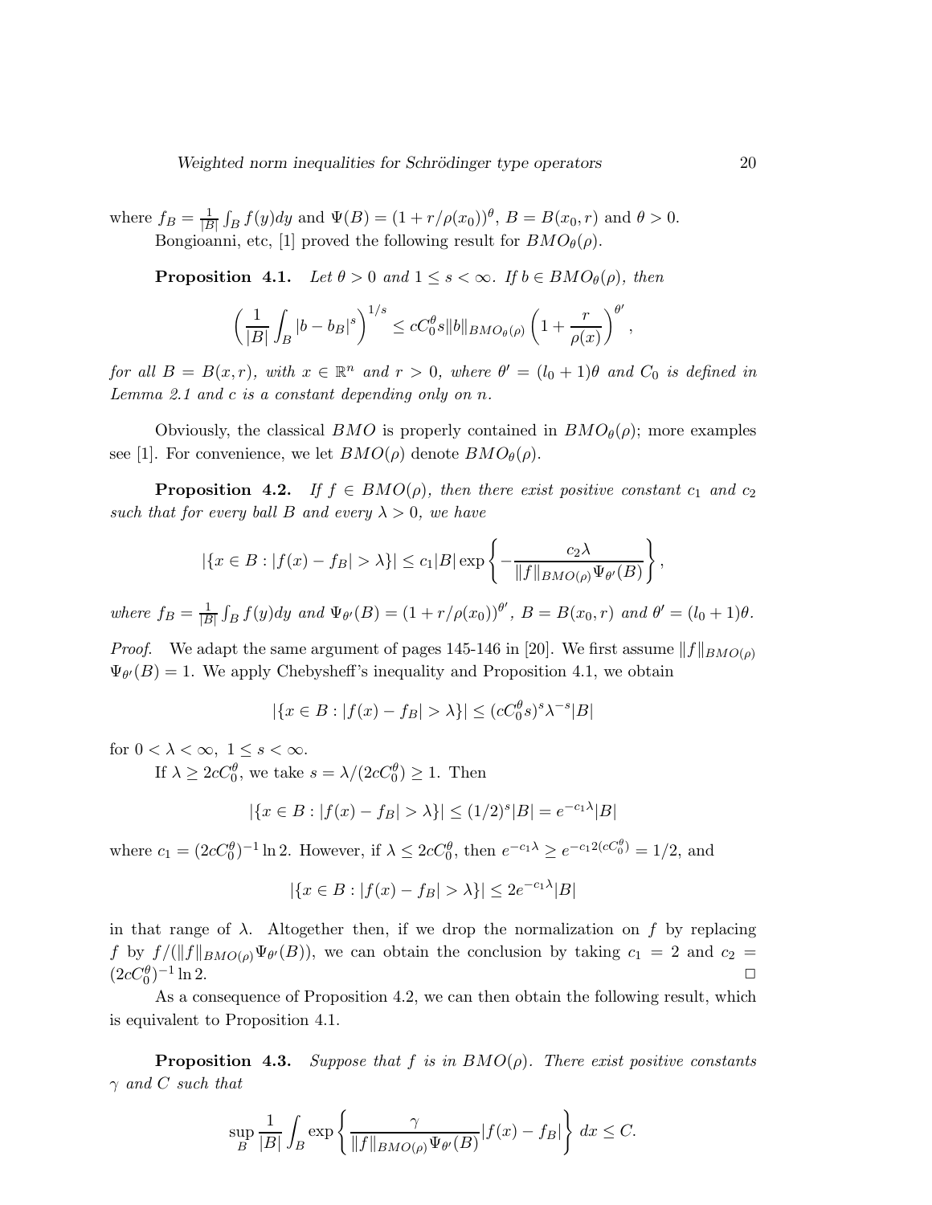where $f_B = \frac{1}{|B|}\int_B f(y)dy$ and $\Psi(B) = (1 + r/\rho(x_0))^\theta$, $B = B(x_0, r)$ and $\theta > 0$.

Bongioanni, etc, [1] proved the following result for $BMO_\theta(\rho)$.

**Proposition 4.1.** *Let $\theta > 0$ and $1 \le s < \infty$. If $b \in BMO_\theta(\rho)$, then*

$$\left(\frac{1}{|B|}\int_B |b - b_B|^s\right)^{1/s} \le cC_0^\theta s\|b\|_{BMO_\theta(\rho)}\left(1 + \frac{r}{\rho(x)}\right)^{\theta'},$$

*for all $B = B(x, r)$, with $x \in \mathbb{R}^n$ and $r > 0$, where $\theta' = (l_0 + 1)\theta$ and $C_0$ is defined in Lemma 2.1 and $c$ is a constant depending only on $n$.*

Obviously, the classical $BMO$ is properly contained in $BMO_\theta(\rho)$; more examples see [1]. For convenience, we let $BMO(\rho)$ denote $BMO_\theta(\rho)$.

**Proposition 4.2.** *If $f \in BMO(\rho)$, then there exist positive constant $c_1$ and $c_2$ such that for every ball $B$ and every $\lambda > 0$, we have*

$$|\{x \in B : |f(x) - f_B| > \lambda\}| \le c_1|B|\exp\left\{-\frac{c_2\lambda}{\|f\|_{BMO(\rho)}\Psi_{\theta'}(B)}\right\},$$

*where $f_B = \frac{1}{|B|}\int_B f(y)dy$ and $\Psi_{\theta'}(B) = (1 + r/\rho(x_0))^{\theta'}$, $B = B(x_0, r)$ and $\theta' = (l_0 + 1)\theta$.*

*Proof.* We adapt the same argument of pages 145-146 in [20]. We first assume $\|f\|_{BMO(\rho)}$ $\Psi_{\theta'}(B) = 1$. We apply Chebysheff's inequality and Proposition 4.1, we obtain

$$|\{x \in B : |f(x) - f_B| > \lambda\}| \le (cC_0^\theta s)^s \lambda^{-s}|B|$$

for $0 < \lambda < \infty$, $1 \le s < \infty$.

If $\lambda \ge 2cC_0^\theta$, we take $s = \lambda/(2cC_0^\theta) \ge 1$. Then

$$|\{x \in B : |f(x) - f_B| > \lambda\}| \le (1/2)^s|B| = e^{-c_1\lambda}|B|$$

where $c_1 = (2cC_0^\theta)^{-1}\ln 2$. However, if $\lambda \le 2cC_0^\theta$, then $e^{-c_1\lambda} \ge e^{-c_1 2(cC_0^\theta)} = 1/2$, and

$$|\{x \in B : |f(x) - f_B| > \lambda\}| \le 2e^{-c_1\lambda}|B|$$

in that range of $\lambda$. Altogether then, if we drop the normalization on $f$ by replacing $f$ by $f/(\|f\|_{BMO(\rho)}\Psi_{\theta'}(B))$, we can obtain the conclusion by taking $c_1 = 2$ and $c_2 = (2cC_0^\theta)^{-1}\ln 2$. $\square$

As a consequence of Proposition 4.2, we can then obtain the following result, which is equivalent to Proposition 4.1.

**Proposition 4.3.** *Suppose that $f$ is in $BMO(\rho)$. There exist positive constants $\gamma$ and $C$ such that*

$$\sup_B \frac{1}{|B|}\int_B \exp\left\{\frac{\gamma}{\|f\|_{BMO(\rho)}\Psi_{\theta'}(B)}|f(x) - f_B|\right\} dx \le C.$$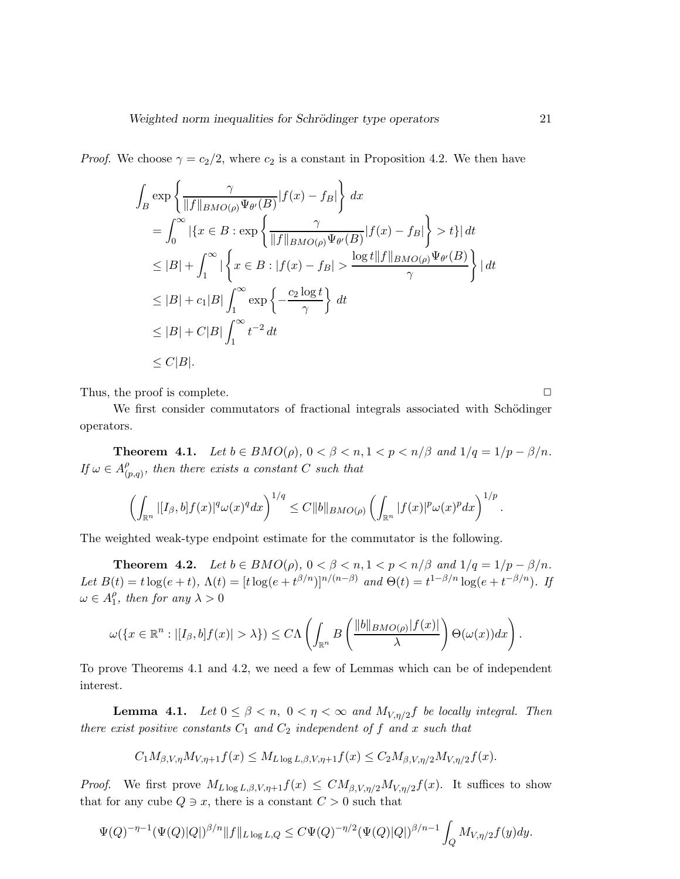*Proof.* We choose $\gamma = c_2/2$, where $c_2$ is a constant in Proposition 4.2. We then have

$$
\begin{aligned}
&\int_B \exp\left\{\frac{\gamma}{\|f\|_{BMO(\rho)}\Psi_{\theta'}(B)}|f(x)-f_B|\right\}\,dx \\
&= \int_0^\infty |\{x\in B : \exp\left\{\frac{\gamma}{\|f\|_{BMO(\rho)}\Psi_{\theta'}(B)}|f(x)-f_B|\right\} > t\}|\,dt \\
&\le |B| + \int_1^\infty |\left\{x\in B : |f(x)-f_B| > \frac{\log t\|f\|_{BMO(\rho)}\Psi_{\theta'}(B)}{\gamma}\right\}|\,dt \\
&\le |B| + c_1|B|\int_1^\infty \exp\left\{-\frac{c_2\log t}{\gamma}\right\}\,dt \\
&\le |B| + C|B|\int_1^\infty t^{-2}\,dt \\
&\le C|B|.
\end{aligned}
$$

Thus, the proof is complete. $\square$

We first consider commutators of fractional integrals associated with Schödinger operators.

**Theorem 4.1.** *Let $b \in BMO(\rho)$, $0<\beta<n, 1<p<n/\beta$ and $1/q = 1/p - \beta/n$. If $\omega \in A^{\rho}_{(p,q)}$, then there exists a constant $C$ such that*

$$
\left(\int_{\mathbb{R}^n} |[I_\beta, b]f(x)|^q \omega(x)^q dx\right)^{1/q} \le C\|b\|_{BMO(\rho)}\left(\int_{\mathbb{R}^n}|f(x)|^p\omega(x)^p dx\right)^{1/p}.
$$

The weighted weak-type endpoint estimate for the commutator is the following.

**Theorem 4.2.** *Let $b \in BMO(\rho)$, $0<\beta<n, 1<p<n/\beta$ and $1/q = 1/p-\beta/n$. Let $B(t) = t\log(e+t)$, $\Lambda(t) = [t\log(e+t^{\beta/n})]^{n/(n-\beta)}$ and $\Theta(t) = t^{1-\beta/n}\log(e+t^{-\beta/n})$. If $\omega\in A_1^{\rho}$, then for any $\lambda>0$*

$$
\omega(\{x\in\mathbb{R}^n : |[I_\beta, b]f(x)|>\lambda\}) \le C\Lambda\left(\int_{\mathbb{R}^n} B\left(\frac{\|b\|_{BMO(\rho)}|f(x)|}{\lambda}\right)\Theta(\omega(x))dx\right).
$$

To prove Theorems 4.1 and 4.2, we need a few of Lemmas which can be of independent interest.

**Lemma 4.1.** *Let $0\le\beta<n$, $0<\eta<\infty$ and $M_{V,\eta/2}f$ be locally integral. Then there exist positive constants $C_1$ and $C_2$ independent of $f$ and $x$ such that*

$$
C_1 M_{\beta,V,\eta}M_{V,\eta+1}f(x) \le M_{L\log L,\beta,V,\eta+1}f(x) \le C_2 M_{\beta,V,\eta/2}M_{V,\eta/2}f(x).
$$

*Proof.* We first prove $M_{L\log L,\beta,V,\eta+1}f(x) \le CM_{\beta,V,\eta/2}M_{V,\eta/2}f(x)$. It suffices to show that for any cube $Q\ni x$, there is a constant $C>0$ such that

$$
\Psi(Q)^{-\eta-1}(\Psi(Q)|Q|)^{\beta/n}\|f\|_{L\log L,Q} \le C\Psi(Q)^{-\eta/2}(\Psi(Q)|Q|)^{\beta/n-1}\int_Q M_{V,\eta/2}f(y)dy.
$$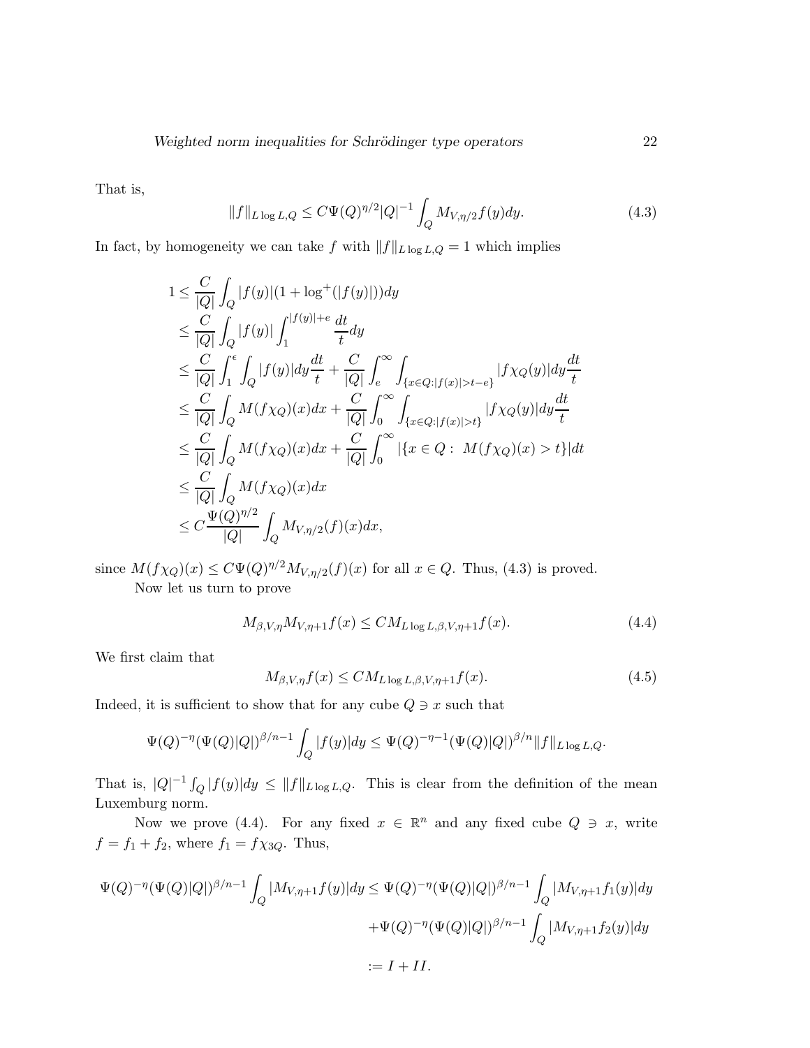That is,

$$\|f\|_{L\log L,Q} \leq C\Psi(Q)^{\eta/2}|Q|^{-1}\int_Q M_{V,\eta/2}f(y)dy. \tag{4.3}$$

In fact, by homogeneity we can take $f$ with $\|f\|_{L\log L,Q} = 1$ which implies

$$\begin{aligned}
1 &\leq \frac{C}{|Q|}\int_Q |f(y)|(1+\log^+(|f(y)|))dy \\
&\leq \frac{C}{|Q|}\int_Q |f(y)|\int_1^{|f(y)|+e}\frac{dt}{t}dy \\
&\leq \frac{C}{|Q|}\int_1^{\epsilon}\int_Q |f(y)|dy\frac{dt}{t} + \frac{C}{|Q|}\int_e^\infty\int_{\{x\in Q:|f(x)|>t-e\}}|f\chi_Q(y)|dy\frac{dt}{t} \\
&\leq \frac{C}{|Q|}\int_Q M(f\chi_Q)(x)dx + \frac{C}{|Q|}\int_0^\infty\int_{\{x\in Q:|f(x)|>t\}}|f\chi_Q(y)|dy\frac{dt}{t} \\
&\leq \frac{C}{|Q|}\int_Q M(f\chi_Q)(x)dx + \frac{C}{|Q|}\int_0^\infty |\{x\in Q:\ M(f\chi_Q)(x)>t\}|dt \\
&\leq \frac{C}{|Q|}\int_Q M(f\chi_Q)(x)dx \\
&\leq C\frac{\Psi(Q)^{\eta/2}}{|Q|}\int_Q M_{V,\eta/2}(f)(x)dx,
\end{aligned}$$

since $M(f\chi_Q)(x) \leq C\Psi(Q)^{\eta/2}M_{V,\eta/2}(f)(x)$ for all $x\in Q$. Thus, (4.3) is proved.

Now let us turn to prove

$$M_{\beta,V,\eta}M_{V,\eta+1}f(x) \leq CM_{L\log L,\beta,V,\eta+1}f(x). \tag{4.4}$$

We first claim that

$$M_{\beta,V,\eta}f(x) \leq CM_{L\log L,\beta,V,\eta+1}f(x). \tag{4.5}$$

Indeed, it is sufficient to show that for any cube $Q \ni x$ such that

$$\Psi(Q)^{-\eta}(\Psi(Q)|Q|)^{\beta/n-1}\int_Q |f(y)|dy \leq \Psi(Q)^{-\eta-1}(\Psi(Q)|Q|)^{\beta/n}\|f\|_{L\log L,Q}.$$

That is, $|Q|^{-1}\int_Q |f(y)|dy \leq \|f\|_{L\log L,Q}$. This is clear from the definition of the mean Luxemburg norm.

Now we prove (4.4). For any fixed $x\in\mathbb{R}^n$ and any fixed cube $Q\ni x$, write $f = f_1 + f_2$, where $f_1 = f\chi_{3Q}$. Thus,

$$\begin{aligned}
\Psi(Q)^{-\eta}(\Psi(Q)|Q|)^{\beta/n-1}\int_Q |M_{V,\eta+1}f(y)|dy &\leq \Psi(Q)^{-\eta}(\Psi(Q)|Q|)^{\beta/n-1}\int_Q |M_{V,\eta+1}f_1(y)|dy \\
&\quad + \Psi(Q)^{-\eta}(\Psi(Q)|Q|)^{\beta/n-1}\int_Q |M_{V,\eta+1}f_2(y)|dy \\
&:= I + II.
\end{aligned}$$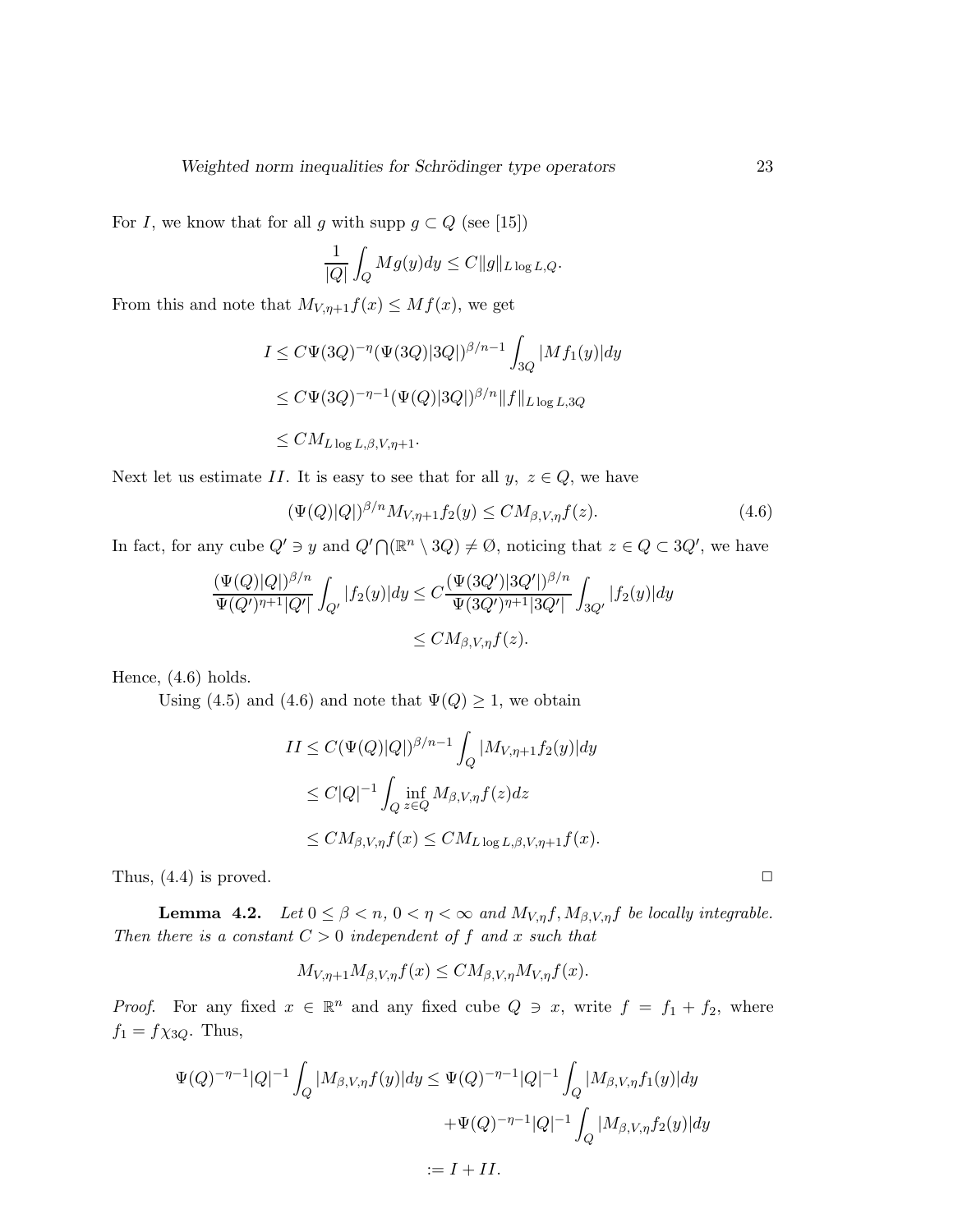For $I$, we know that for all $g$ with supp $g \subset Q$ (see [15])

$$\frac{1}{|Q|}\int_Q Mg(y)dy \le C\|g\|_{L\log L,Q}.$$

From this and note that $M_{V,\eta+1}f(x) \le Mf(x)$, we get

$$\begin{aligned}
I &\le C\Psi(3Q)^{-\eta}(\Psi(3Q)|3Q|)^{\beta/n-1}\int_{3Q}|Mf_1(y)|dy \\
&\le C\Psi(3Q)^{-\eta-1}(\Psi(Q)|3Q|)^{\beta/n}\|f\|_{L\log L,3Q} \\
&\le CM_{L\log L,\beta,V,\eta+1}.
\end{aligned}$$

Next let us estimate $II$. It is easy to see that for all $y,\ z \in Q$, we have

$$(\Psi(Q)|Q|)^{\beta/n}M_{V,\eta+1}f_2(y) \le CM_{\beta,V,\eta}f(z). \tag{4.6}$$

In fact, for any cube $Q' \ni y$ and $Q'\bigcap(\mathbb{R}^n \setminus 3Q) \ne \emptyset$, noticing that $z \in Q \subset 3Q'$, we have

$$\begin{aligned}
\frac{(\Psi(Q)|Q|)^{\beta/n}}{\Psi(Q')^{\eta+1}|Q'|}\int_{Q'}|f_2(y)|dy &\le C\frac{(\Psi(3Q')|3Q'|)^{\beta/n}}{\Psi(3Q')^{\eta+1}|3Q'|}\int_{3Q'}|f_2(y)|dy \\
&\le CM_{\beta,V,\eta}f(z).
\end{aligned}$$

Hence, (4.6) holds.

Using (4.5) and (4.6) and note that $\Psi(Q) \ge 1$, we obtain

$$\begin{aligned}
II &\le C(\Psi(Q)|Q|)^{\beta/n-1}\int_Q |M_{V,\eta+1}f_2(y)|dy \\
&\le C|Q|^{-1}\int_Q \inf_{z\in Q} M_{\beta,V,\eta}f(z)dz \\
&\le CM_{\beta,V,\eta}f(x) \le CM_{L\log L,\beta,V,\eta+1}f(x).
\end{aligned}$$

Thus, (4.4) is proved. $\square$

**Lemma 4.2.** *Let $0 \le \beta < n$, $0 < \eta < \infty$ and $M_{V,\eta}f, M_{\beta,V,\eta}f$ be locally integrable. Then there is a constant $C > 0$ independent of $f$ and $x$ such that*

$$M_{V,\eta+1}M_{\beta,V,\eta}f(x) \le CM_{\beta,V,\eta}M_{V,\eta}f(x).$$

*Proof.* For any fixed $x \in \mathbb{R}^n$ and any fixed cube $Q \ni x$, write $f = f_1 + f_2$, where $f_1 = f\chi_{3Q}$. Thus,

$$\begin{aligned}
\Psi(Q)^{-\eta-1}|Q|^{-1}\int_Q |M_{\beta,V,\eta}f(y)|dy &\le \Psi(Q)^{-\eta-1}|Q|^{-1}\int_Q |M_{\beta,V,\eta}f_1(y)|dy \\
&\quad +\Psi(Q)^{-\eta-1}|Q|^{-1}\int_Q |M_{\beta,V,\eta}f_2(y)|dy \\
&:= I + II.
\end{aligned}$$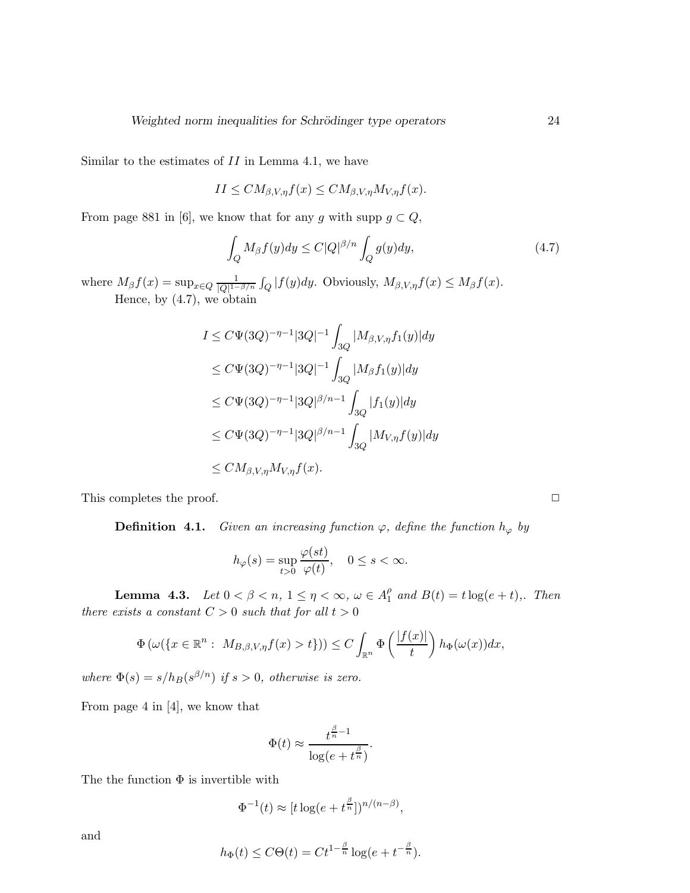Similar to the estimates of $II$ in Lemma 4.1, we have

$$II \leq CM_{\beta,V,\eta}f(x) \leq CM_{\beta,V,\eta}M_{V,\eta}f(x).$$

From page 881 in [6], we know that for any $g$ with supp $g \subset Q$,

$$\int_Q M_\beta f(y)dy \leq C|Q|^{\beta/n}\int_Q g(y)dy, \tag{4.7}$$

where $M_\beta f(x) = \sup_{x\in Q}\frac{1}{|Q|^{1-\beta/n}}\int_Q |f(y)dy$. Obviously, $M_{\beta,V,\eta}f(x) \leq M_\beta f(x)$.

Hence, by (4.7), we obtain

$$\begin{aligned}
I &\leq C\Psi(3Q)^{-\eta-1}|3Q|^{-1}\int_{3Q}|M_{\beta,V,\eta}f_1(y)|dy \\
&\leq C\Psi(3Q)^{-\eta-1}|3Q|^{-1}\int_{3Q}|M_\beta f_1(y)|dy \\
&\leq C\Psi(3Q)^{-\eta-1}|3Q|^{\beta/n-1}\int_{3Q}|f_1(y)|dy \\
&\leq C\Psi(3Q)^{-\eta-1}|3Q|^{\beta/n-1}\int_{3Q}|M_{V,\eta}f(y)|dy \\
&\leq CM_{\beta,V,\eta}M_{V,\eta}f(x).
\end{aligned}$$

This completes the proof. $\square$

**Definition 4.1.** *Given an increasing function $\varphi$, define the function $h_\varphi$ by*

$$h_\varphi(s) = \sup_{t>0}\frac{\varphi(st)}{\varphi(t)}, \quad 0 \leq s < \infty.$$

**Lemma 4.3.** *Let $0 < \beta < n$, $1 \leq \eta < \infty$, $\omega \in A_1^\rho$ and $B(t) = t\log(e+t),$. Then there exists a constant $C > 0$ such that for all $t > 0$*

$$\Phi\left(\omega(\{x \in \mathbb{R}^n : \ M_{B,\beta,V,\eta}f(x) > t\})\right) \leq C\int_{\mathbb{R}^n}\Phi\left(\frac{|f(x)|}{t}\right)h_\Phi(\omega(x))dx,$$

*where $\Phi(s) = s/h_B(s^{\beta/n})$ if $s > 0$, otherwise is zero.*

From page 4 in [4], we know that

$$\Phi(t) \approx \frac{t^{\frac{\beta}{n}-1}}{\log(e+t^{\frac{\beta}{n}})}.$$

The the function $\Phi$ is invertible with

$$\Phi^{-1}(t) \approx [t\log(e+t^{\frac{\beta}{n}}])^{n/(n-\beta)},$$

and

$$h_\Phi(t) \leq C\Theta(t) = Ct^{1-\frac{\beta}{n}}\log(e+t^{-\frac{\beta}{n}}).$$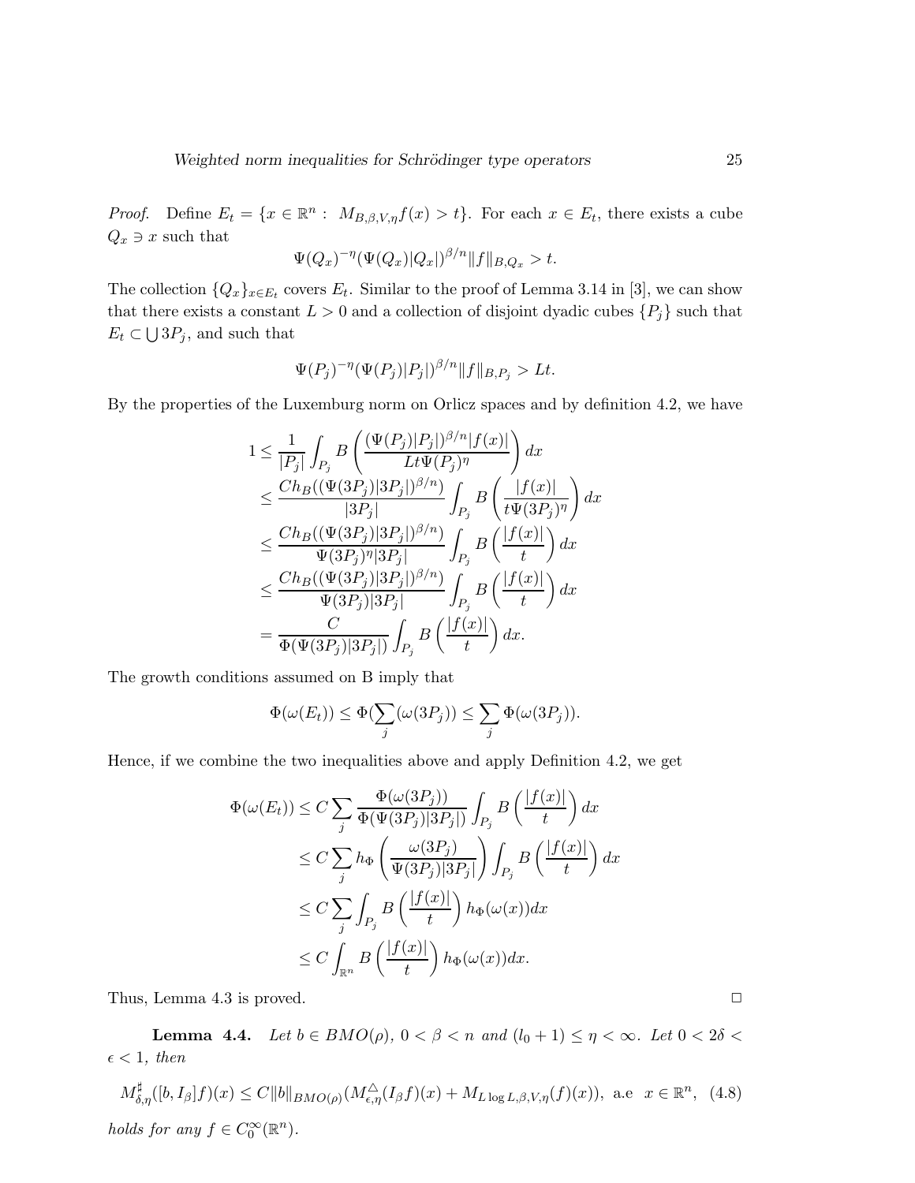*Proof.* Define $E_t = \{x \in \mathbb{R}^n : \; M_{B,\beta,V,\eta} f(x) > t\}$. For each $x \in E_t$, there exists a cube $Q_x \ni x$ such that

$$\Psi(Q_x)^{-\eta}(\Psi(Q_x)|Q_x|)^{\beta/n}\|f\|_{B,Q_x} > t.$$

The collection $\{Q_x\}_{x\in E_t}$ covers $E_t$. Similar to the proof of Lemma 3.14 in [3], we can show that there exists a constant $L > 0$ and a collection of disjoint dyadic cubes $\{P_j\}$ such that $E_t \subset \bigcup 3P_j$, and such that

$$\Psi(P_j)^{-\eta}(\Psi(P_j)|P_j|)^{\beta/n}\|f\|_{B,P_j} > Lt.$$

By the properties of the Luxemburg norm on Orlicz spaces and by definition 4.2, we have

$$\begin{aligned}
1 &\leq \frac{1}{|P_j|}\int_{P_j} B\left(\frac{(\Psi(P_j)|P_j|)^{\beta/n}|f(x)|}{Lt\Psi(P_j)^{\eta}}\right)dx \\
&\leq \frac{Ch_B((\Psi(3P_j)|3P_j|)^{\beta/n})}{|3P_j|}\int_{P_j} B\left(\frac{|f(x)|}{t\Psi(3P_j)^{\eta}}\right)dx \\
&\leq \frac{Ch_B((\Psi(3P_j)|3P_j|)^{\beta/n})}{\Psi(3P_j)^{\eta}|3P_j|}\int_{P_j} B\left(\frac{|f(x)|}{t}\right)dx \\
&\leq \frac{Ch_B((\Psi(3P_j)|3P_j|)^{\beta/n})}{\Psi(3P_j)|3P_j|}\int_{P_j} B\left(\frac{|f(x)|}{t}\right)dx \\
&= \frac{C}{\Phi(\Psi(3P_j)|3P_j|)}\int_{P_j} B\left(\frac{|f(x)|}{t}\right)dx.
\end{aligned}$$

The growth conditions assumed on B imply that

$$\Phi(\omega(E_t)) \leq \Phi(\sum_j(\omega(3P_j)) \leq \sum_j \Phi(\omega(3P_j)).$$

Hence, if we combine the two inequalities above and apply Definition 4.2, we get

$$\begin{aligned}
\Phi(\omega(E_t)) &\leq C\sum_j \frac{\Phi(\omega(3P_j))}{\Phi(\Psi(3P_j)|3P_j|)}\int_{P_j} B\left(\frac{|f(x)|}{t}\right)dx \\
&\leq C\sum_j h_\Phi\left(\frac{\omega(3P_j)}{\Psi(3P_j)|3P_j|}\right)\int_{P_j} B\left(\frac{|f(x)|}{t}\right)dx \\
&\leq C\sum_j \int_{P_j} B\left(\frac{|f(x)|}{t}\right)h_\Phi(\omega(x))dx \\
&\leq C\int_{\mathbb{R}^n} B\left(\frac{|f(x)|}{t}\right)h_\Phi(\omega(x))dx.
\end{aligned}$$

Thus, Lemma 4.3 is proved. $\square$

**Lemma 4.4.** *Let $b \in BMO(\rho)$, $0 < \beta < n$ and $(l_0 + 1) \leq \eta < \infty$. Let $0 < 2\delta < \epsilon < 1$, then*

$$M^{\sharp}_{\delta,\eta}([b, I_\beta]f)(x) \leq C\|b\|_{BMO(\rho)}(M^{\triangle}_{\epsilon,\eta}(I_\beta f)(x) + M_{L\log L,\beta,V,\eta}(f)(x)), \text{ a.e } x \in \mathbb{R}^n, \quad (4.8)$$

*holds for any $f \in C_0^\infty(\mathbb{R}^n)$.*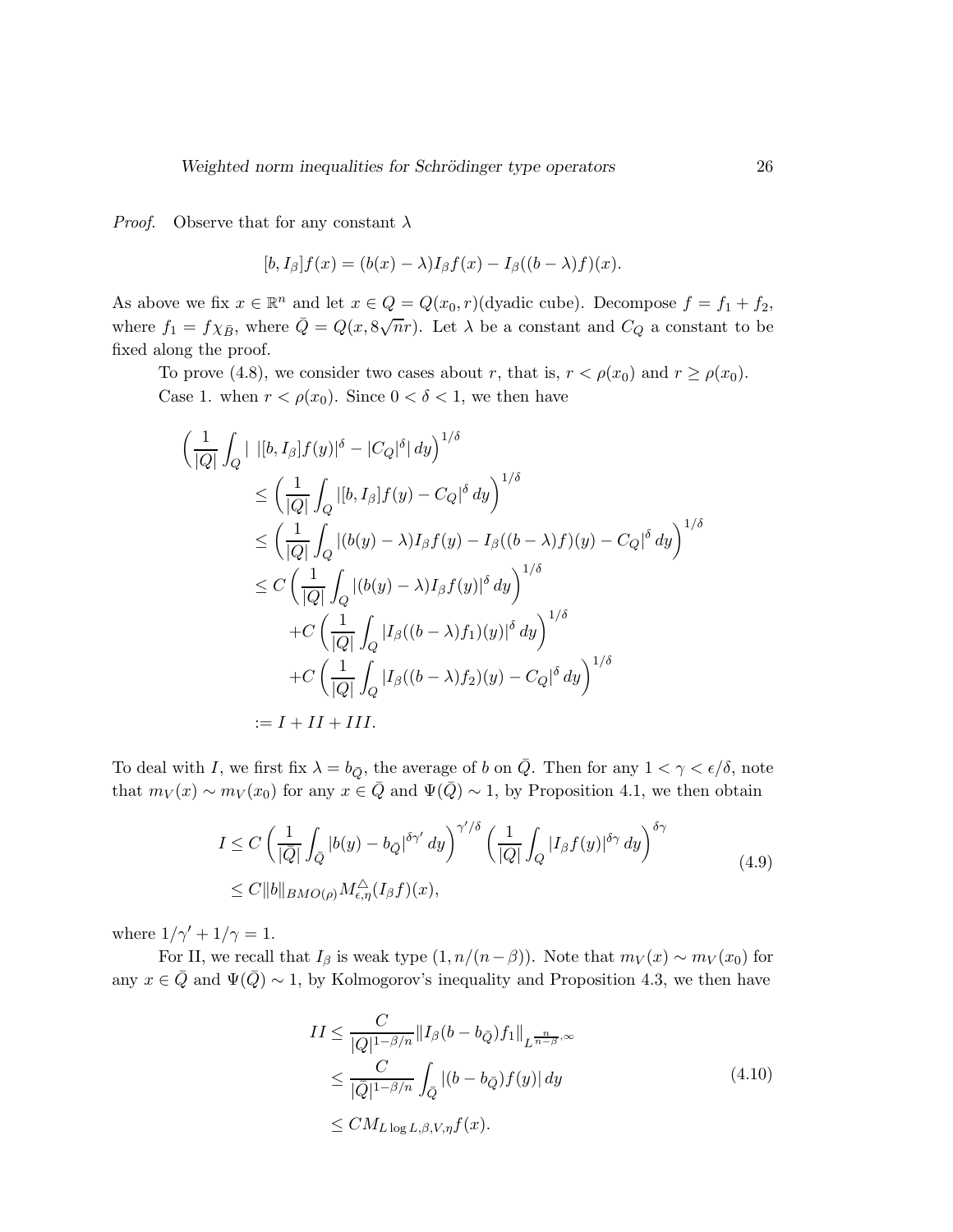*Proof.* Observe that for any constant $\lambda$

$$[b, I_\beta]f(x) = (b(x) - \lambda)I_\beta f(x) - I_\beta((b - \lambda)f)(x).$$

As above we fix $x \in \mathbb{R}^n$ and let $x \in Q = Q(x_0, r)$(dyadic cube). Decompose $f = f_1 + f_2$, where $f_1 = f\chi_{\bar{B}}$, where $\bar{Q} = Q(x, 8\sqrt{n}r)$. Let $\lambda$ be a constant and $C_Q$ a constant to be fixed along the proof.

To prove (4.8), we consider two cases about $r$, that is, $r < \rho(x_0)$ and $r \geq \rho(x_0)$.

Case 1. when $r < \rho(x_0)$. Since $0 < \delta < 1$, we then have

$$\begin{aligned}
\Big(\frac{1}{|Q|}\int_Q \big|\ |[b, I_\beta]f(y)|^\delta - |C_Q|^\delta\big|\, dy\Big)^{1/\delta}
&\leq \Big(\frac{1}{|Q|}\int_Q |[b, I_\beta]f(y) - C_Q|^\delta\, dy\Big)^{1/\delta} \\
&\leq \Big(\frac{1}{|Q|}\int_Q |(b(y) - \lambda)I_\beta f(y) - I_\beta((b - \lambda)f)(y) - C_Q|^\delta\, dy\Big)^{1/\delta} \\
&\leq C\Big(\frac{1}{|Q|}\int_Q |(b(y) - \lambda)I_\beta f(y)|^\delta\, dy\Big)^{1/\delta} \\
&\quad + C\Big(\frac{1}{|Q|}\int_Q |I_\beta((b - \lambda)f_1)(y)|^\delta\, dy\Big)^{1/\delta} \\
&\quad + C\Big(\frac{1}{|Q|}\int_Q |I_\beta((b - \lambda)f_2)(y) - C_Q|^\delta\, dy\Big)^{1/\delta} \\
&:= I + II + III.
\end{aligned}$$

To deal with $I$, we first fix $\lambda = b_{\bar{Q}}$, the average of $b$ on $\bar{Q}$. Then for any $1 < \gamma < \epsilon/\delta$, note that $m_V(x) \sim m_V(x_0)$ for any $x \in \bar{Q}$ and $\Psi(\bar{Q}) \sim 1$, by Proposition 4.1, we then obtain

$$\begin{aligned}
I &\leq C\Big(\frac{1}{|\bar{Q}|}\int_{\bar{Q}} |b(y) - b_{\bar{Q}}|^{\delta\gamma'}\, dy\Big)^{\gamma'/\delta}\Big(\frac{1}{|Q|}\int_Q |I_\beta f(y)|^{\delta\gamma}\, dy\Big)^{\delta\gamma} \\
&\leq C\|b\|_{BMO(\rho)} M^{\triangle}_{\epsilon,\eta}(I_\beta f)(x),
\end{aligned} \tag{4.9}$$

where $1/\gamma' + 1/\gamma = 1$.

For II, we recall that $I_\beta$ is weak type $(1, n/(n-\beta))$. Note that $m_V(x) \sim m_V(x_0)$ for any $x \in \bar{Q}$ and $\Psi(\bar{Q}) \sim 1$, by Kolmogorov's inequality and Proposition 4.3, we then have

$$\begin{aligned}
II &\leq \frac{C}{|Q|^{1-\beta/n}}\|I_\beta(b - b_{\bar{Q}})f_1\|_{L^{\frac{n}{n-\beta},\infty}} \\
&\leq \frac{C}{|\bar{Q}|^{1-\beta/n}}\int_{\bar{Q}} |(b - b_{\bar{Q}})f(y)|\, dy \\
&\leq CM_{L\log L,\beta,V,\eta}f(x).
\end{aligned} \tag{4.10}$$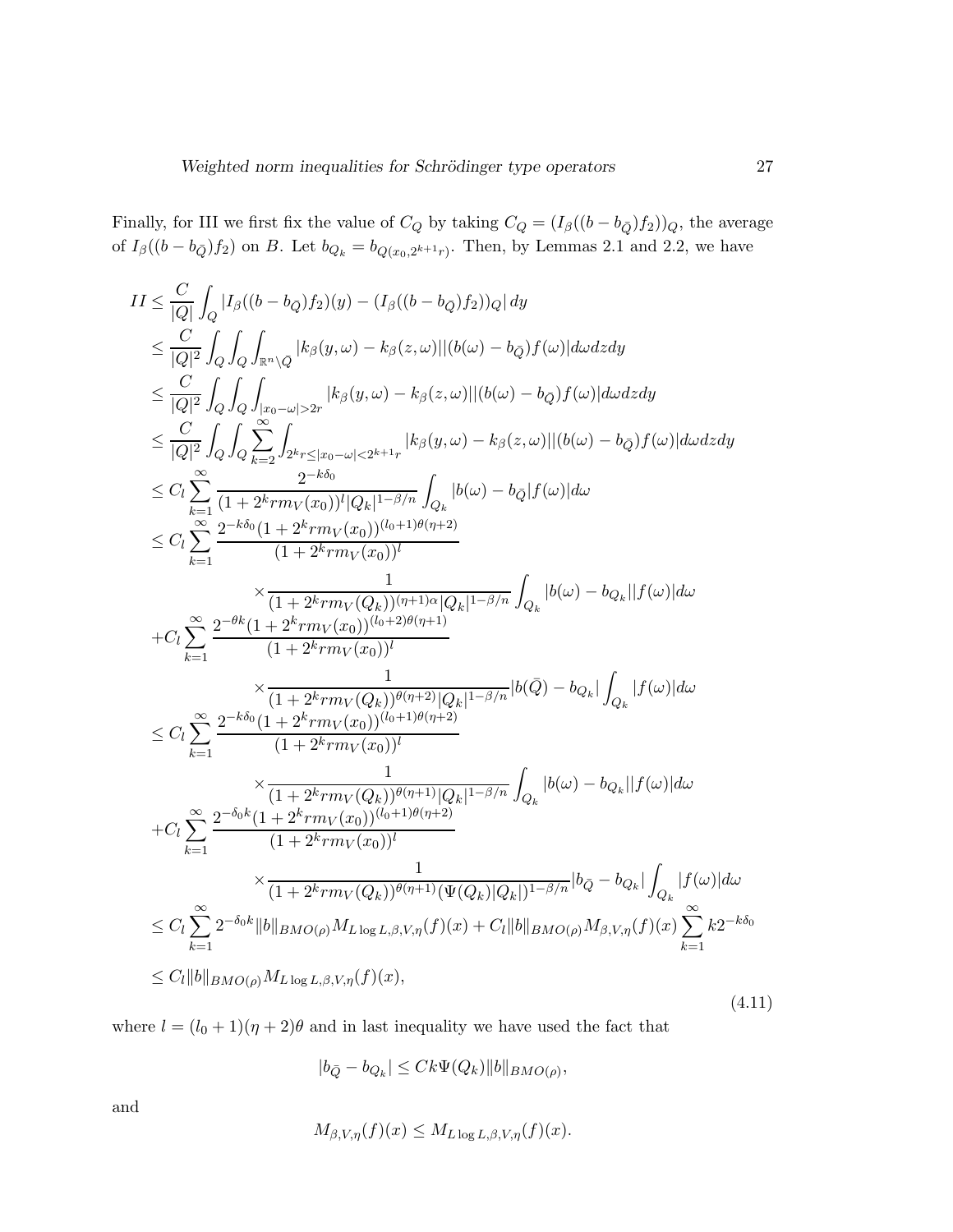Finally, for III we first fix the value of $C_Q$ by taking $C_Q = (I_\beta((b - b_{\bar{Q}})f_2))_Q$, the average of $I_\beta((b - b_{\bar{Q}})f_2)$ on $B$. Let $b_{Q_k} = b_{Q(x_0, 2^{k+1}r)}$. Then, by Lemmas 2.1 and 2.2, we have

$$
\begin{aligned}
II &\leq \frac{C}{|Q|}\int_Q |I_\beta((b - b_{\bar{Q}})f_2)(y) - (I_\beta((b - b_{\bar{Q}})f_2))_Q|\, dy \\
&\leq \frac{C}{|Q|^2}\int_Q\int_Q\int_{\mathbb{R}^n\setminus\bar{Q}} |k_\beta(y,\omega) - k_\beta(z,\omega)||(b(\omega) - b_{\bar{Q}})f(\omega)| d\omega dz dy \\
&\leq \frac{C}{|Q|^2}\int_Q\int_Q\int_{|x_0-\omega|>2r} |k_\beta(y,\omega) - k_\beta(z,\omega)||(b(\omega) - b_{\bar{Q}})f(\omega)| d\omega dz dy \\
&\leq \frac{C}{|Q|^2}\int_Q\int_Q\sum_{k=2}^{\infty}\int_{2^k r\leq |x_0-\omega|<2^{k+1}r} |k_\beta(y,\omega) - k_\beta(z,\omega)||(b(\omega) - b_{\bar{Q}})f(\omega)| d\omega dz dy \\
&\leq C_l\sum_{k=1}^{\infty}\frac{2^{-k\delta_0}}{(1+2^k r m_V(x_0))^l |Q_k|^{1-\beta/n}}\int_{Q_k}|b(\omega) - b_{\bar{Q}}|f(\omega) d\omega \\
&\leq C_l\sum_{k=1}^{\infty}\frac{2^{-k\delta_0}(1+2^k r m_V(x_0))^{(l_0+1)\theta(\eta+2)}}{(1+2^k r m_V(x_0))^l} \\
&\qquad\times\frac{1}{(1+2^k r m_V(Q_k))^{(\eta+1)\alpha}|Q_k|^{1-\beta/n}}\int_{Q_k}|b(\omega) - b_{Q_k}||f(\omega)| d\omega \\
&+C_l\sum_{k=1}^{\infty}\frac{2^{-\theta k}(1+2^k r m_V(x_0))^{(l_0+2)\theta(\eta+1)}}{(1+2^k r m_V(x_0))^l} \\
&\qquad\times\frac{1}{(1+2^k r m_V(Q_k))^{\theta(\eta+2)}|Q_k|^{1-\beta/n}}|b(\bar{Q}) - b_{Q_k}|\int_{Q_k}|f(\omega)| d\omega \\
&\leq C_l\sum_{k=1}^{\infty}\frac{2^{-k\delta_0}(1+2^k r m_V(x_0))^{(l_0+1)\theta(\eta+2)}}{(1+2^k r m_V(x_0))^l} \\
&\qquad\times\frac{1}{(1+2^k r m_V(Q_k))^{\theta(\eta+1)}|Q_k|^{1-\beta/n}}\int_{Q_k}|b(\omega) - b_{Q_k}||f(\omega)| d\omega \\
&+C_l\sum_{k=1}^{\infty}\frac{2^{-\delta_0 k}(1+2^k r m_V(x_0))^{(l_0+1)\theta(\eta+2)}}{(1+2^k r m_V(x_0))^l} \\
&\qquad\times\frac{1}{(1+2^k r m_V(Q_k))^{\theta(\eta+1)}(\Psi(Q_k)|Q_k|)^{1-\beta/n}}|b_{\bar{Q}} - b_{Q_k}|\int_{Q_k}|f(\omega)| d\omega \\
&\leq C_l\sum_{k=1}^{\infty}2^{-\delta_0 k}\|b\|_{BMO(\rho)}M_{L\log L,\beta,V,\eta}(f)(x) + C_l\|b\|_{BMO(\rho)}M_{\beta,V,\eta}(f)(x)\sum_{k=1}^{\infty}k2^{-k\delta_0} \\
&\leq C_l\|b\|_{BMO(\rho)}M_{L\log L,\beta,V,\eta}(f)(x),
\end{aligned}
\tag{4.11}
$$

where $l = (l_0+1)(\eta+2)\theta$ and in last inequality we have used the fact that

$$|b_{\bar{Q}} - b_{Q_k}| \leq Ck\Psi(Q_k)\|b\|_{BMO(\rho)},$$

and

$$M_{\beta,V,\eta}(f)(x) \leq M_{L\log L,\beta,V,\eta}(f)(x).$$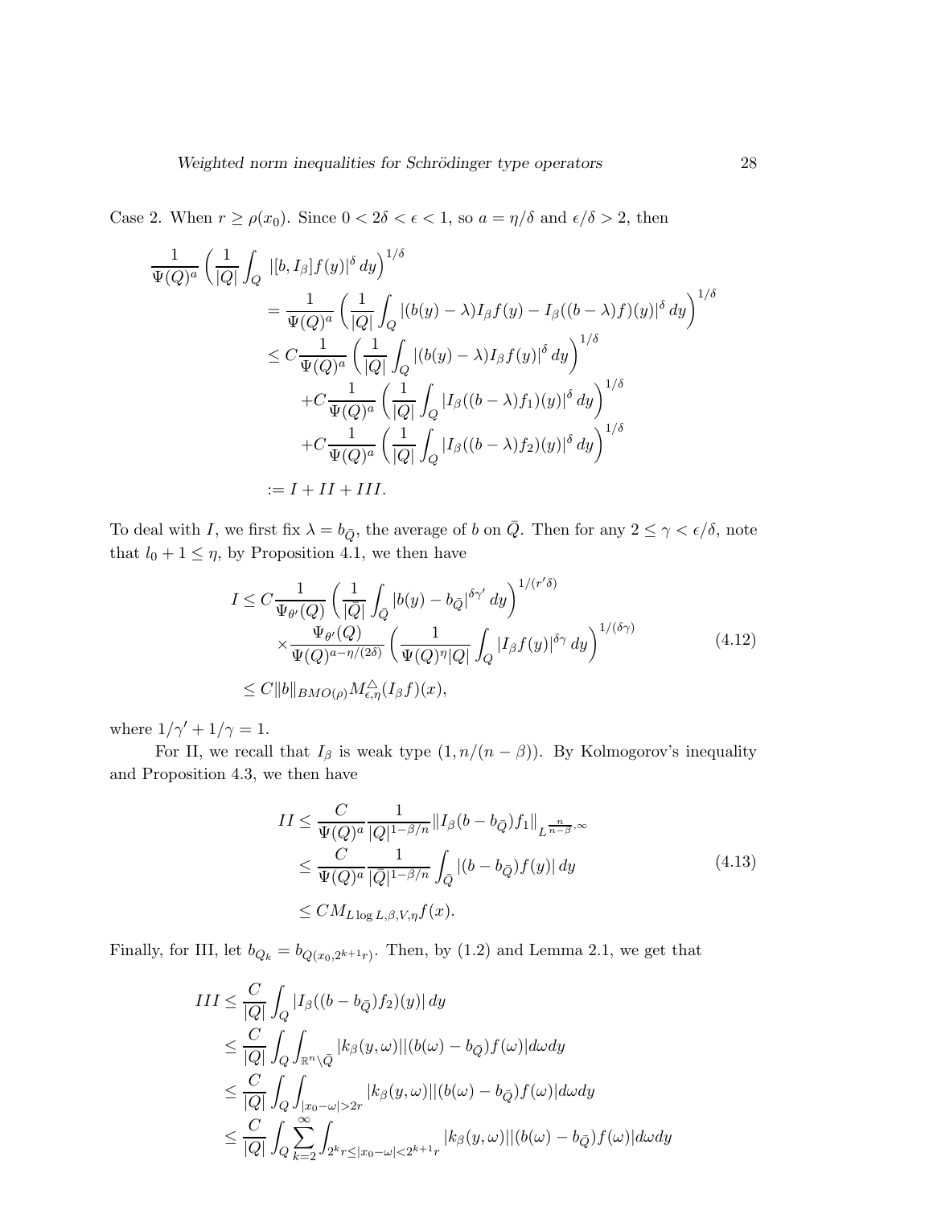Case 2. When $r \geq \rho(x_0)$. Since $0 < 2\delta < \epsilon < 1$, so $a = \eta/\delta$ and $\epsilon/\delta > 2$, then

$$
\begin{aligned}
\frac{1}{\Psi(Q)^a}\left(\frac{1}{|Q|}\int_Q |[b,I_\beta]f(y)|^\delta\,dy\right)^{1/\delta}
&= \frac{1}{\Psi(Q)^a}\left(\frac{1}{|Q|}\int_Q |(b(y)-\lambda)I_\beta f(y) - I_\beta((b-\lambda)f)(y)|^\delta\,dy\right)^{1/\delta}\\
&\leq C\frac{1}{\Psi(Q)^a}\left(\frac{1}{|Q|}\int_Q |(b(y)-\lambda)I_\beta f(y)|^\delta\,dy\right)^{1/\delta}\\
&\quad + C\frac{1}{\Psi(Q)^a}\left(\frac{1}{|Q|}\int_Q |I_\beta((b-\lambda)f_1)(y)|^\delta\,dy\right)^{1/\delta}\\
&\quad + C\frac{1}{\Psi(Q)^a}\left(\frac{1}{|Q|}\int_Q |I_\beta((b-\lambda)f_2)(y)|^\delta\,dy\right)^{1/\delta}\\
&:= I + II + III.
\end{aligned}
$$

To deal with $I$, we first fix $\lambda = b_{\bar{Q}}$, the average of $b$ on $\bar{Q}$. Then for any $2 \leq \gamma < \epsilon/\delta$, note that $l_0 + 1 \leq \eta$, by Proposition 4.1, we then have

$$
\begin{aligned}
I &\leq C\frac{1}{\Psi_{\theta'}(Q)}\left(\frac{1}{|\bar{Q}|}\int_{\bar{Q}} |b(y)-b_{\bar{Q}}|^{\delta\gamma'}\,dy\right)^{1/(r'\delta)}\\
&\quad \times \frac{\Psi_{\theta'}(Q)}{\Psi(Q)^{a-\eta/(2\delta)}}\left(\frac{1}{\Psi(Q)^\eta|Q|}\int_Q |I_\beta f(y)|^{\delta\gamma}\,dy\right)^{1/(\delta\gamma)}\\
&\leq C\|b\|_{BMO(\rho)} M^{\triangle}_{\epsilon,\eta}(I_\beta f)(x),
\end{aligned}
\tag{4.12}
$$

where $1/\gamma' + 1/\gamma = 1$.

For II, we recall that $I_\beta$ is weak type $(1, n/(n-\beta))$. By Kolmogorov's inequality and Proposition 4.3, we then have

$$
\begin{aligned}
II &\leq \frac{C}{\Psi(Q)^a}\frac{1}{|Q|^{1-\beta/n}}\|I_\beta(b-b_{\bar{Q}})f_1\|_{L^{\frac{n}{n-\beta},\infty}}\\
&\leq \frac{C}{\Psi(Q)^a}\frac{1}{|\bar{Q}|^{1-\beta/n}}\int_{\bar{Q}} |(b-b_{\bar{Q}})f(y)|\,dy\\
&\leq CM_{L\log L,\beta,V,\eta}f(x).
\end{aligned}
\tag{4.13}
$$

Finally, for III, let $b_{Q_k} = b_{Q(x_0,2^{k+1}r)}$. Then, by (1.2) and Lemma 2.1, we get that

$$
\begin{aligned}
III &\leq \frac{C}{|Q|}\int_Q |I_\beta((b-b_{\bar{Q}})f_2)(y)|\,dy\\
&\leq \frac{C}{|Q|}\int_Q\int_{\mathbb{R}^n\setminus\bar{Q}} |k_\beta(y,\omega)||(b(\omega)-b_{\bar{Q}})f(\omega)|d\omega dy\\
&\leq \frac{C}{|Q|}\int_Q\int_{|x_0-\omega|>2r} |k_\beta(y,\omega)||(b(\omega)-b_{\bar{Q}})f(\omega)|d\omega dy\\
&\leq \frac{C}{|Q|}\int_Q\sum_{k=2}^{\infty}\int_{2^k r\leq|x_0-\omega|<2^{k+1}r} |k_\beta(y,\omega)||(b(\omega)-b_{\bar{Q}})f(\omega)|d\omega dy
\end{aligned}
$$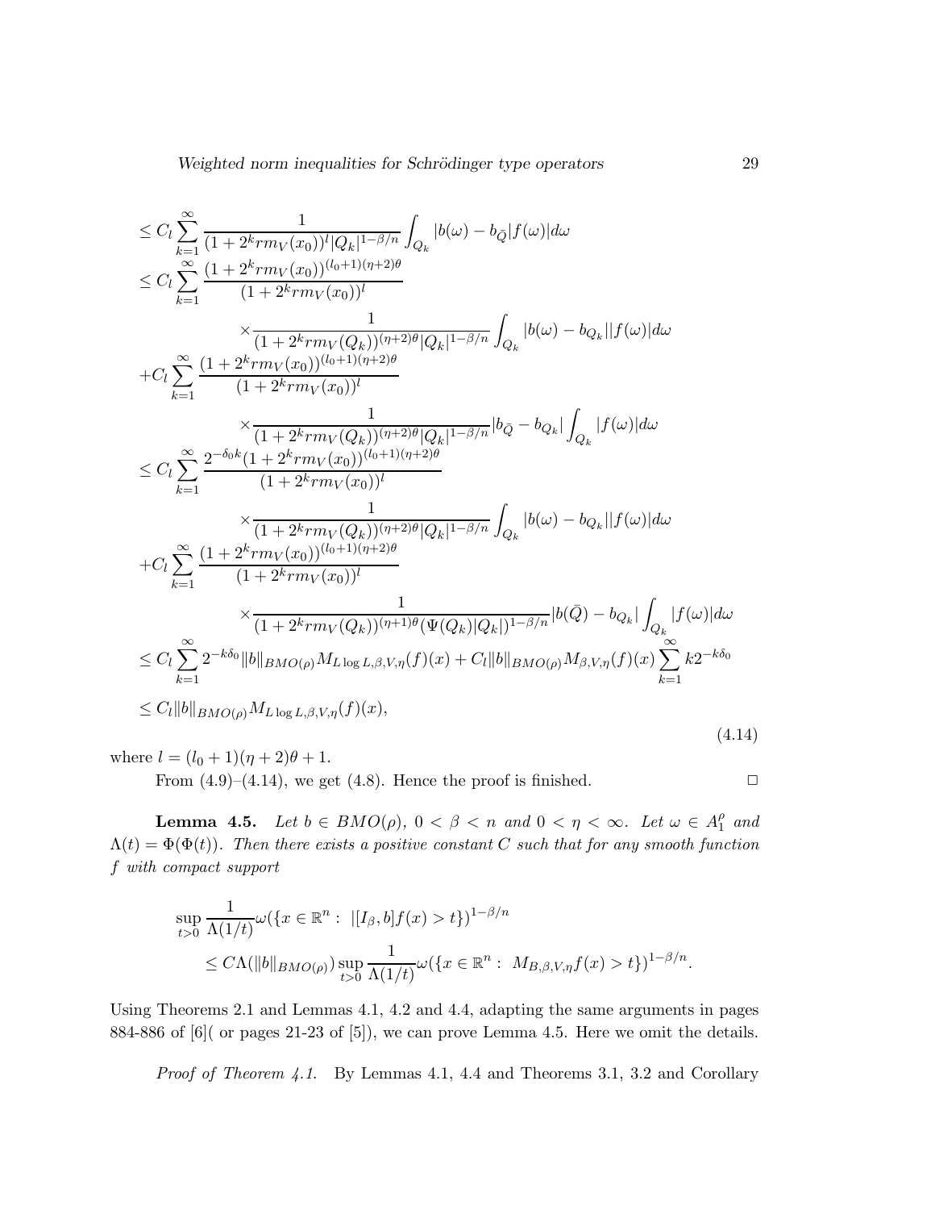$$
\begin{aligned}
&\le C_l \sum_{k=1}^{\infty} \frac{1}{(1+2^k r m_V(x_0))^l |Q_k|^{1-\beta/n}} \int_{Q_k} |b(\omega)-b_{\bar{Q}}|f(\omega)|d\omega \\
&\le C_l \sum_{k=1}^{\infty} \frac{(1+2^k r m_V(x_0))^{(l_0+1)(\eta+2)\theta}}{(1+2^k r m_V(x_0))^l} \\
&\qquad\qquad \times \frac{1}{(1+2^k r m_V(Q_k))^{(\eta+2)\theta}|Q_k|^{1-\beta/n}} \int_{Q_k} |b(\omega)-b_{Q_k}||f(\omega)|d\omega \\
&+ C_l \sum_{k=1}^{\infty} \frac{(1+2^k r m_V(x_0))^{(l_0+1)(\eta+2)\theta}}{(1+2^k r m_V(x_0))^l} \\
&\qquad\qquad \times \frac{1}{(1+2^k r m_V(Q_k))^{(\eta+2)\theta}|Q_k|^{1-\beta/n}} |b_{\bar{Q}}-b_{Q_k}| \int_{Q_k} |f(\omega)|d\omega \\
&\le C_l \sum_{k=1}^{\infty} \frac{2^{-\delta_0 k}(1+2^k r m_V(x_0))^{(l_0+1)(\eta+2)\theta}}{(1+2^k r m_V(x_0))^l} \\
&\qquad\qquad \times \frac{1}{(1+2^k r m_V(Q_k))^{(\eta+2)\theta}|Q_k|^{1-\beta/n}} \int_{Q_k} |b(\omega)-b_{Q_k}||f(\omega)|d\omega \\
&+ C_l \sum_{k=1}^{\infty} \frac{(1+2^k r m_V(x_0))^{(l_0+1)(\eta+2)\theta}}{(1+2^k r m_V(x_0))^l} \\
&\qquad\qquad \times \frac{1}{(1+2^k r m_V(Q_k))^{(\eta+1)\theta}(\Psi(Q_k)|Q_k|)^{1-\beta/n}} |b(\bar{Q})-b_{Q_k}| \int_{Q_k} |f(\omega)|d\omega \\
&\le C_l \sum_{k=1}^{\infty} 2^{-k\delta_0} \|b\|_{BMO(\rho)} M_{L\log L,\beta,V,\eta}(f)(x) + C_l \|b\|_{BMO(\rho)} M_{\beta,V,\eta}(f)(x) \sum_{k=1}^{\infty} k 2^{-k\delta_0} \\
&\le C_l \|b\|_{BMO(\rho)} M_{L\log L,\beta,V,\eta}(f)(x),
\end{aligned}
\tag{4.14}
$$

where $l = (l_0+1)(\eta+2)\theta + 1$.

From (4.9)–(4.14), we get (4.8). Hence the proof is finished. $\square$

**Lemma 4.5.** *Let $b \in BMO(\rho)$, $0 < \beta < n$ and $0 < \eta < \infty$. Let $\omega \in A_1^{\rho}$ and $\Lambda(t) = \Phi(\Phi(t))$. Then there exists a positive constant $C$ such that for any smooth function $f$ with compact support*

$$
\begin{aligned}
&\sup_{t>0} \frac{1}{\Lambda(1/t)} \omega(\{x \in \mathbb{R}^n : \ |[I_\beta, b]f(x) > t\})^{1-\beta/n} \\
&\qquad \le C\Lambda(\|b\|_{BMO(\rho)}) \sup_{t>0} \frac{1}{\Lambda(1/t)} \omega(\{x \in \mathbb{R}^n : \ M_{B,\beta,V,\eta} f(x) > t\})^{1-\beta/n}.
\end{aligned}
$$

Using Theorems 2.1 and Lemmas 4.1, 4.2 and 4.4, adapting the same arguments in pages 884-886 of [6]( or pages 21-23 of [5]), we can prove Lemma 4.5. Here we omit the details.

*Proof of Theorem 4.1.* By Lemmas 4.1, 4.4 and Theorems 3.1, 3.2 and Corollary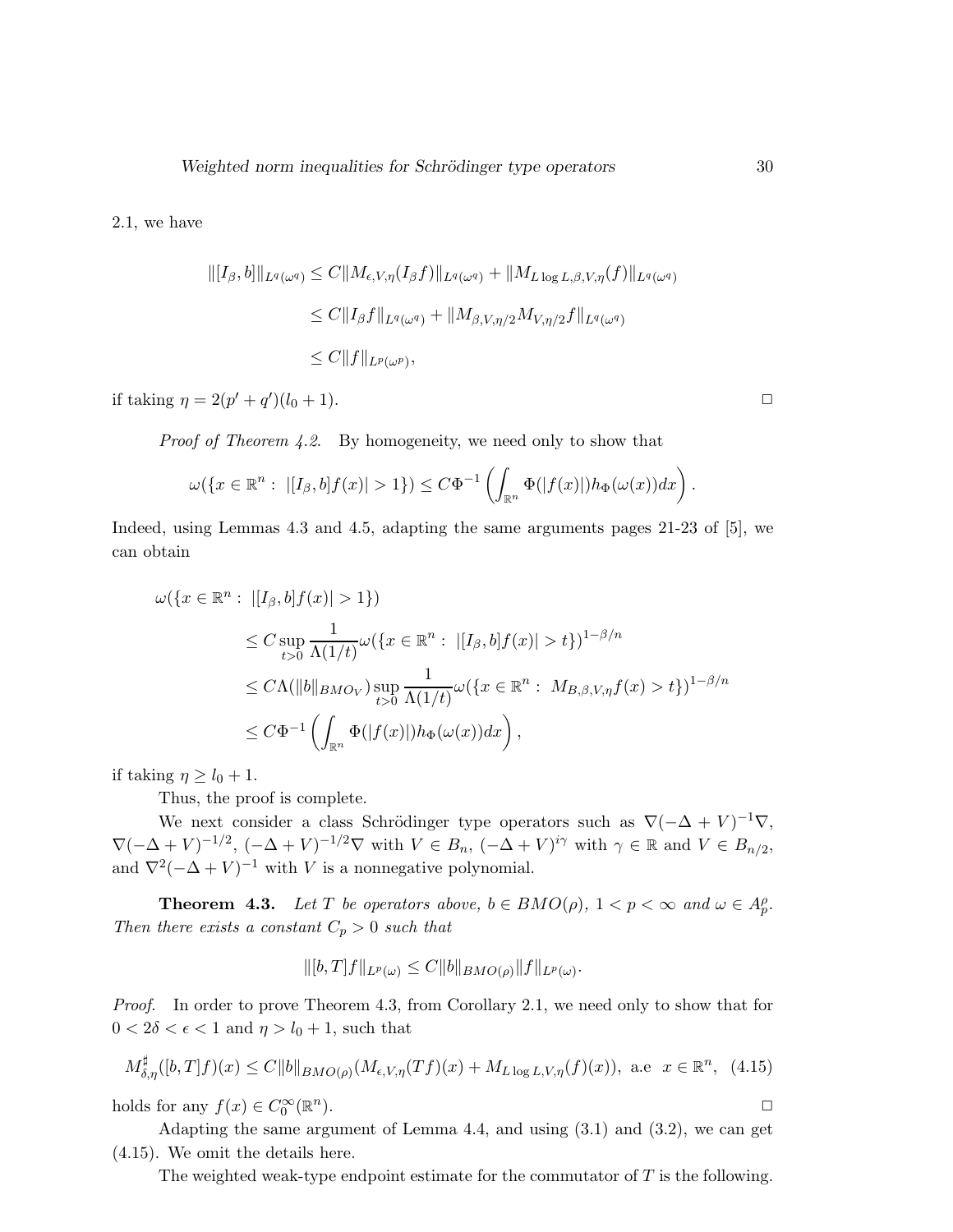2.1, we have

$$
\begin{aligned}
\|[I_\beta, b]\|_{L^q(\omega^q)} &\leq C\|M_{\epsilon,V,\eta}(I_\beta f)\|_{L^q(\omega^q)} + \|M_{L\log L,\beta,V,\eta}(f)\|_{L^q(\omega^q)} \\
&\leq C\|I_\beta f\|_{L^q(\omega^q)} + \|M_{\beta,V,\eta/2}M_{V,\eta/2}f\|_{L^q(\omega^q)} \\
&\leq C\|f\|_{L^p(\omega^p)},
\end{aligned}
$$

if taking $\eta = 2(p' + q')(l_0 + 1)$. $\Box$

*Proof of Theorem 4.2.* By homogeneity, we need only to show that

$$
\omega(\{x \in \mathbb{R}^n : \ |[I_\beta, b]f(x)| > 1\}) \leq C\Phi^{-1}\left(\int_{\mathbb{R}^n} \Phi(|f(x)|)h_\Phi(\omega(x))dx\right).
$$

Indeed, using Lemmas 4.3 and 4.5, adapting the same arguments pages 21-23 of [5], we can obtain

$$
\begin{aligned}
&\omega(\{x \in \mathbb{R}^n : \ |[I_\beta, b]f(x)| > 1\}) \\
&\qquad\leq C \sup_{t>0} \frac{1}{\Lambda(1/t)} \omega(\{x \in \mathbb{R}^n : \ |[I_\beta, b]f(x)| > t\})^{1-\beta/n} \\
&\qquad\leq C\Lambda(\|b\|_{BMO_V}) \sup_{t>0} \frac{1}{\Lambda(1/t)} \omega(\{x \in \mathbb{R}^n : \ M_{B,\beta,V,\eta}f(x) > t\})^{1-\beta/n} \\
&\qquad\leq C\Phi^{-1}\left(\int_{\mathbb{R}^n} \Phi(|f(x)|)h_\Phi(\omega(x))dx\right),
\end{aligned}
$$

if taking $\eta \geq l_0 + 1$.

Thus, the proof is complete.

We next consider a class Schrödinger type operators such as $\nabla(-\Delta + V)^{-1}\nabla$, $\nabla(-\Delta + V)^{-1/2}$, $(-\Delta + V)^{-1/2}\nabla$ with $V \in B_n$, $(-\Delta + V)^{i\gamma}$ with $\gamma \in \mathbb{R}$ and $V \in B_{n/2}$, and $\nabla^2(-\Delta + V)^{-1}$ with $V$ is a nonnegative polynomial.

**Theorem 4.3.** *Let $T$ be operators above, $b \in BMO(\rho)$, $1 < p < \infty$ and $\omega \in A_p^\rho$. Then there exists a constant $C_p > 0$ such that*

$$
\|[b, T]f\|_{L^p(\omega)} \leq C\|b\|_{BMO(\rho)}\|f\|_{L^p(\omega)}.
$$

*Proof.* In order to prove Theorem 4.3, from Corollary 2.1, we need only to show that for $0 < 2\delta < \epsilon < 1$ and $\eta > l_0 + 1$, such that

$$
M^\sharp_{\delta,\eta}([b, T]f)(x) \leq C\|b\|_{BMO(\rho)}(M_{\epsilon,V,\eta}(Tf)(x) + M_{L\log L,V,\eta}(f)(x)), \text{ a.e } \ x \in \mathbb{R}^n, \quad (4.15)
$$

holds for any $f(x) \in C_0^\infty(\mathbb{R}^n)$. $\Box$

Adapting the same argument of Lemma 4.4, and using (3.1) and (3.2), we can get (4.15). We omit the details here.

The weighted weak-type endpoint estimate for the commutator of $T$ is the following.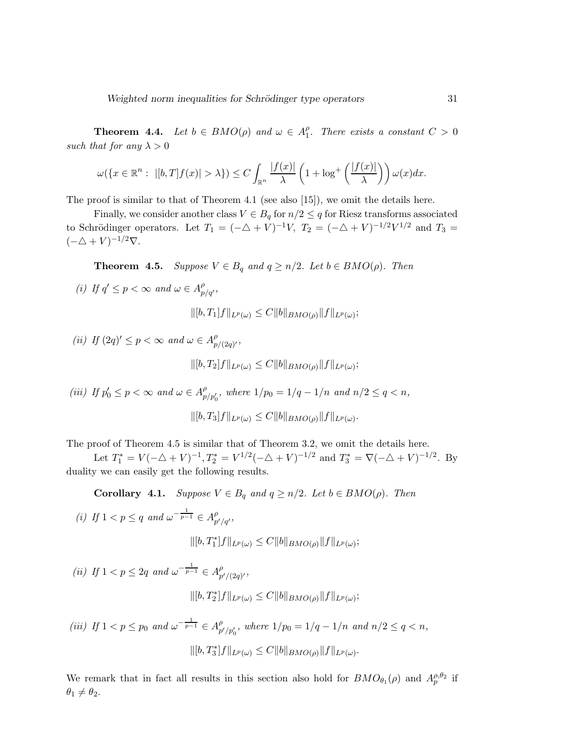**Theorem 4.4.** *Let $b \in BMO(\rho)$ and $\omega \in A_1^{\rho}$. There exists a constant $C > 0$ such that for any $\lambda > 0$*

$$\omega(\{x \in \mathbb{R}^n : \ |[b, T]f(x)| > \lambda\}) \leq C \int_{\mathbb{R}^n} \frac{|f(x)|}{\lambda} \left(1 + \log^+ \left(\frac{|f(x)|}{\lambda}\right)\right) \omega(x) dx.$$

The proof is similar to that of Theorem 4.1 (see also [15]), we omit the details here.

Finally, we consider another class $V \in B_q$ for $n/2 \leq q$ for Riesz transforms associated to Schrödinger operators. Let $T_1 = (-\triangle + V)^{-1}V$, $T_2 = (-\triangle + V)^{-1/2}V^{1/2}$ and $T_3 = (-\triangle + V)^{-1/2}\nabla$.

**Theorem 4.5.** *Suppose $V \in B_q$ and $q \geq n/2$. Let $b \in BMO(\rho)$. Then*

*(i) If $q' \leq p < \infty$ and $\omega \in A^{\rho}_{p/q'}$,*

$$\|[b, T_1]f\|_{L^p(\omega)} \leq C \|b\|_{BMO(\rho)} \|f\|_{L^p(\omega)};$$

*(ii) If $(2q)' \leq p < \infty$ and $\omega \in A^{\rho}_{p/(2q)'}$,*

$$\|[b, T_2]f\|_{L^p(\omega)} \leq C \|b\|_{BMO(\rho)} \|f\|_{L^p(\omega)};$$

*(iii) If $p_0' \leq p < \infty$ and $\omega \in A^{\rho}_{p/p_0'}$, where $1/p_0 = 1/q - 1/n$ and $n/2 \leq q < n$,*

$$\|[b, T_3]f\|_{L^p(\omega)} \leq C \|b\|_{BMO(\rho)} \|f\|_{L^p(\omega)}.$$

The proof of Theorem 4.5 is similar that of Theorem 3.2, we omit the details here.

Let $T_1^* = V(-\triangle + V)^{-1}, T_2^* = V^{1/2}(-\triangle + V)^{-1/2}$ and $T_3^* = \nabla(-\triangle + V)^{-1/2}$. By duality we can easily get the following results.

**Corollary 4.1.** *Suppose $V \in B_q$ and $q \geq n/2$. Let $b \in BMO(\rho)$. Then*

*(i) If $1 < p \leq q$ and $\omega^{-\frac{1}{p-1}} \in A^{\rho}_{p'/q'}$,*

$$\|[b, T_1^*]f\|_{L^p(\omega)} \leq C \|b\|_{BMO(\rho)} \|f\|_{L^p(\omega)};$$

*(ii) If $1 < p \leq 2q$ and $\omega^{-\frac{1}{p-1}} \in A^{\rho}_{p'/(2q)'}$,*

$$\|[b, T_2^*]f\|_{L^p(\omega)} \leq C \|b\|_{BMO(\rho)} \|f\|_{L^p(\omega)};$$

*(iii) If $1 < p \leq p_0$ and $\omega^{-\frac{1}{p-1}} \in A^{\rho}_{p'/p_0'}$, where $1/p_0 = 1/q - 1/n$ and $n/2 \leq q < n$,*

$$\|[b, T_3^*]f\|_{L^p(\omega)} \leq C \|b\|_{BMO(\rho)} \|f\|_{L^p(\omega)}.$$

We remark that in fact all results in this section also hold for $BMO_{\theta_1}(\rho)$ and $A_p^{\rho,\theta_2}$ if $\theta_1 \neq \theta_2$.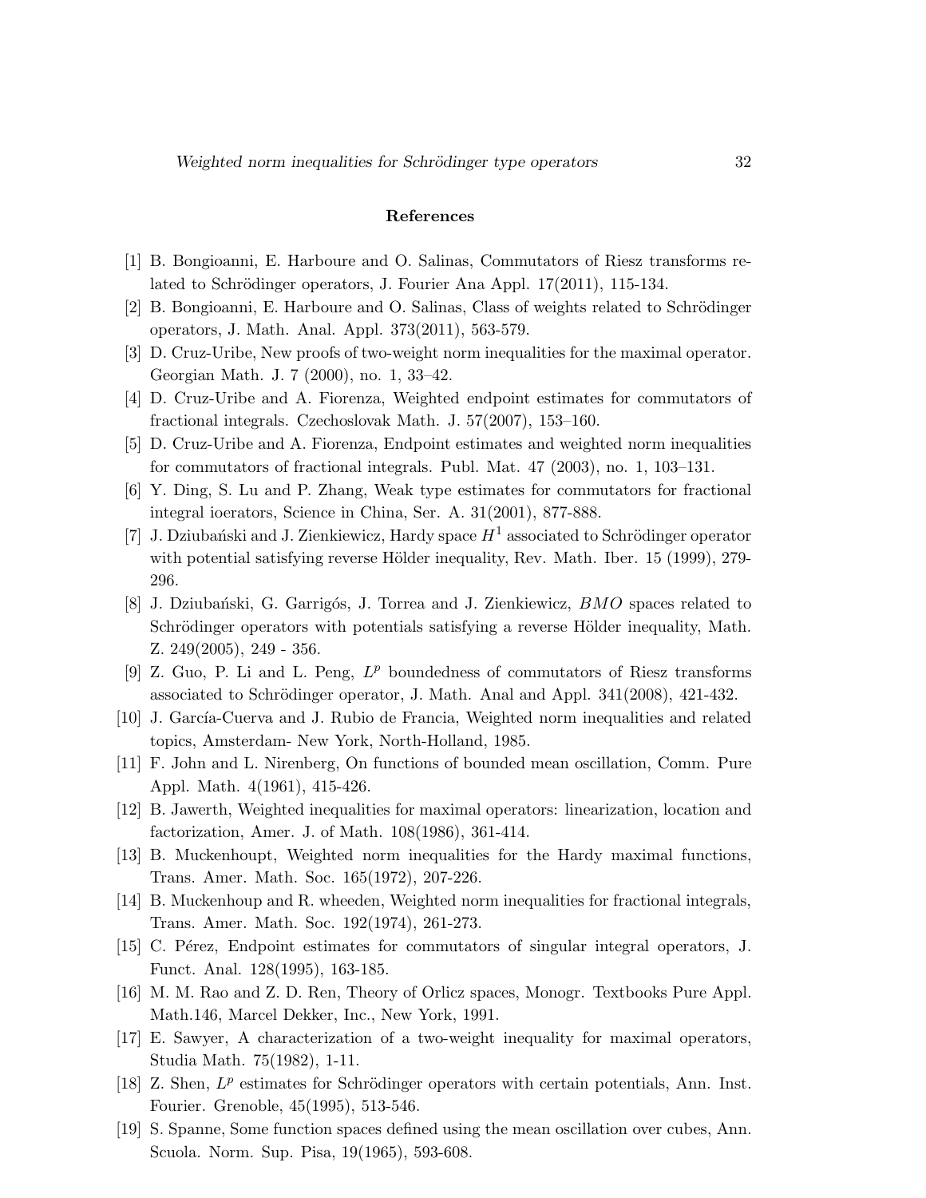## References

[1] B. Bongioanni, E. Harboure and O. Salinas, Commutators of Riesz transforms related to Schrödinger operators, J. Fourier Ana Appl. 17(2011), 115-134.

[2] B. Bongioanni, E. Harboure and O. Salinas, Class of weights related to Schrödinger operators, J. Math. Anal. Appl. 373(2011), 563-579.

[3] D. Cruz-Uribe, New proofs of two-weight norm inequalities for the maximal operator. Georgian Math. J. 7 (2000), no. 1, 33–42.

[4] D. Cruz-Uribe and A. Fiorenza, Weighted endpoint estimates for commutators of fractional integrals. Czechoslovak Math. J. 57(2007), 153–160.

[5] D. Cruz-Uribe and A. Fiorenza, Endpoint estimates and weighted norm inequalities for commutators of fractional integrals. Publ. Mat. 47 (2003), no. 1, 103–131.

[6] Y. Ding, S. Lu and P. Zhang, Weak type estimates for commutators for fractional integral ioerators, Science in China, Ser. A. 31(2001), 877-888.

[7] J. Dziubański and J. Zienkiewicz, Hardy space $H^1$ associated to Schrödinger operator with potential satisfying reverse Hölder inequality, Rev. Math. Iber. 15 (1999), 279-296.

[8] J. Dziubański, G. Garrigós, J. Torrea and J. Zienkiewicz, $BMO$ spaces related to Schrödinger operators with potentials satisfying a reverse Hölder inequality, Math. Z. 249(2005), 249 - 356.

[9] Z. Guo, P. Li and L. Peng, $L^p$ boundedness of commutators of Riesz transforms associated to Schrödinger operator, J. Math. Anal and Appl. 341(2008), 421-432.

[10] J. García-Cuerva and J. Rubio de Francia, Weighted norm inequalities and related topics, Amsterdam- New York, North-Holland, 1985.

[11] F. John and L. Nirenberg, On functions of bounded mean oscillation, Comm. Pure Appl. Math. 4(1961), 415-426.

[12] B. Jawerth, Weighted inequalities for maximal operators: linearization, location and factorization, Amer. J. of Math. 108(1986), 361-414.

[13] B. Muckenhoupt, Weighted norm inequalities for the Hardy maximal functions, Trans. Amer. Math. Soc. 165(1972), 207-226.

[14] B. Muckenhoup and R. wheeden, Weighted norm inequalities for fractional integrals, Trans. Amer. Math. Soc. 192(1974), 261-273.

[15] C. Pérez, Endpoint estimates for commutators of singular integral operators, J. Funct. Anal. 128(1995), 163-185.

[16] M. M. Rao and Z. D. Ren, Theory of Orlicz spaces, Monogr. Textbooks Pure Appl. Math.146, Marcel Dekker, Inc., New York, 1991.

[17] E. Sawyer, A characterization of a two-weight inequality for maximal operators, Studia Math. 75(1982), 1-11.

[18] Z. Shen, $L^p$ estimates for Schrödinger operators with certain potentials, Ann. Inst. Fourier. Grenoble, 45(1995), 513-546.

[19] S. Spanne, Some function spaces defined using the mean oscillation over cubes, Ann. Scuola. Norm. Sup. Pisa, 19(1965), 593-608.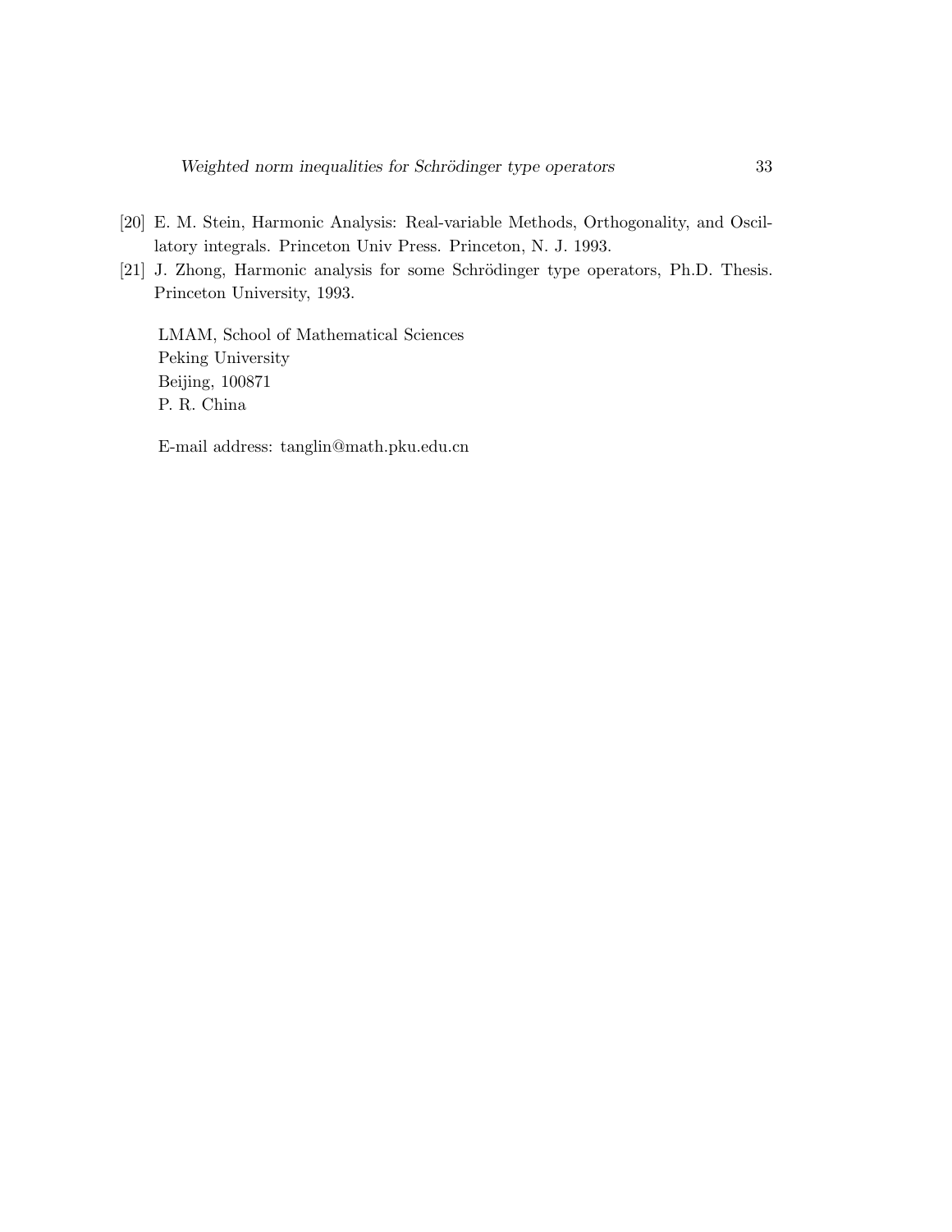[20] E. M. Stein, Harmonic Analysis: Real-variable Methods, Orthogonality, and Oscillatory integrals. Princeton Univ Press. Princeton, N. J. 1993.

[21] J. Zhong, Harmonic analysis for some Schrödinger type operators, Ph.D. Thesis. Princeton University, 1993.

LMAM, School of Mathematical Sciences
Peking University
Beijing, 100871
P. R. China

E-mail address: tanglin@math.pku.edu.cn